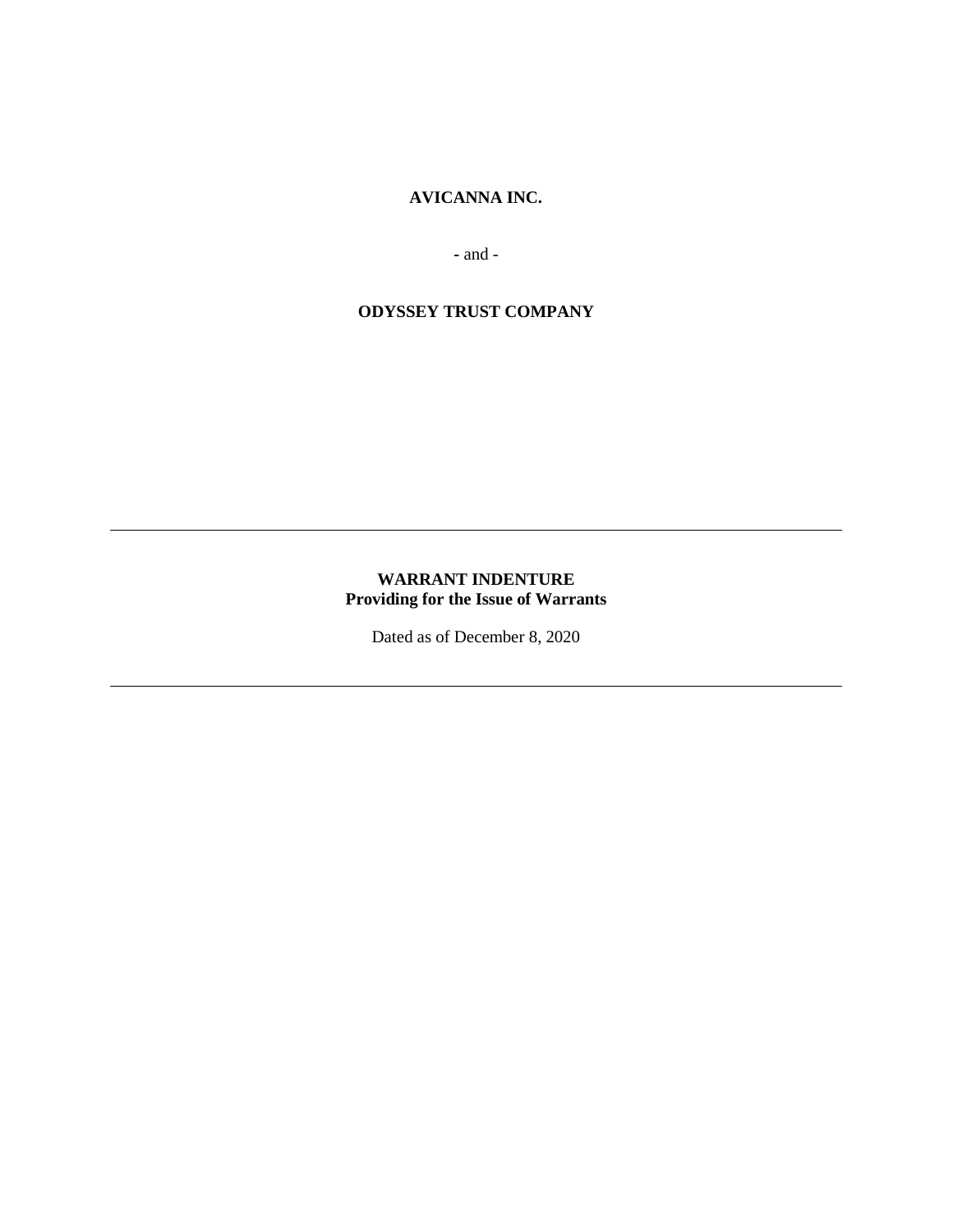**AVICANNA INC.**

- and -

**ODYSSEY TRUST COMPANY**

---

**WARRANT INDENTURE**
**Providing for the Issue of Warrants**

Dated as of December 8, 2020

---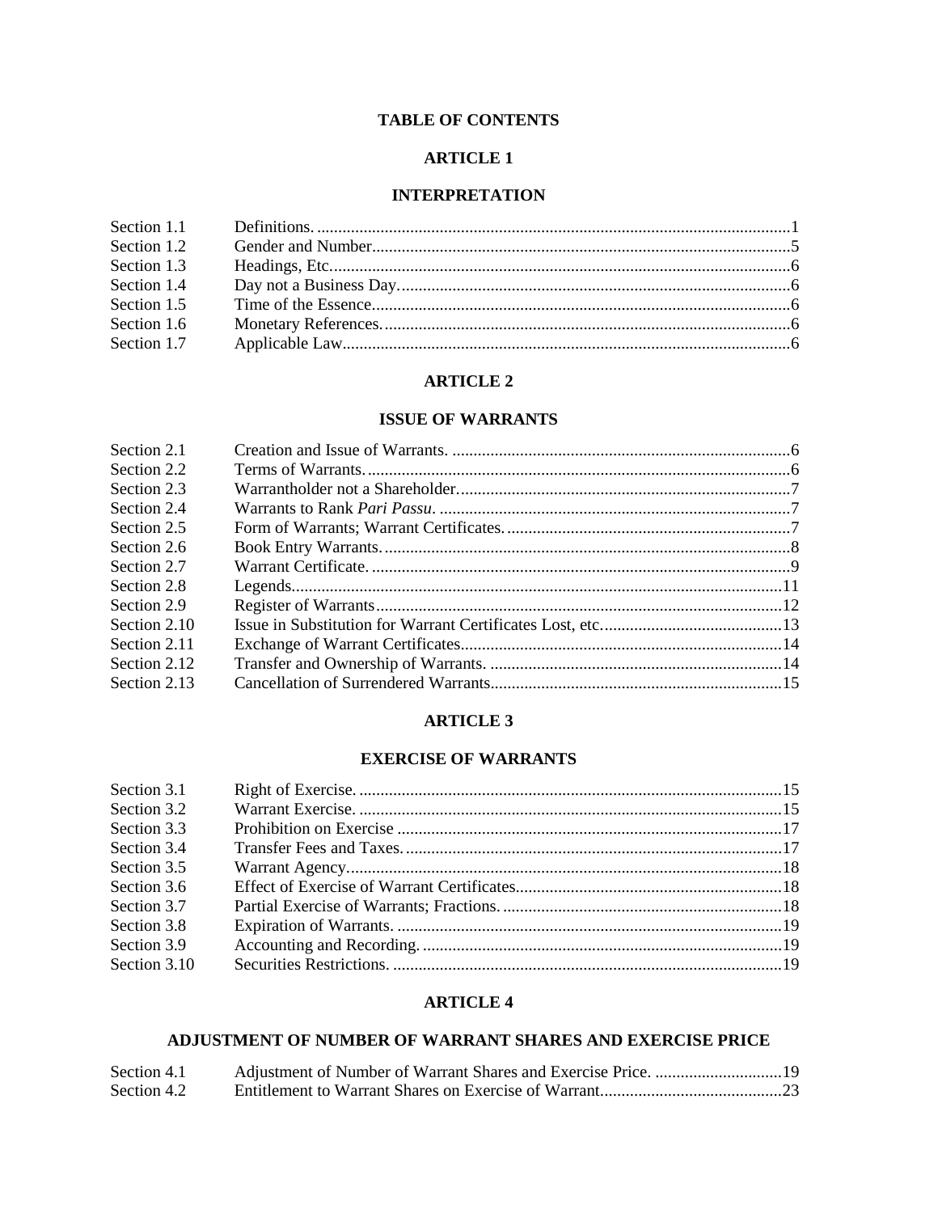# TABLE OF CONTENTS

## ARTICLE 1

## INTERPRETATION

| | | |
|---|---|---|
| Section 1.1 | Definitions. | 1 |
| Section 1.2 | Gender and Number | 5 |
| Section 1.3 | Headings, Etc. | 6 |
| Section 1.4 | Day not a Business Day. | 6 |
| Section 1.5 | Time of the Essence | 6 |
| Section 1.6 | Monetary References. | 6 |
| Section 1.7 | Applicable Law | 6 |

## ARTICLE 2

## ISSUE OF WARRANTS

| | | |
|---|---|---|
| Section 2.1 | Creation and Issue of Warrants. | 6 |
| Section 2.2 | Terms of Warrants. | 6 |
| Section 2.3 | Warrantholder not a Shareholder. | 7 |
| Section 2.4 | Warrants to Rank *Pari Passu*. | 7 |
| Section 2.5 | Form of Warrants; Warrant Certificates. | 7 |
| Section 2.6 | Book Entry Warrants. | 8 |
| Section 2.7 | Warrant Certificate. | 9 |
| Section 2.8 | Legends | 11 |
| Section 2.9 | Register of Warrants | 12 |
| Section 2.10 | Issue in Substitution for Warrant Certificates Lost, etc. | 13 |
| Section 2.11 | Exchange of Warrant Certificates | 14 |
| Section 2.12 | Transfer and Ownership of Warrants. | 14 |
| Section 2.13 | Cancellation of Surrendered Warrants | 15 |

## ARTICLE 3

## EXERCISE OF WARRANTS

| | | |
|---|---|---|
| Section 3.1 | Right of Exercise. | 15 |
| Section 3.2 | Warrant Exercise. | 15 |
| Section 3.3 | Prohibition on Exercise | 17 |
| Section 3.4 | Transfer Fees and Taxes. | 17 |
| Section 3.5 | Warrant Agency | 18 |
| Section 3.6 | Effect of Exercise of Warrant Certificates | 18 |
| Section 3.7 | Partial Exercise of Warrants; Fractions. | 18 |
| Section 3.8 | Expiration of Warrants. | 19 |
| Section 3.9 | Accounting and Recording. | 19 |
| Section 3.10 | Securities Restrictions. | 19 |

## ARTICLE 4

## ADJUSTMENT OF NUMBER OF WARRANT SHARES AND EXERCISE PRICE

| | | |
|---|---|---|
| Section 4.1 | Adjustment of Number of Warrant Shares and Exercise Price. | 19 |
| Section 4.2 | Entitlement to Warrant Shares on Exercise of Warrant | 23 |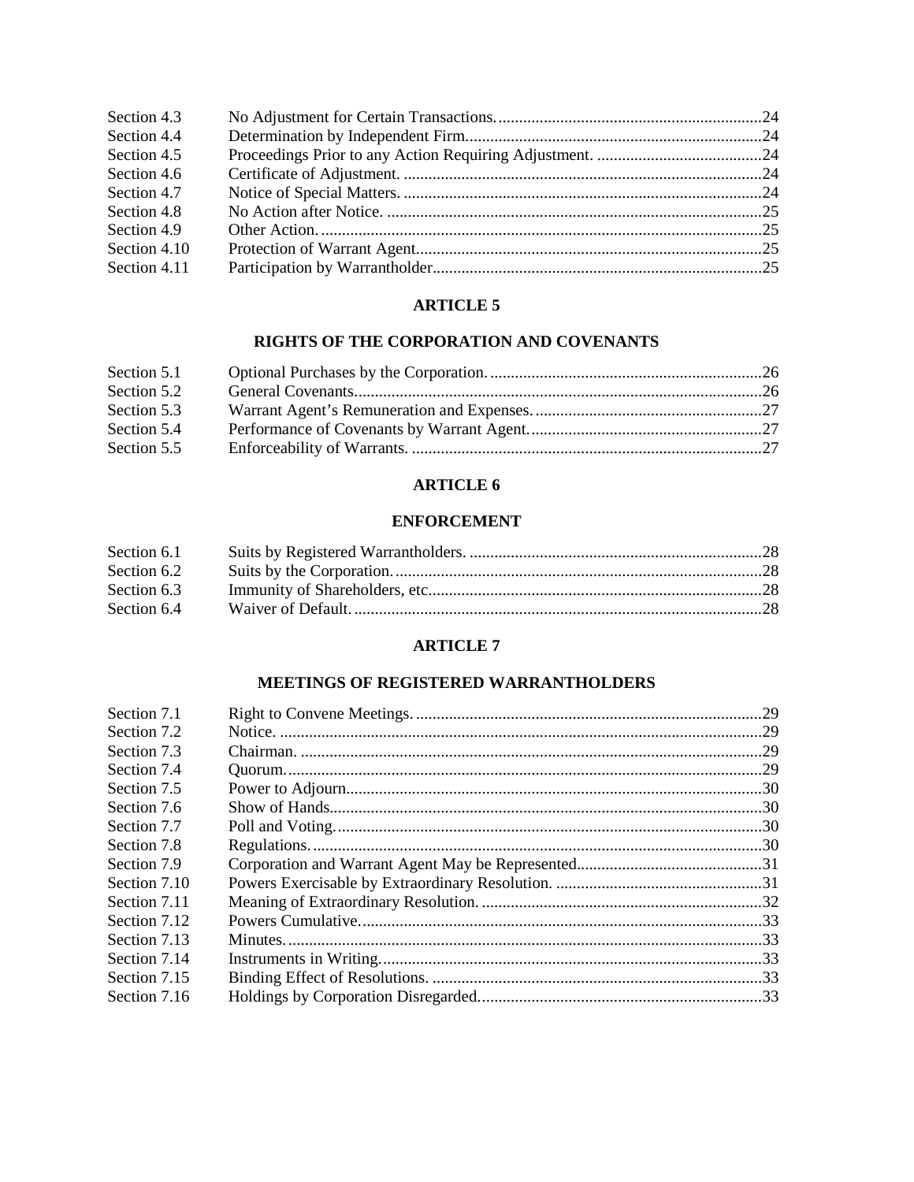| | | |
|---|---|---|
| Section 4.3 | No Adjustment for Certain Transactions. | 24 |
| Section 4.4 | Determination by Independent Firm. | 24 |
| Section 4.5 | Proceedings Prior to any Action Requiring Adjustment. | 24 |
| Section 4.6 | Certificate of Adjustment. | 24 |
| Section 4.7 | Notice of Special Matters. | 24 |
| Section 4.8 | No Action after Notice. | 25 |
| Section 4.9 | Other Action. | 25 |
| Section 4.10 | Protection of Warrant Agent. | 25 |
| Section 4.11 | Participation by Warrantholder. | 25 |

## ARTICLE 5

## RIGHTS OF THE CORPORATION AND COVENANTS

| | | |
|---|---|---|
| Section 5.1 | Optional Purchases by the Corporation. | 26 |
| Section 5.2 | General Covenants. | 26 |
| Section 5.3 | Warrant Agent's Remuneration and Expenses. | 27 |
| Section 5.4 | Performance of Covenants by Warrant Agent. | 27 |
| Section 5.5 | Enforceability of Warrants. | 27 |

## ARTICLE 6

## ENFORCEMENT

| | | |
|---|---|---|
| Section 6.1 | Suits by Registered Warrantholders. | 28 |
| Section 6.2 | Suits by the Corporation. | 28 |
| Section 6.3 | Immunity of Shareholders, etc. | 28 |
| Section 6.4 | Waiver of Default. | 28 |

## ARTICLE 7

## MEETINGS OF REGISTERED WARRANTHOLDERS

| | | |
|---|---|---|
| Section 7.1 | Right to Convene Meetings. | 29 |
| Section 7.2 | Notice. | 29 |
| Section 7.3 | Chairman. | 29 |
| Section 7.4 | Quorum. | 29 |
| Section 7.5 | Power to Adjourn. | 30 |
| Section 7.6 | Show of Hands. | 30 |
| Section 7.7 | Poll and Voting. | 30 |
| Section 7.8 | Regulations. | 30 |
| Section 7.9 | Corporation and Warrant Agent May be Represented. | 31 |
| Section 7.10 | Powers Exercisable by Extraordinary Resolution. | 31 |
| Section 7.11 | Meaning of Extraordinary Resolution. | 32 |
| Section 7.12 | Powers Cumulative. | 33 |
| Section 7.13 | Minutes. | 33 |
| Section 7.14 | Instruments in Writing. | 33 |
| Section 7.15 | Binding Effect of Resolutions. | 33 |
| Section 7.16 | Holdings by Corporation Disregarded. | 33 |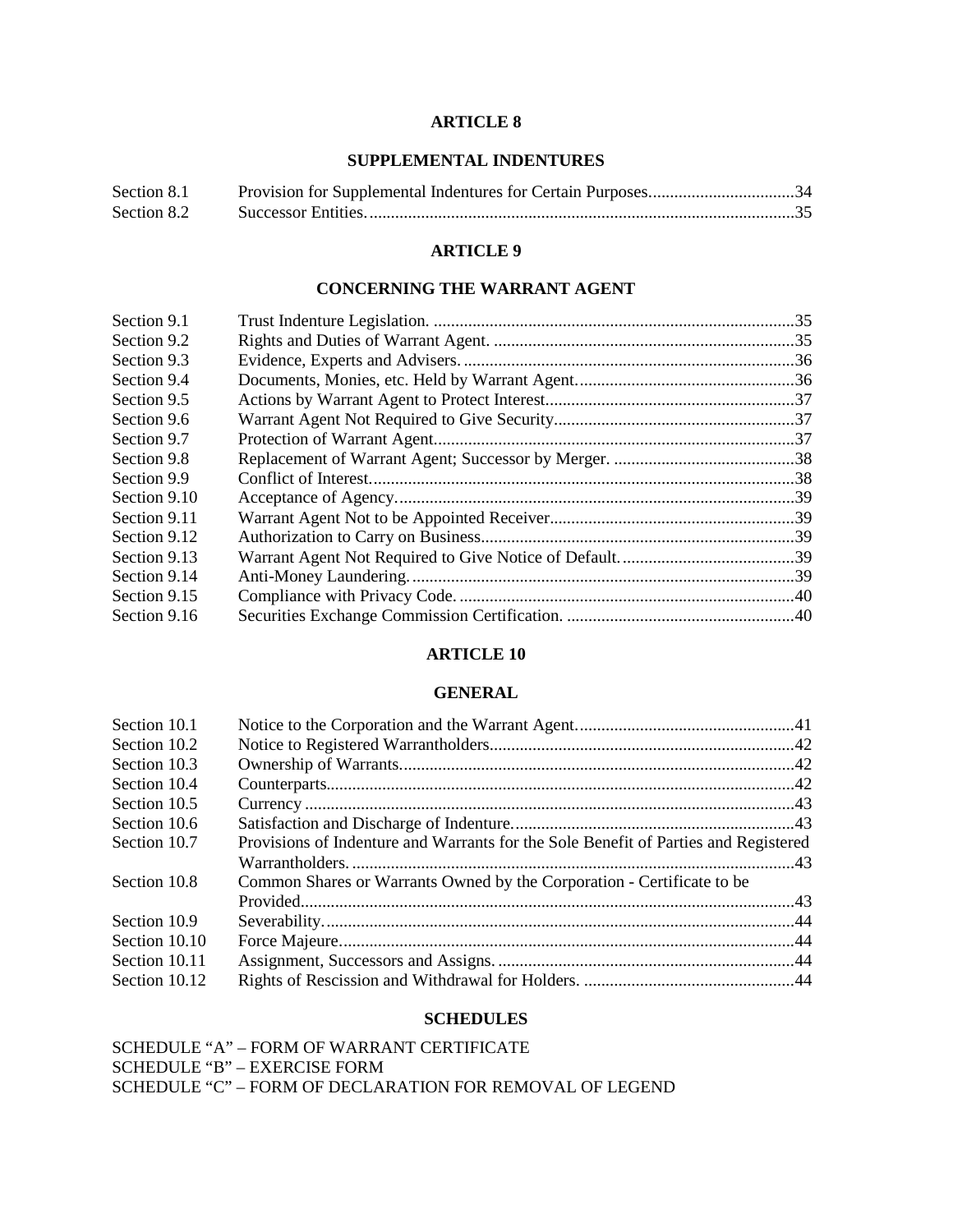**ARTICLE 8**

**SUPPLEMENTAL INDENTURES**

| | | |
|---|---|---|
| Section 8.1 | Provision for Supplemental Indentures for Certain Purposes | 34 |
| Section 8.2 | Successor Entities. | 35 |

**ARTICLE 9**

**CONCERNING THE WARRANT AGENT**

| | | |
|---|---|---|
| Section 9.1 | Trust Indenture Legislation. | 35 |
| Section 9.2 | Rights and Duties of Warrant Agent. | 35 |
| Section 9.3 | Evidence, Experts and Advisers. | 36 |
| Section 9.4 | Documents, Monies, etc. Held by Warrant Agent. | 36 |
| Section 9.5 | Actions by Warrant Agent to Protect Interest | 37 |
| Section 9.6 | Warrant Agent Not Required to Give Security | 37 |
| Section 9.7 | Protection of Warrant Agent. | 37 |
| Section 9.8 | Replacement of Warrant Agent; Successor by Merger. | 38 |
| Section 9.9 | Conflict of Interest. | 38 |
| Section 9.10 | Acceptance of Agency. | 39 |
| Section 9.11 | Warrant Agent Not to be Appointed Receiver | 39 |
| Section 9.12 | Authorization to Carry on Business | 39 |
| Section 9.13 | Warrant Agent Not Required to Give Notice of Default. | 39 |
| Section 9.14 | Anti-Money Laundering. | 39 |
| Section 9.15 | Compliance with Privacy Code. | 40 |
| Section 9.16 | Securities Exchange Commission Certification. | 40 |

**ARTICLE 10**

**GENERAL**

| | | |
|---|---|---|
| Section 10.1 | Notice to the Corporation and the Warrant Agent. | 41 |
| Section 10.2 | Notice to Registered Warrantholders | 42 |
| Section 10.3 | Ownership of Warrants. | 42 |
| Section 10.4 | Counterparts. | 42 |
| Section 10.5 | Currency | 43 |
| Section 10.6 | Satisfaction and Discharge of Indenture. | 43 |
| Section 10.7 | Provisions of Indenture and Warrants for the Sole Benefit of Parties and Registered Warrantholders. | 43 |
| Section 10.8 | Common Shares or Warrants Owned by the Corporation - Certificate to be Provided. | 43 |
| Section 10.9 | Severability. | 44 |
| Section 10.10 | Force Majeure | 44 |
| Section 10.11 | Assignment, Successors and Assigns. | 44 |
| Section 10.12 | Rights of Rescission and Withdrawal for Holders. | 44 |

**SCHEDULES**

SCHEDULE “A” – FORM OF WARRANT CERTIFICATE
SCHEDULE “B” – EXERCISE FORM
SCHEDULE “C” – FORM OF DECLARATION FOR REMOVAL OF LEGEND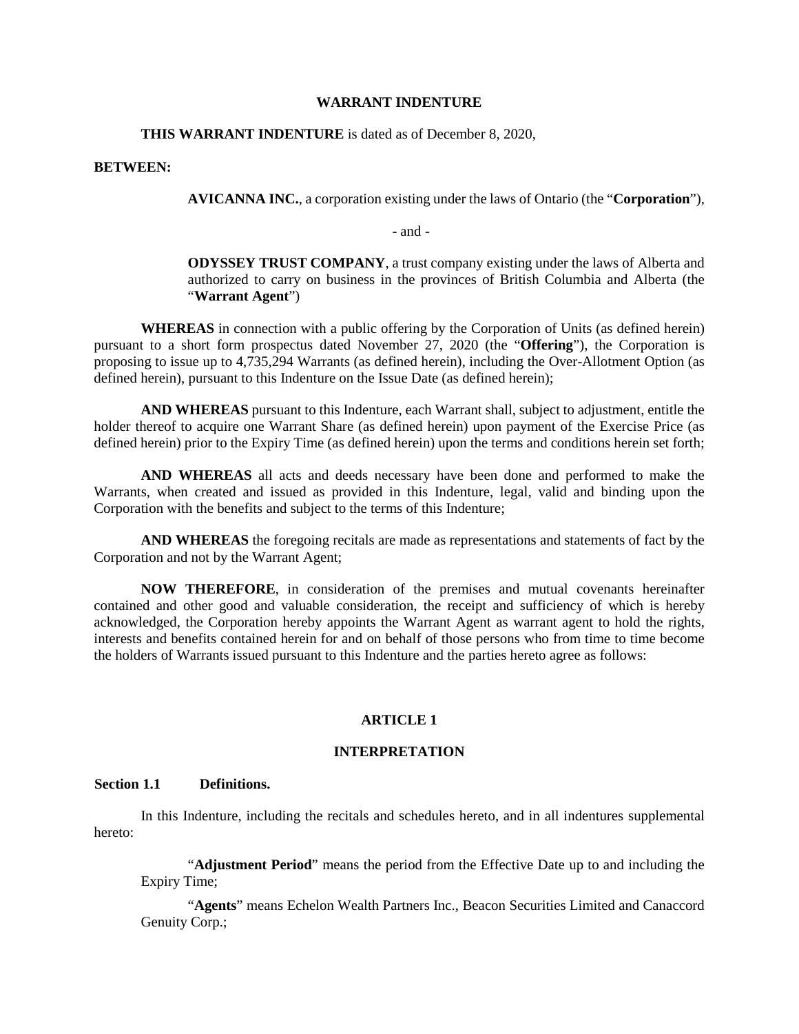# WARRANT INDENTURE

**THIS WARRANT INDENTURE** is dated as of December 8, 2020,

**BETWEEN:**

**AVICANNA INC.**, a corporation existing under the laws of Ontario (the "**Corporation**"),

\- and -

**ODYSSEY TRUST COMPANY**, a trust company existing under the laws of Alberta and authorized to carry on business in the provinces of British Columbia and Alberta (the "**Warrant Agent**")

**WHEREAS** in connection with a public offering by the Corporation of Units (as defined herein) pursuant to a short form prospectus dated November 27, 2020 (the "**Offering**"), the Corporation is proposing to issue up to 4,735,294 Warrants (as defined herein), including the Over-Allotment Option (as defined herein), pursuant to this Indenture on the Issue Date (as defined herein);

**AND WHEREAS** pursuant to this Indenture, each Warrant shall, subject to adjustment, entitle the holder thereof to acquire one Warrant Share (as defined herein) upon payment of the Exercise Price (as defined herein) prior to the Expiry Time (as defined herein) upon the terms and conditions herein set forth;

**AND WHEREAS** all acts and deeds necessary have been done and performed to make the Warrants, when created and issued as provided in this Indenture, legal, valid and binding upon the Corporation with the benefits and subject to the terms of this Indenture;

**AND WHEREAS** the foregoing recitals are made as representations and statements of fact by the Corporation and not by the Warrant Agent;

**NOW THEREFORE**, in consideration of the premises and mutual covenants hereinafter contained and other good and valuable consideration, the receipt and sufficiency of which is hereby acknowledged, the Corporation hereby appoints the Warrant Agent as warrant agent to hold the rights, interests and benefits contained herein for and on behalf of those persons who from time to time become the holders of Warrants issued pursuant to this Indenture and the parties hereto agree as follows:

## ARTICLE 1

## INTERPRETATION

### Section 1.1 Definitions.

In this Indenture, including the recitals and schedules hereto, and in all indentures supplemental hereto:

"**Adjustment Period**" means the period from the Effective Date up to and including the Expiry Time;

"**Agents**" means Echelon Wealth Partners Inc., Beacon Securities Limited and Canaccord Genuity Corp.;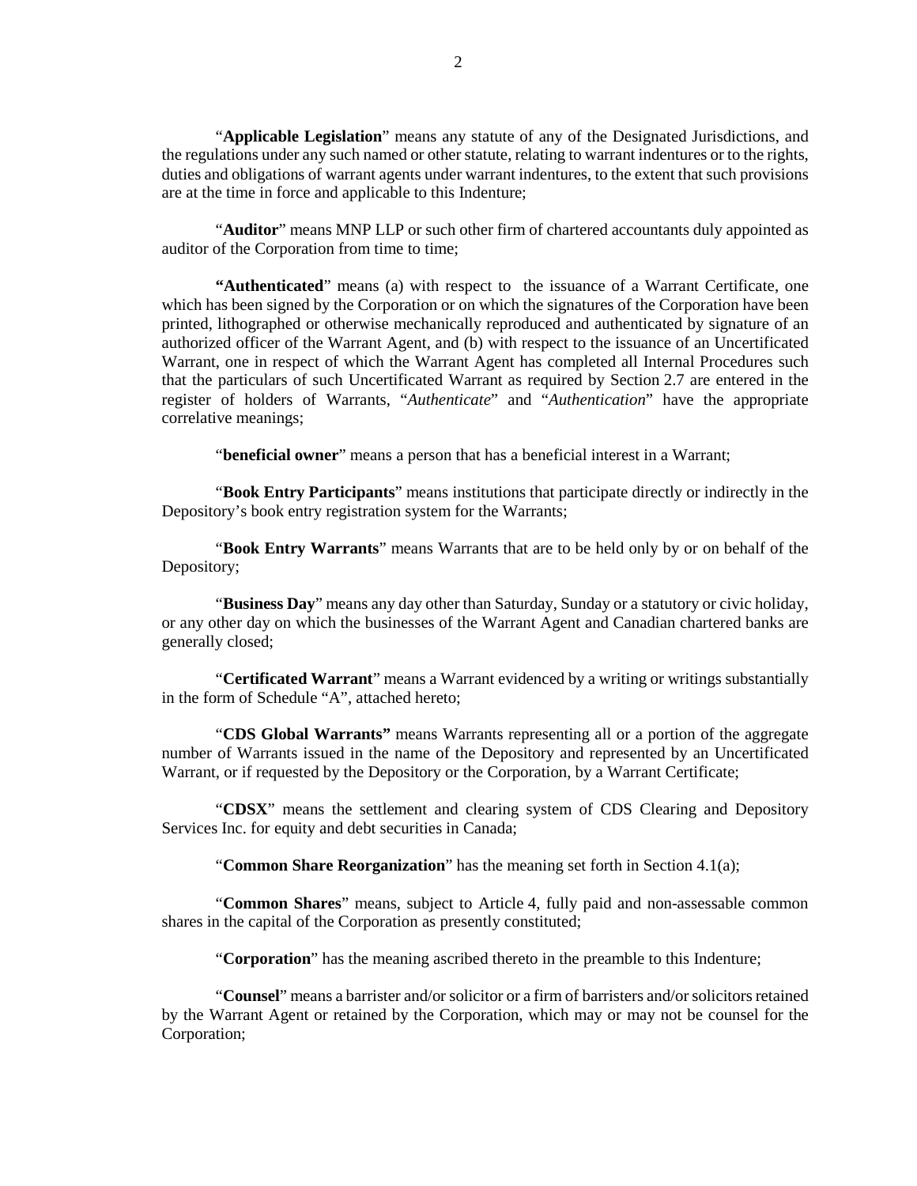"**Applicable Legislation**" means any statute of any of the Designated Jurisdictions, and the regulations under any such named or other statute, relating to warrant indentures or to the rights, duties and obligations of warrant agents under warrant indentures, to the extent that such provisions are at the time in force and applicable to this Indenture;

"**Auditor**" means MNP LLP or such other firm of chartered accountants duly appointed as auditor of the Corporation from time to time;

**"Authenticated**" means (a) with respect to the issuance of a Warrant Certificate, one which has been signed by the Corporation or on which the signatures of the Corporation have been printed, lithographed or otherwise mechanically reproduced and authenticated by signature of an authorized officer of the Warrant Agent, and (b) with respect to the issuance of an Uncertificated Warrant, one in respect of which the Warrant Agent has completed all Internal Procedures such that the particulars of such Uncertificated Warrant as required by Section 2.7 are entered in the register of holders of Warrants, "*Authenticate*" and "*Authentication*" have the appropriate correlative meanings;

"**beneficial owner**" means a person that has a beneficial interest in a Warrant;

"**Book Entry Participants**" means institutions that participate directly or indirectly in the Depository's book entry registration system for the Warrants;

"**Book Entry Warrants**" means Warrants that are to be held only by or on behalf of the Depository;

"**Business Day**" means any day other than Saturday, Sunday or a statutory or civic holiday, or any other day on which the businesses of the Warrant Agent and Canadian chartered banks are generally closed;

"**Certificated Warrant**" means a Warrant evidenced by a writing or writings substantially in the form of Schedule "A", attached hereto;

"**CDS Global Warrants"** means Warrants representing all or a portion of the aggregate number of Warrants issued in the name of the Depository and represented by an Uncertificated Warrant, or if requested by the Depository or the Corporation, by a Warrant Certificate;

"**CDSX**" means the settlement and clearing system of CDS Clearing and Depository Services Inc. for equity and debt securities in Canada;

"**Common Share Reorganization**" has the meaning set forth in Section 4.1(a);

"**Common Shares**" means, subject to Article 4, fully paid and non-assessable common shares in the capital of the Corporation as presently constituted;

"**Corporation**" has the meaning ascribed thereto in the preamble to this Indenture;

"**Counsel**" means a barrister and/or solicitor or a firm of barristers and/or solicitors retained by the Warrant Agent or retained by the Corporation, which may or may not be counsel for the Corporation;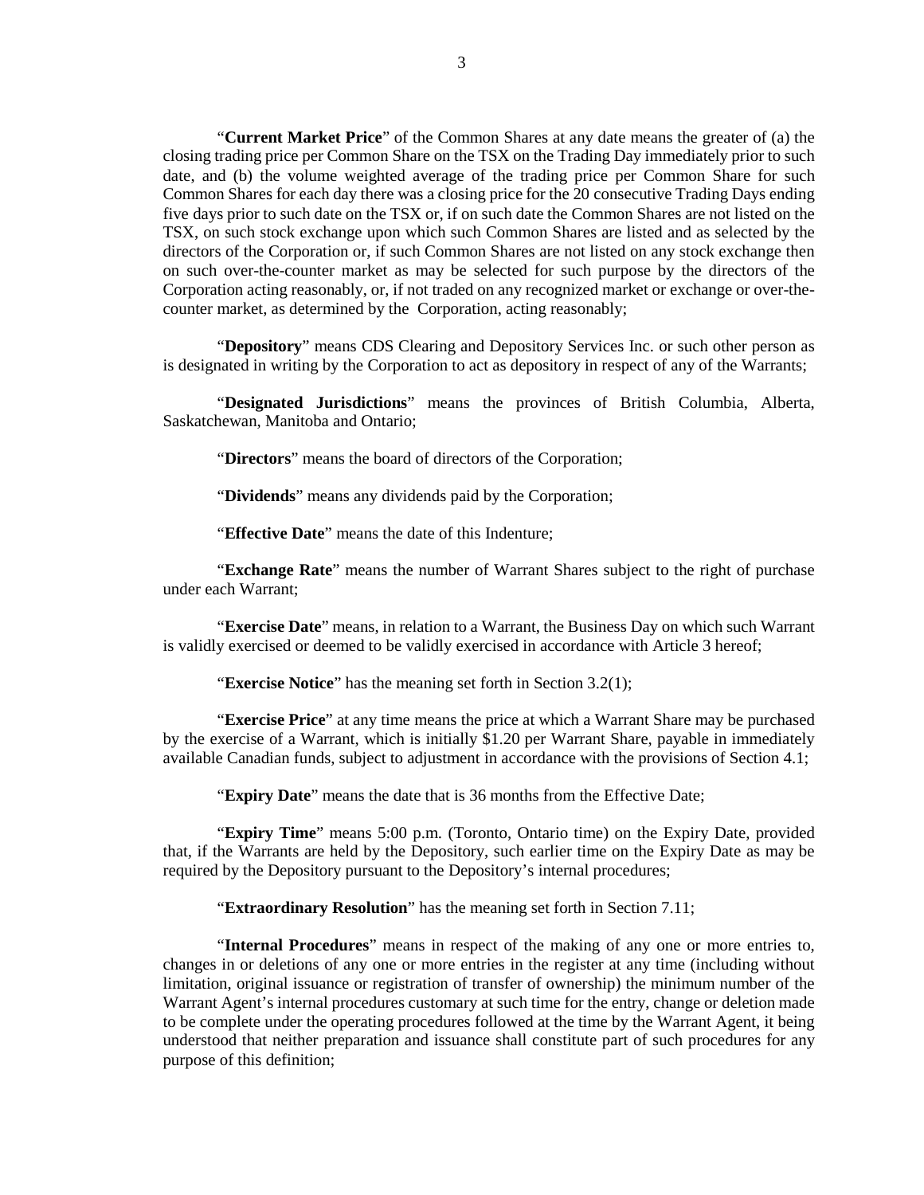"**Current Market Price**" of the Common Shares at any date means the greater of (a) the closing trading price per Common Share on the TSX on the Trading Day immediately prior to such date, and (b) the volume weighted average of the trading price per Common Share for such Common Shares for each day there was a closing price for the 20 consecutive Trading Days ending five days prior to such date on the TSX or, if on such date the Common Shares are not listed on the TSX, on such stock exchange upon which such Common Shares are listed and as selected by the directors of the Corporation or, if such Common Shares are not listed on any stock exchange then on such over-the-counter market as may be selected for such purpose by the directors of the Corporation acting reasonably, or, if not traded on any recognized market or exchange or over-the-counter market, as determined by the Corporation, acting reasonably;

"**Depository**" means CDS Clearing and Depository Services Inc. or such other person as is designated in writing by the Corporation to act as depository in respect of any of the Warrants;

"**Designated Jurisdictions**" means the provinces of British Columbia, Alberta, Saskatchewan, Manitoba and Ontario;

"**Directors**" means the board of directors of the Corporation;

"**Dividends**" means any dividends paid by the Corporation;

"**Effective Date**" means the date of this Indenture;

"**Exchange Rate**" means the number of Warrant Shares subject to the right of purchase under each Warrant;

"**Exercise Date**" means, in relation to a Warrant, the Business Day on which such Warrant is validly exercised or deemed to be validly exercised in accordance with Article 3 hereof;

"**Exercise Notice**" has the meaning set forth in Section 3.2(1);

"**Exercise Price**" at any time means the price at which a Warrant Share may be purchased by the exercise of a Warrant, which is initially $1.20 per Warrant Share, payable in immediately available Canadian funds, subject to adjustment in accordance with the provisions of Section 4.1;

"**Expiry Date**" means the date that is 36 months from the Effective Date;

"**Expiry Time**" means 5:00 p.m. (Toronto, Ontario time) on the Expiry Date, provided that, if the Warrants are held by the Depository, such earlier time on the Expiry Date as may be required by the Depository pursuant to the Depository's internal procedures;

"**Extraordinary Resolution**" has the meaning set forth in Section 7.11;

"**Internal Procedures**" means in respect of the making of any one or more entries to, changes in or deletions of any one or more entries in the register at any time (including without limitation, original issuance or registration of transfer of ownership) the minimum number of the Warrant Agent's internal procedures customary at such time for the entry, change or deletion made to be complete under the operating procedures followed at the time by the Warrant Agent, it being understood that neither preparation and issuance shall constitute part of such procedures for any purpose of this definition;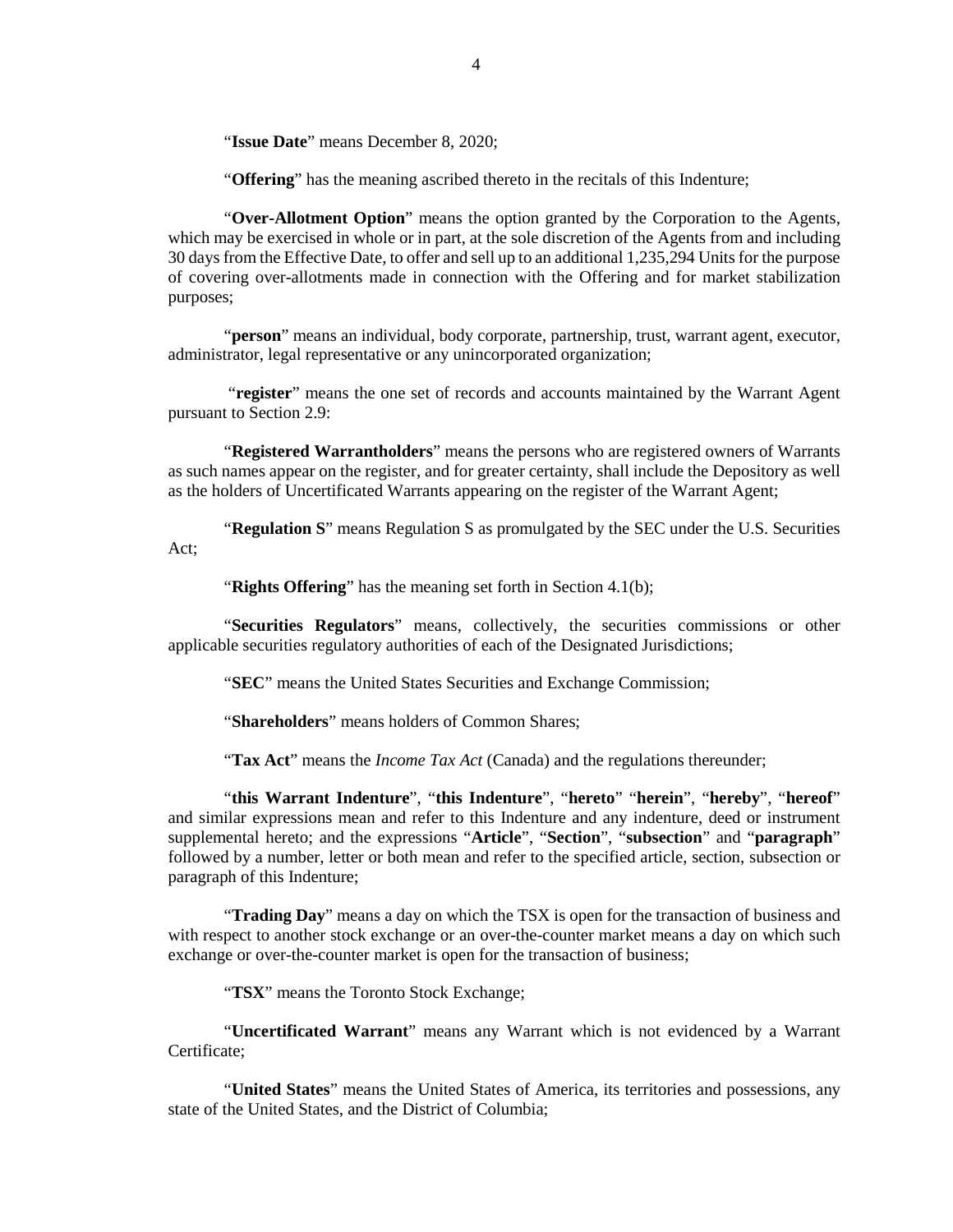"**Issue Date**" means December 8, 2020;

"**Offering**" has the meaning ascribed thereto in the recitals of this Indenture;

"**Over-Allotment Option**" means the option granted by the Corporation to the Agents, which may be exercised in whole or in part, at the sole discretion of the Agents from and including 30 days from the Effective Date, to offer and sell up to an additional 1,235,294 Units for the purpose of covering over-allotments made in connection with the Offering and for market stabilization purposes;

"**person**" means an individual, body corporate, partnership, trust, warrant agent, executor, administrator, legal representative or any unincorporated organization;

"**register**" means the one set of records and accounts maintained by the Warrant Agent pursuant to Section 2.9:

"**Registered Warrantholders**" means the persons who are registered owners of Warrants as such names appear on the register, and for greater certainty, shall include the Depository as well as the holders of Uncertificated Warrants appearing on the register of the Warrant Agent;

"**Regulation S**" means Regulation S as promulgated by the SEC under the U.S. Securities Act;

"**Rights Offering**" has the meaning set forth in Section 4.1(b);

"**Securities Regulators**" means, collectively, the securities commissions or other applicable securities regulatory authorities of each of the Designated Jurisdictions;

"**SEC**" means the United States Securities and Exchange Commission;

"**Shareholders**" means holders of Common Shares;

"**Tax Act**" means the *Income Tax Act* (Canada) and the regulations thereunder;

"**this Warrant Indenture**", "**this Indenture**", "**hereto**" "**herein**", "**hereby**", "**hereof**" and similar expressions mean and refer to this Indenture and any indenture, deed or instrument supplemental hereto; and the expressions "**Article**", "**Section**", "**subsection**" and "**paragraph**" followed by a number, letter or both mean and refer to the specified article, section, subsection or paragraph of this Indenture;

"**Trading Day**" means a day on which the TSX is open for the transaction of business and with respect to another stock exchange or an over-the-counter market means a day on which such exchange or over-the-counter market is open for the transaction of business;

"**TSX**" means the Toronto Stock Exchange;

"**Uncertificated Warrant**" means any Warrant which is not evidenced by a Warrant Certificate;

"**United States**" means the United States of America, its territories and possessions, any state of the United States, and the District of Columbia;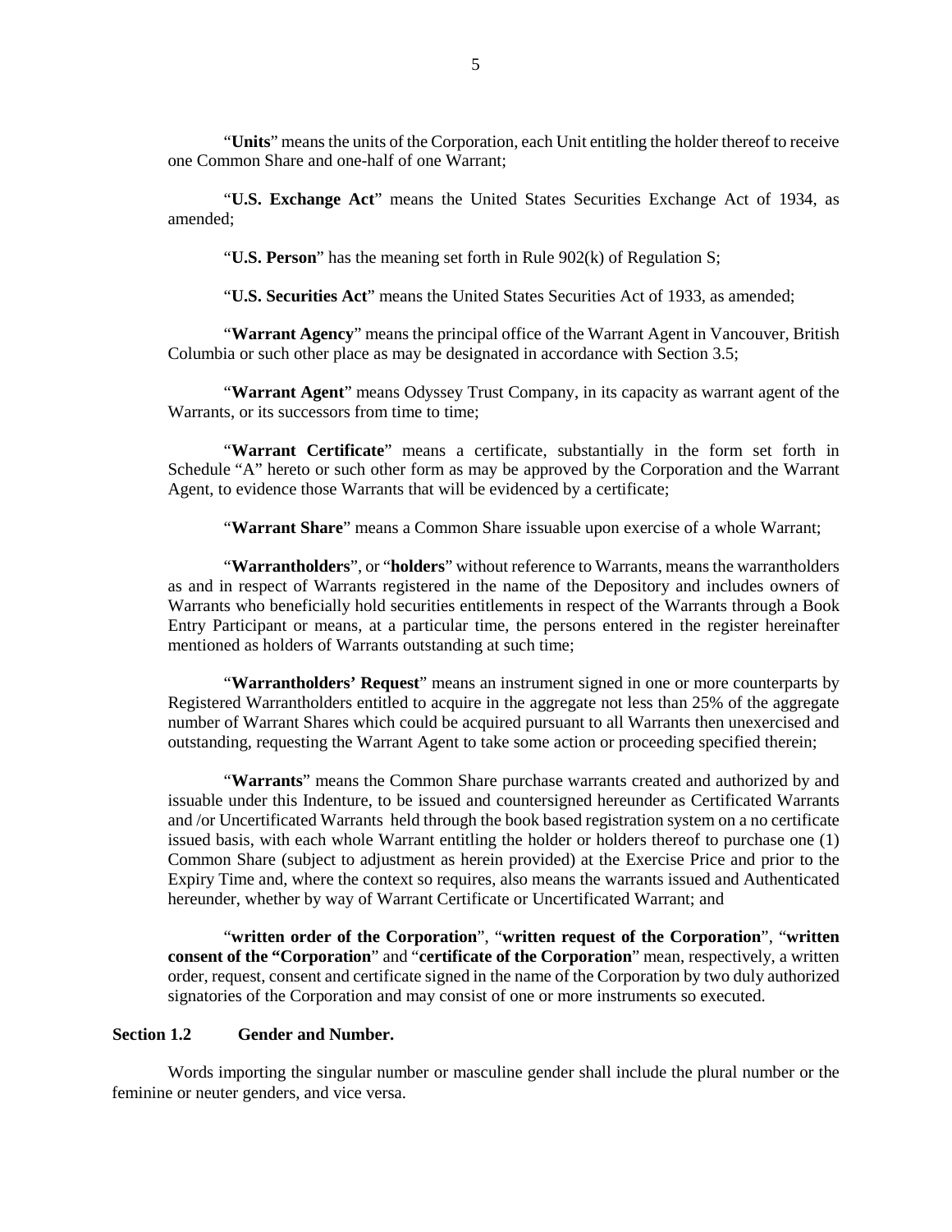"**Units**" means the units of the Corporation, each Unit entitling the holder thereof to receive one Common Share and one-half of one Warrant;

"**U.S. Exchange Act**" means the United States Securities Exchange Act of 1934, as amended;

"**U.S. Person**" has the meaning set forth in Rule 902(k) of Regulation S;

"**U.S. Securities Act**" means the United States Securities Act of 1933, as amended;

"**Warrant Agency**" means the principal office of the Warrant Agent in Vancouver, British Columbia or such other place as may be designated in accordance with Section 3.5;

"**Warrant Agent**" means Odyssey Trust Company, in its capacity as warrant agent of the Warrants, or its successors from time to time;

"**Warrant Certificate**" means a certificate, substantially in the form set forth in Schedule "A" hereto or such other form as may be approved by the Corporation and the Warrant Agent, to evidence those Warrants that will be evidenced by a certificate;

"**Warrant Share**" means a Common Share issuable upon exercise of a whole Warrant;

"**Warrantholders**", or "**holders**" without reference to Warrants, means the warrantholders as and in respect of Warrants registered in the name of the Depository and includes owners of Warrants who beneficially hold securities entitlements in respect of the Warrants through a Book Entry Participant or means, at a particular time, the persons entered in the register hereinafter mentioned as holders of Warrants outstanding at such time;

"**Warrantholders' Request**" means an instrument signed in one or more counterparts by Registered Warrantholders entitled to acquire in the aggregate not less than 25% of the aggregate number of Warrant Shares which could be acquired pursuant to all Warrants then unexercised and outstanding, requesting the Warrant Agent to take some action or proceeding specified therein;

"**Warrants**" means the Common Share purchase warrants created and authorized by and issuable under this Indenture, to be issued and countersigned hereunder as Certificated Warrants and /or Uncertificated Warrants held through the book based registration system on a no certificate issued basis, with each whole Warrant entitling the holder or holders thereof to purchase one (1) Common Share (subject to adjustment as herein provided) at the Exercise Price and prior to the Expiry Time and, where the context so requires, also means the warrants issued and Authenticated hereunder, whether by way of Warrant Certificate or Uncertificated Warrant; and

"**written order of the Corporation**", "**written request of the Corporation**", "**written consent of the "Corporation**" and "**certificate of the Corporation**" mean, respectively, a written order, request, consent and certificate signed in the name of the Corporation by two duly authorized signatories of the Corporation and may consist of one or more instruments so executed.

### Section 1.2 Gender and Number.

Words importing the singular number or masculine gender shall include the plural number or the feminine or neuter genders, and vice versa.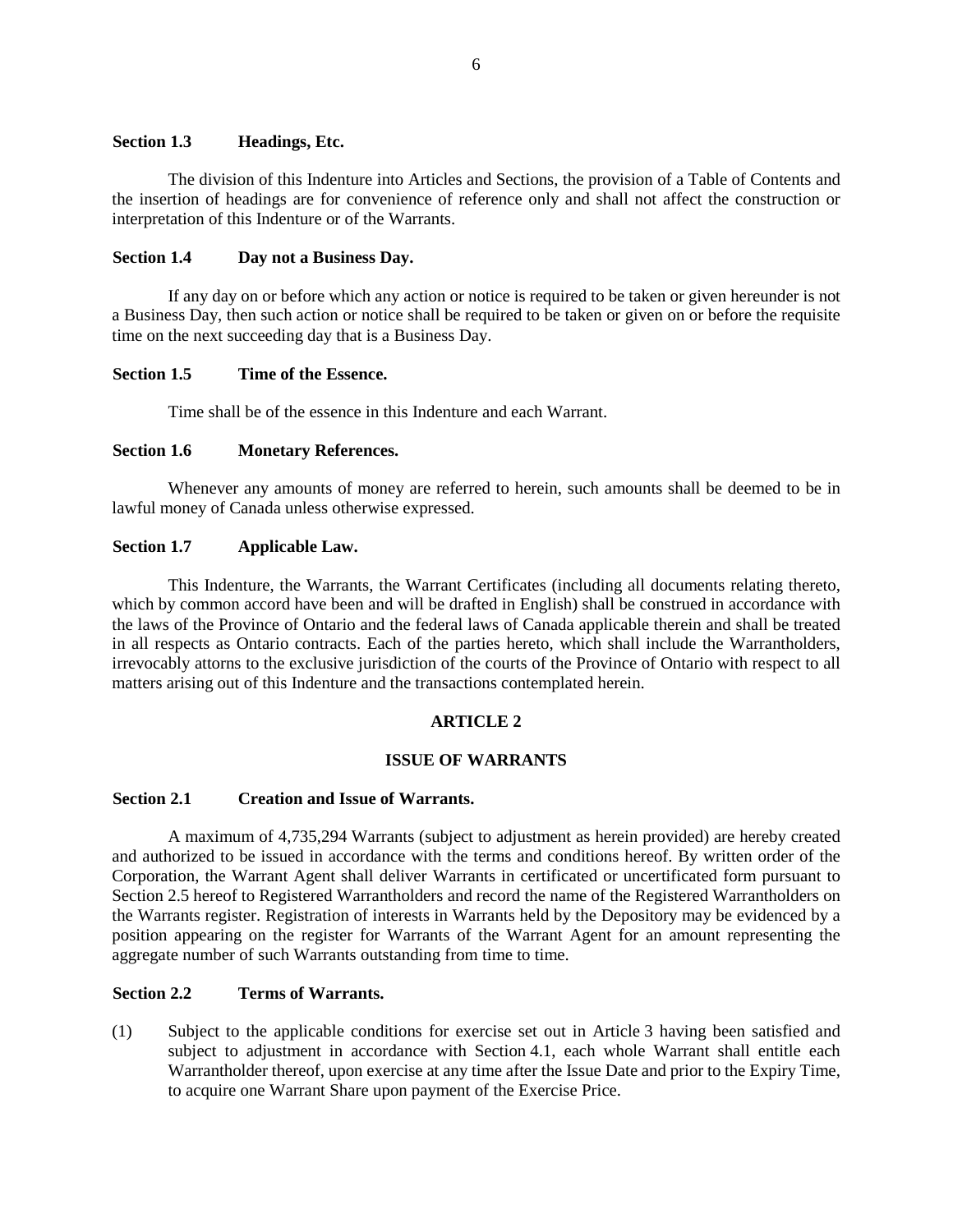**Section 1.3 Headings, Etc.**

The division of this Indenture into Articles and Sections, the provision of a Table of Contents and the insertion of headings are for convenience of reference only and shall not affect the construction or interpretation of this Indenture or of the Warrants.

**Section 1.4 Day not a Business Day.**

If any day on or before which any action or notice is required to be taken or given hereunder is not a Business Day, then such action or notice shall be required to be taken or given on or before the requisite time on the next succeeding day that is a Business Day.

**Section 1.5 Time of the Essence.**

Time shall be of the essence in this Indenture and each Warrant.

**Section 1.6 Monetary References.**

Whenever any amounts of money are referred to herein, such amounts shall be deemed to be in lawful money of Canada unless otherwise expressed.

**Section 1.7 Applicable Law.**

This Indenture, the Warrants, the Warrant Certificates (including all documents relating thereto, which by common accord have been and will be drafted in English) shall be construed in accordance with the laws of the Province of Ontario and the federal laws of Canada applicable therein and shall be treated in all respects as Ontario contracts. Each of the parties hereto, which shall include the Warrantholders, irrevocably attorns to the exclusive jurisdiction of the courts of the Province of Ontario with respect to all matters arising out of this Indenture and the transactions contemplated herein.

## ARTICLE 2

## ISSUE OF WARRANTS

**Section 2.1 Creation and Issue of Warrants.**

A maximum of 4,735,294 Warrants (subject to adjustment as herein provided) are hereby created and authorized to be issued in accordance with the terms and conditions hereof. By written order of the Corporation, the Warrant Agent shall deliver Warrants in certificated or uncertificated form pursuant to Section 2.5 hereof to Registered Warrantholders and record the name of the Registered Warrantholders on the Warrants register. Registration of interests in Warrants held by the Depository may be evidenced by a position appearing on the register for Warrants of the Warrant Agent for an amount representing the aggregate number of such Warrants outstanding from time to time.

**Section 2.2 Terms of Warrants.**

(1) Subject to the applicable conditions for exercise set out in Article 3 having been satisfied and subject to adjustment in accordance with Section 4.1, each whole Warrant shall entitle each Warrantholder thereof, upon exercise at any time after the Issue Date and prior to the Expiry Time, to acquire one Warrant Share upon payment of the Exercise Price.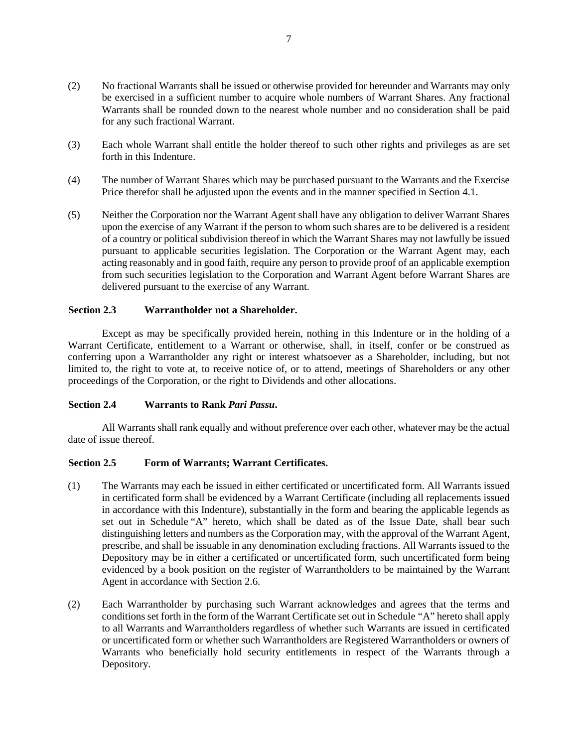(2) No fractional Warrants shall be issued or otherwise provided for hereunder and Warrants may only be exercised in a sufficient number to acquire whole numbers of Warrant Shares. Any fractional Warrants shall be rounded down to the nearest whole number and no consideration shall be paid for any such fractional Warrant.

(3) Each whole Warrant shall entitle the holder thereof to such other rights and privileges as are set forth in this Indenture.

(4) The number of Warrant Shares which may be purchased pursuant to the Warrants and the Exercise Price therefor shall be adjusted upon the events and in the manner specified in Section 4.1.

(5) Neither the Corporation nor the Warrant Agent shall have any obligation to deliver Warrant Shares upon the exercise of any Warrant if the person to whom such shares are to be delivered is a resident of a country or political subdivision thereof in which the Warrant Shares may not lawfully be issued pursuant to applicable securities legislation. The Corporation or the Warrant Agent may, each acting reasonably and in good faith, require any person to provide proof of an applicable exemption from such securities legislation to the Corporation and Warrant Agent before Warrant Shares are delivered pursuant to the exercise of any Warrant.

**Section 2.3 Warrantholder not a Shareholder.**

Except as may be specifically provided herein, nothing in this Indenture or in the holding of a Warrant Certificate, entitlement to a Warrant or otherwise, shall, in itself, confer or be construed as conferring upon a Warrantholder any right or interest whatsoever as a Shareholder, including, but not limited to, the right to vote at, to receive notice of, or to attend, meetings of Shareholders or any other proceedings of the Corporation, or the right to Dividends and other allocations.

**Section 2.4 Warrants to Rank *Pari Passu*.**

All Warrants shall rank equally and without preference over each other, whatever may be the actual date of issue thereof.

**Section 2.5 Form of Warrants; Warrant Certificates.**

(1) The Warrants may each be issued in either certificated or uncertificated form. All Warrants issued in certificated form shall be evidenced by a Warrant Certificate (including all replacements issued in accordance with this Indenture), substantially in the form and bearing the applicable legends as set out in Schedule "A" hereto, which shall be dated as of the Issue Date, shall bear such distinguishing letters and numbers as the Corporation may, with the approval of the Warrant Agent, prescribe, and shall be issuable in any denomination excluding fractions. All Warrants issued to the Depository may be in either a certificated or uncertificated form, such uncertificated form being evidenced by a book position on the register of Warrantholders to be maintained by the Warrant Agent in accordance with Section 2.6.

(2) Each Warrantholder by purchasing such Warrant acknowledges and agrees that the terms and conditions set forth in the form of the Warrant Certificate set out in Schedule "A" hereto shall apply to all Warrants and Warrantholders regardless of whether such Warrants are issued in certificated or uncertificated form or whether such Warrantholders are Registered Warrantholders or owners of Warrants who beneficially hold security entitlements in respect of the Warrants through a Depository.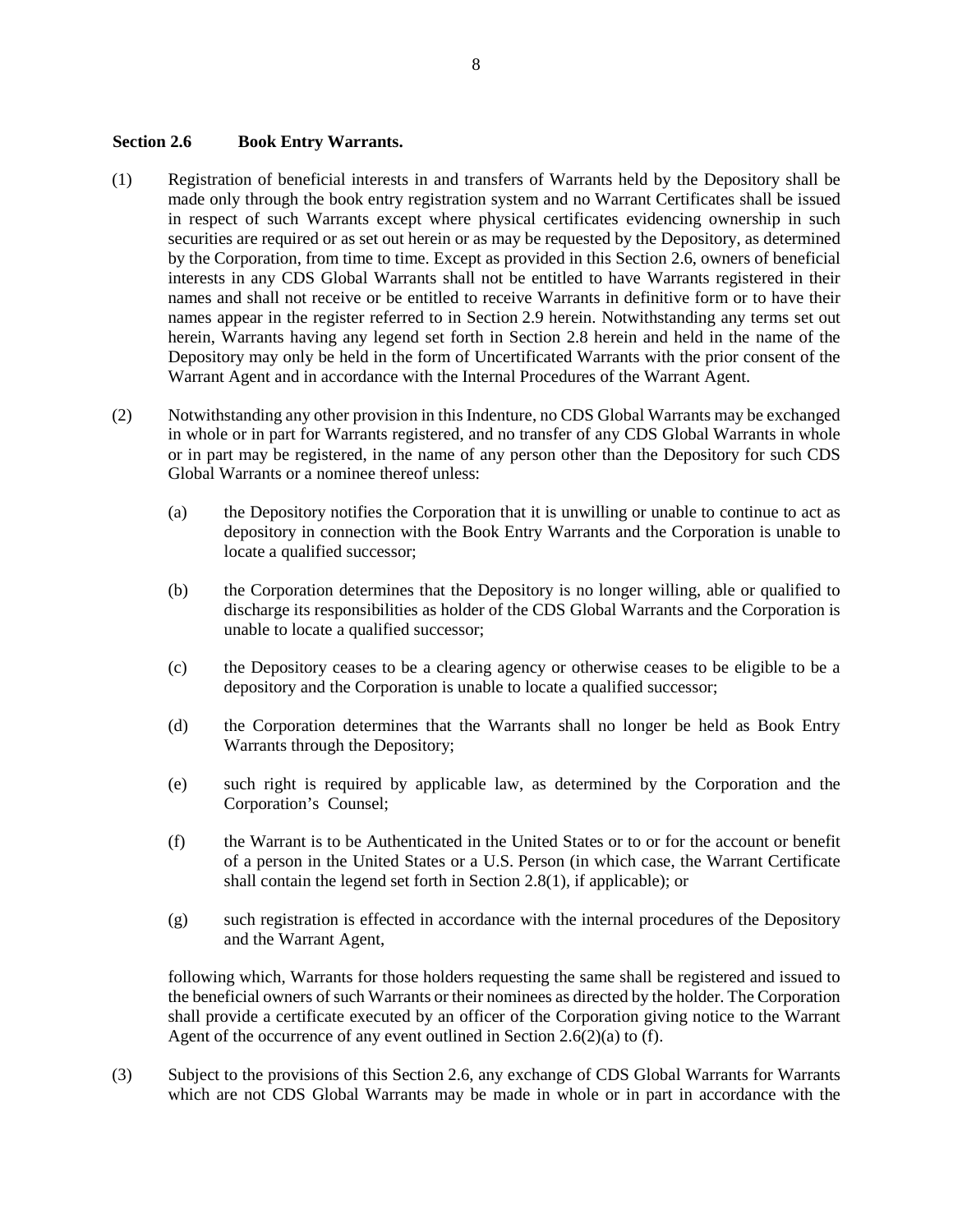### Section 2.6 Book Entry Warrants.

(1) Registration of beneficial interests in and transfers of Warrants held by the Depository shall be made only through the book entry registration system and no Warrant Certificates shall be issued in respect of such Warrants except where physical certificates evidencing ownership in such securities are required or as set out herein or as may be requested by the Depository, as determined by the Corporation, from time to time. Except as provided in this Section 2.6, owners of beneficial interests in any CDS Global Warrants shall not be entitled to have Warrants registered in their names and shall not receive or be entitled to receive Warrants in definitive form or to have their names appear in the register referred to in Section 2.9 herein. Notwithstanding any terms set out herein, Warrants having any legend set forth in Section 2.8 herein and held in the name of the Depository may only be held in the form of Uncertificated Warrants with the prior consent of the Warrant Agent and in accordance with the Internal Procedures of the Warrant Agent.

(2) Notwithstanding any other provision in this Indenture, no CDS Global Warrants may be exchanged in whole or in part for Warrants registered, and no transfer of any CDS Global Warrants in whole or in part may be registered, in the name of any person other than the Depository for such CDS Global Warrants or a nominee thereof unless:

(a) the Depository notifies the Corporation that it is unwilling or unable to continue to act as depository in connection with the Book Entry Warrants and the Corporation is unable to locate a qualified successor;

(b) the Corporation determines that the Depository is no longer willing, able or qualified to discharge its responsibilities as holder of the CDS Global Warrants and the Corporation is unable to locate a qualified successor;

(c) the Depository ceases to be a clearing agency or otherwise ceases to be eligible to be a depository and the Corporation is unable to locate a qualified successor;

(d) the Corporation determines that the Warrants shall no longer be held as Book Entry Warrants through the Depository;

(e) such right is required by applicable law, as determined by the Corporation and the Corporation's Counsel;

(f) the Warrant is to be Authenticated in the United States or to or for the account or benefit of a person in the United States or a U.S. Person (in which case, the Warrant Certificate shall contain the legend set forth in Section 2.8(1), if applicable); or

(g) such registration is effected in accordance with the internal procedures of the Depository and the Warrant Agent,

following which, Warrants for those holders requesting the same shall be registered and issued to the beneficial owners of such Warrants or their nominees as directed by the holder. The Corporation shall provide a certificate executed by an officer of the Corporation giving notice to the Warrant Agent of the occurrence of any event outlined in Section 2.6(2)(a) to (f).

(3) Subject to the provisions of this Section 2.6, any exchange of CDS Global Warrants for Warrants which are not CDS Global Warrants may be made in whole or in part in accordance with the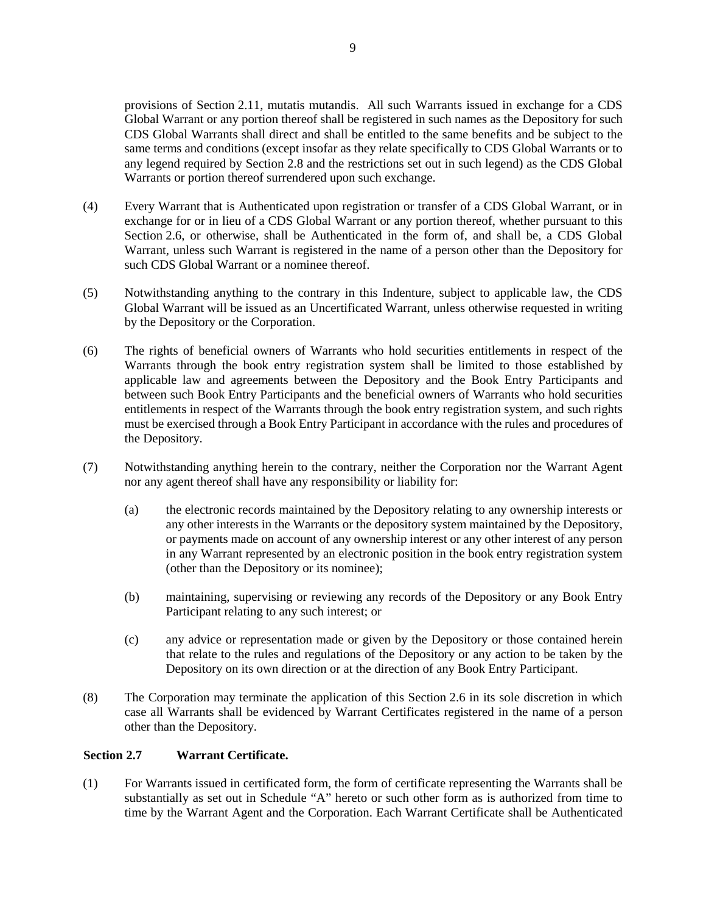provisions of Section 2.11, mutatis mutandis. All such Warrants issued in exchange for a CDS Global Warrant or any portion thereof shall be registered in such names as the Depository for such CDS Global Warrants shall direct and shall be entitled to the same benefits and be subject to the same terms and conditions (except insofar as they relate specifically to CDS Global Warrants or to any legend required by Section 2.8 and the restrictions set out in such legend) as the CDS Global Warrants or portion thereof surrendered upon such exchange.

(4) Every Warrant that is Authenticated upon registration or transfer of a CDS Global Warrant, or in exchange for or in lieu of a CDS Global Warrant or any portion thereof, whether pursuant to this Section 2.6, or otherwise, shall be Authenticated in the form of, and shall be, a CDS Global Warrant, unless such Warrant is registered in the name of a person other than the Depository for such CDS Global Warrant or a nominee thereof.

(5) Notwithstanding anything to the contrary in this Indenture, subject to applicable law, the CDS Global Warrant will be issued as an Uncertificated Warrant, unless otherwise requested in writing by the Depository or the Corporation.

(6) The rights of beneficial owners of Warrants who hold securities entitlements in respect of the Warrants through the book entry registration system shall be limited to those established by applicable law and agreements between the Depository and the Book Entry Participants and between such Book Entry Participants and the beneficial owners of Warrants who hold securities entitlements in respect of the Warrants through the book entry registration system, and such rights must be exercised through a Book Entry Participant in accordance with the rules and procedures of the Depository.

(7) Notwithstanding anything herein to the contrary, neither the Corporation nor the Warrant Agent nor any agent thereof shall have any responsibility or liability for:

(a) the electronic records maintained by the Depository relating to any ownership interests or any other interests in the Warrants or the depository system maintained by the Depository, or payments made on account of any ownership interest or any other interest of any person in any Warrant represented by an electronic position in the book entry registration system (other than the Depository or its nominee);

(b) maintaining, supervising or reviewing any records of the Depository or any Book Entry Participant relating to any such interest; or

(c) any advice or representation made or given by the Depository or those contained herein that relate to the rules and regulations of the Depository or any action to be taken by the Depository on its own direction or at the direction of any Book Entry Participant.

(8) The Corporation may terminate the application of this Section 2.6 in its sole discretion in which case all Warrants shall be evidenced by Warrant Certificates registered in the name of a person other than the Depository.

### Section 2.7 Warrant Certificate.

(1) For Warrants issued in certificated form, the form of certificate representing the Warrants shall be substantially as set out in Schedule "A" hereto or such other form as is authorized from time to time by the Warrant Agent and the Corporation. Each Warrant Certificate shall be Authenticated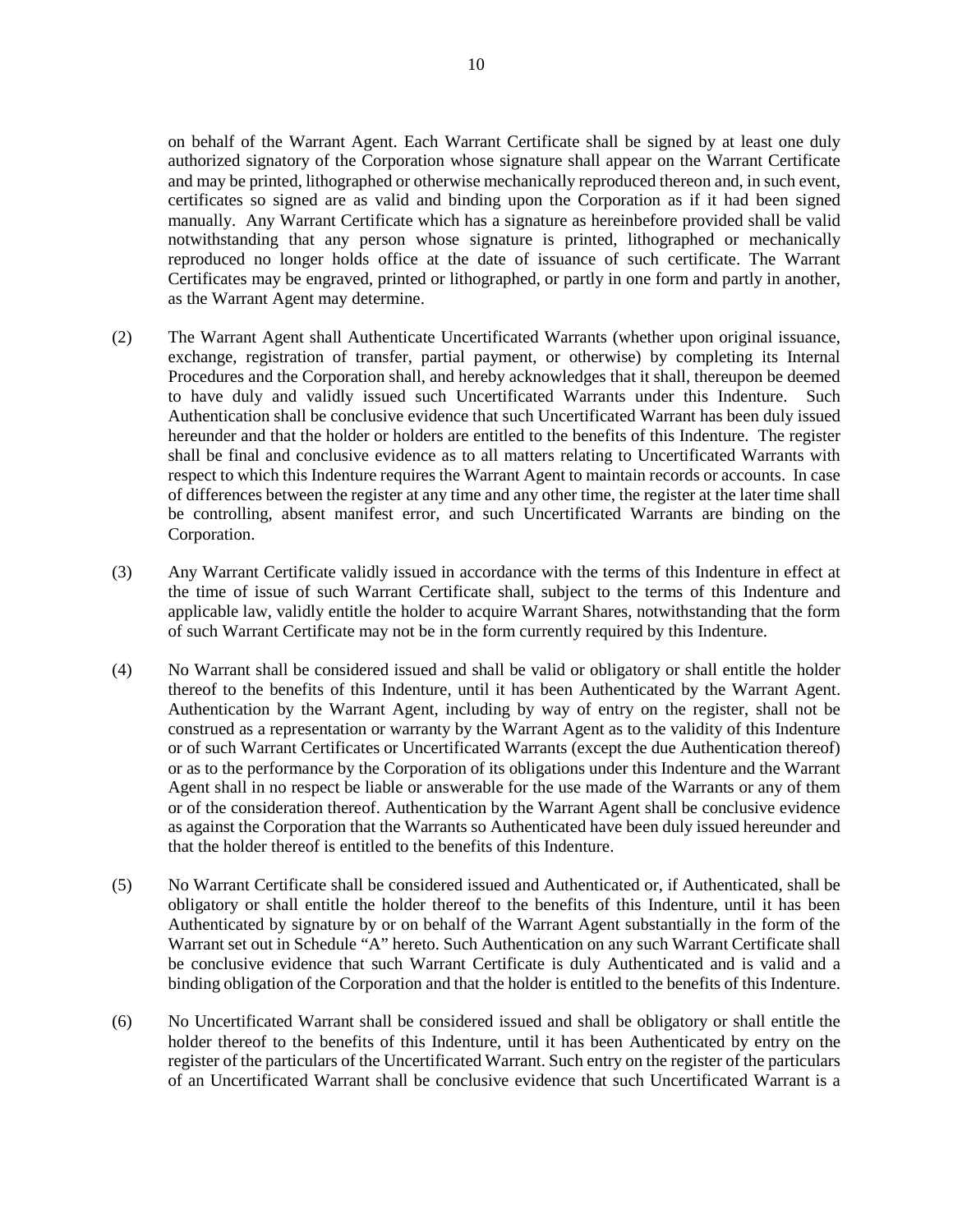on behalf of the Warrant Agent. Each Warrant Certificate shall be signed by at least one duly authorized signatory of the Corporation whose signature shall appear on the Warrant Certificate and may be printed, lithographed or otherwise mechanically reproduced thereon and, in such event, certificates so signed are as valid and binding upon the Corporation as if it had been signed manually. Any Warrant Certificate which has a signature as hereinbefore provided shall be valid notwithstanding that any person whose signature is printed, lithographed or mechanically reproduced no longer holds office at the date of issuance of such certificate. The Warrant Certificates may be engraved, printed or lithographed, or partly in one form and partly in another, as the Warrant Agent may determine.

(2) The Warrant Agent shall Authenticate Uncertificated Warrants (whether upon original issuance, exchange, registration of transfer, partial payment, or otherwise) by completing its Internal Procedures and the Corporation shall, and hereby acknowledges that it shall, thereupon be deemed to have duly and validly issued such Uncertificated Warrants under this Indenture. Such Authentication shall be conclusive evidence that such Uncertificated Warrant has been duly issued hereunder and that the holder or holders are entitled to the benefits of this Indenture. The register shall be final and conclusive evidence as to all matters relating to Uncertificated Warrants with respect to which this Indenture requires the Warrant Agent to maintain records or accounts. In case of differences between the register at any time and any other time, the register at the later time shall be controlling, absent manifest error, and such Uncertificated Warrants are binding on the Corporation.

(3) Any Warrant Certificate validly issued in accordance with the terms of this Indenture in effect at the time of issue of such Warrant Certificate shall, subject to the terms of this Indenture and applicable law, validly entitle the holder to acquire Warrant Shares, notwithstanding that the form of such Warrant Certificate may not be in the form currently required by this Indenture.

(4) No Warrant shall be considered issued and shall be valid or obligatory or shall entitle the holder thereof to the benefits of this Indenture, until it has been Authenticated by the Warrant Agent. Authentication by the Warrant Agent, including by way of entry on the register, shall not be construed as a representation or warranty by the Warrant Agent as to the validity of this Indenture or of such Warrant Certificates or Uncertificated Warrants (except the due Authentication thereof) or as to the performance by the Corporation of its obligations under this Indenture and the Warrant Agent shall in no respect be liable or answerable for the use made of the Warrants or any of them or of the consideration thereof. Authentication by the Warrant Agent shall be conclusive evidence as against the Corporation that the Warrants so Authenticated have been duly issued hereunder and that the holder thereof is entitled to the benefits of this Indenture.

(5) No Warrant Certificate shall be considered issued and Authenticated or, if Authenticated, shall be obligatory or shall entitle the holder thereof to the benefits of this Indenture, until it has been Authenticated by signature by or on behalf of the Warrant Agent substantially in the form of the Warrant set out in Schedule "A" hereto. Such Authentication on any such Warrant Certificate shall be conclusive evidence that such Warrant Certificate is duly Authenticated and is valid and a binding obligation of the Corporation and that the holder is entitled to the benefits of this Indenture.

(6) No Uncertificated Warrant shall be considered issued and shall be obligatory or shall entitle the holder thereof to the benefits of this Indenture, until it has been Authenticated by entry on the register of the particulars of the Uncertificated Warrant. Such entry on the register of the particulars of an Uncertificated Warrant shall be conclusive evidence that such Uncertificated Warrant is a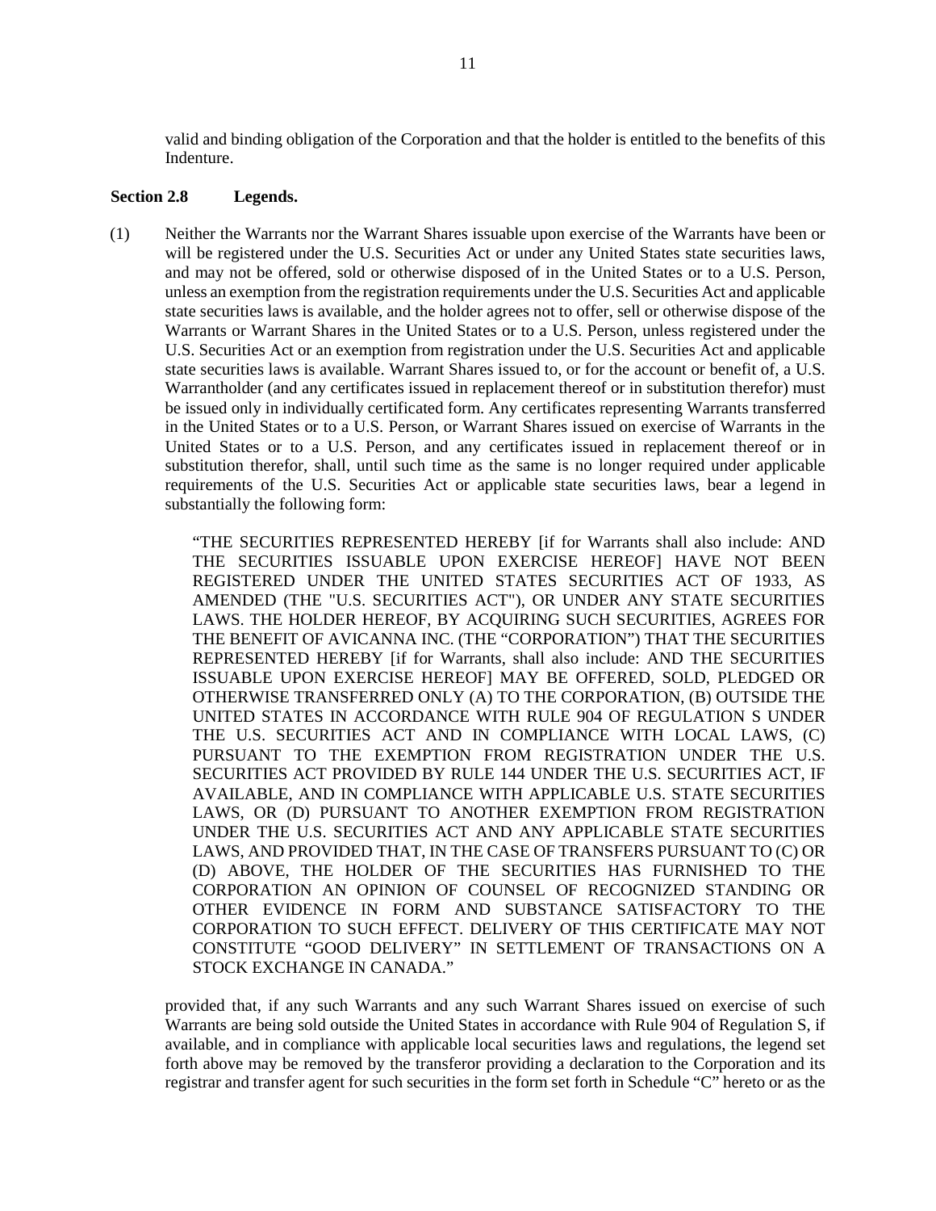valid and binding obligation of the Corporation and that the holder is entitled to the benefits of this Indenture.

**Section 2.8 Legends.**

(1) Neither the Warrants nor the Warrant Shares issuable upon exercise of the Warrants have been or will be registered under the U.S. Securities Act or under any United States state securities laws, and may not be offered, sold or otherwise disposed of in the United States or to a U.S. Person, unless an exemption from the registration requirements under the U.S. Securities Act and applicable state securities laws is available, and the holder agrees not to offer, sell or otherwise dispose of the Warrants or Warrant Shares in the United States or to a U.S. Person, unless registered under the U.S. Securities Act or an exemption from registration under the U.S. Securities Act and applicable state securities laws is available. Warrant Shares issued to, or for the account or benefit of, a U.S. Warrantholder (and any certificates issued in replacement thereof or in substitution therefor) must be issued only in individually certificated form. Any certificates representing Warrants transferred in the United States or to a U.S. Person, or Warrant Shares issued on exercise of Warrants in the United States or to a U.S. Person, and any certificates issued in replacement thereof or in substitution therefor, shall, until such time as the same is no longer required under applicable requirements of the U.S. Securities Act or applicable state securities laws, bear a legend in substantially the following form:

> "THE SECURITIES REPRESENTED HEREBY [if for Warrants shall also include: AND THE SECURITIES ISSUABLE UPON EXERCISE HEREOF] HAVE NOT BEEN REGISTERED UNDER THE UNITED STATES SECURITIES ACT OF 1933, AS AMENDED (THE "U.S. SECURITIES ACT"), OR UNDER ANY STATE SECURITIES LAWS. THE HOLDER HEREOF, BY ACQUIRING SUCH SECURITIES, AGREES FOR THE BENEFIT OF AVICANNA INC. (THE "CORPORATION") THAT THE SECURITIES REPRESENTED HEREBY [if for Warrants, shall also include: AND THE SECURITIES ISSUABLE UPON EXERCISE HEREOF] MAY BE OFFERED, SOLD, PLEDGED OR OTHERWISE TRANSFERRED ONLY (A) TO THE CORPORATION, (B) OUTSIDE THE UNITED STATES IN ACCORDANCE WITH RULE 904 OF REGULATION S UNDER THE U.S. SECURITIES ACT AND IN COMPLIANCE WITH LOCAL LAWS, (C) PURSUANT TO THE EXEMPTION FROM REGISTRATION UNDER THE U.S. SECURITIES ACT PROVIDED BY RULE 144 UNDER THE U.S. SECURITIES ACT, IF AVAILABLE, AND IN COMPLIANCE WITH APPLICABLE U.S. STATE SECURITIES LAWS, OR (D) PURSUANT TO ANOTHER EXEMPTION FROM REGISTRATION UNDER THE U.S. SECURITIES ACT AND ANY APPLICABLE STATE SECURITIES LAWS, AND PROVIDED THAT, IN THE CASE OF TRANSFERS PURSUANT TO (C) OR (D) ABOVE, THE HOLDER OF THE SECURITIES HAS FURNISHED TO THE CORPORATION AN OPINION OF COUNSEL OF RECOGNIZED STANDING OR OTHER EVIDENCE IN FORM AND SUBSTANCE SATISFACTORY TO THE CORPORATION TO SUCH EFFECT. DELIVERY OF THIS CERTIFICATE MAY NOT CONSTITUTE "GOOD DELIVERY" IN SETTLEMENT OF TRANSACTIONS ON A STOCK EXCHANGE IN CANADA."

provided that, if any such Warrants and any such Warrant Shares issued on exercise of such Warrants are being sold outside the United States in accordance with Rule 904 of Regulation S, if available, and in compliance with applicable local securities laws and regulations, the legend set forth above may be removed by the transferor providing a declaration to the Corporation and its registrar and transfer agent for such securities in the form set forth in Schedule "C" hereto or as the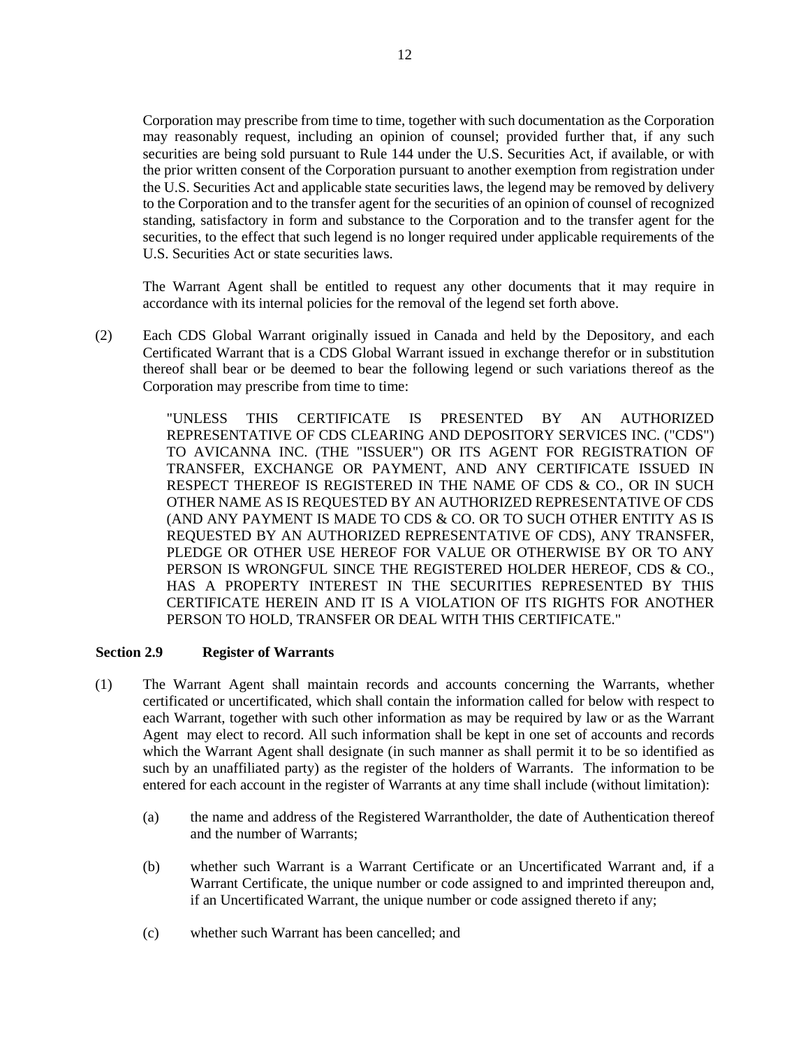Corporation may prescribe from time to time, together with such documentation as the Corporation may reasonably request, including an opinion of counsel; provided further that, if any such securities are being sold pursuant to Rule 144 under the U.S. Securities Act, if available, or with the prior written consent of the Corporation pursuant to another exemption from registration under the U.S. Securities Act and applicable state securities laws, the legend may be removed by delivery to the Corporation and to the transfer agent for the securities of an opinion of counsel of recognized standing, satisfactory in form and substance to the Corporation and to the transfer agent for the securities, to the effect that such legend is no longer required under applicable requirements of the U.S. Securities Act or state securities laws.

The Warrant Agent shall be entitled to request any other documents that it may require in accordance with its internal policies for the removal of the legend set forth above.

(2) Each CDS Global Warrant originally issued in Canada and held by the Depository, and each Certificated Warrant that is a CDS Global Warrant issued in exchange therefor or in substitution thereof shall bear or be deemed to bear the following legend or such variations thereof as the Corporation may prescribe from time to time:

"UNLESS THIS CERTIFICATE IS PRESENTED BY AN AUTHORIZED REPRESENTATIVE OF CDS CLEARING AND DEPOSITORY SERVICES INC. ("CDS") TO AVICANNA INC. (THE "ISSUER") OR ITS AGENT FOR REGISTRATION OF TRANSFER, EXCHANGE OR PAYMENT, AND ANY CERTIFICATE ISSUED IN RESPECT THEREOF IS REGISTERED IN THE NAME OF CDS & CO., OR IN SUCH OTHER NAME AS IS REQUESTED BY AN AUTHORIZED REPRESENTATIVE OF CDS (AND ANY PAYMENT IS MADE TO CDS & CO. OR TO SUCH OTHER ENTITY AS IS REQUESTED BY AN AUTHORIZED REPRESENTATIVE OF CDS), ANY TRANSFER, PLEDGE OR OTHER USE HEREOF FOR VALUE OR OTHERWISE BY OR TO ANY PERSON IS WRONGFUL SINCE THE REGISTERED HOLDER HEREOF, CDS & CO., HAS A PROPERTY INTEREST IN THE SECURITIES REPRESENTED BY THIS CERTIFICATE HEREIN AND IT IS A VIOLATION OF ITS RIGHTS FOR ANOTHER PERSON TO HOLD, TRANSFER OR DEAL WITH THIS CERTIFICATE."

### Section 2.9 Register of Warrants

(1) The Warrant Agent shall maintain records and accounts concerning the Warrants, whether certificated or uncertificated, which shall contain the information called for below with respect to each Warrant, together with such other information as may be required by law or as the Warrant Agent may elect to record. All such information shall be kept in one set of accounts and records which the Warrant Agent shall designate (in such manner as shall permit it to be so identified as such by an unaffiliated party) as the register of the holders of Warrants. The information to be entered for each account in the register of Warrants at any time shall include (without limitation):

(a) the name and address of the Registered Warrantholder, the date of Authentication thereof and the number of Warrants;

(b) whether such Warrant is a Warrant Certificate or an Uncertificated Warrant and, if a Warrant Certificate, the unique number or code assigned to and imprinted thereupon and, if an Uncertificated Warrant, the unique number or code assigned thereto if any;

(c) whether such Warrant has been cancelled; and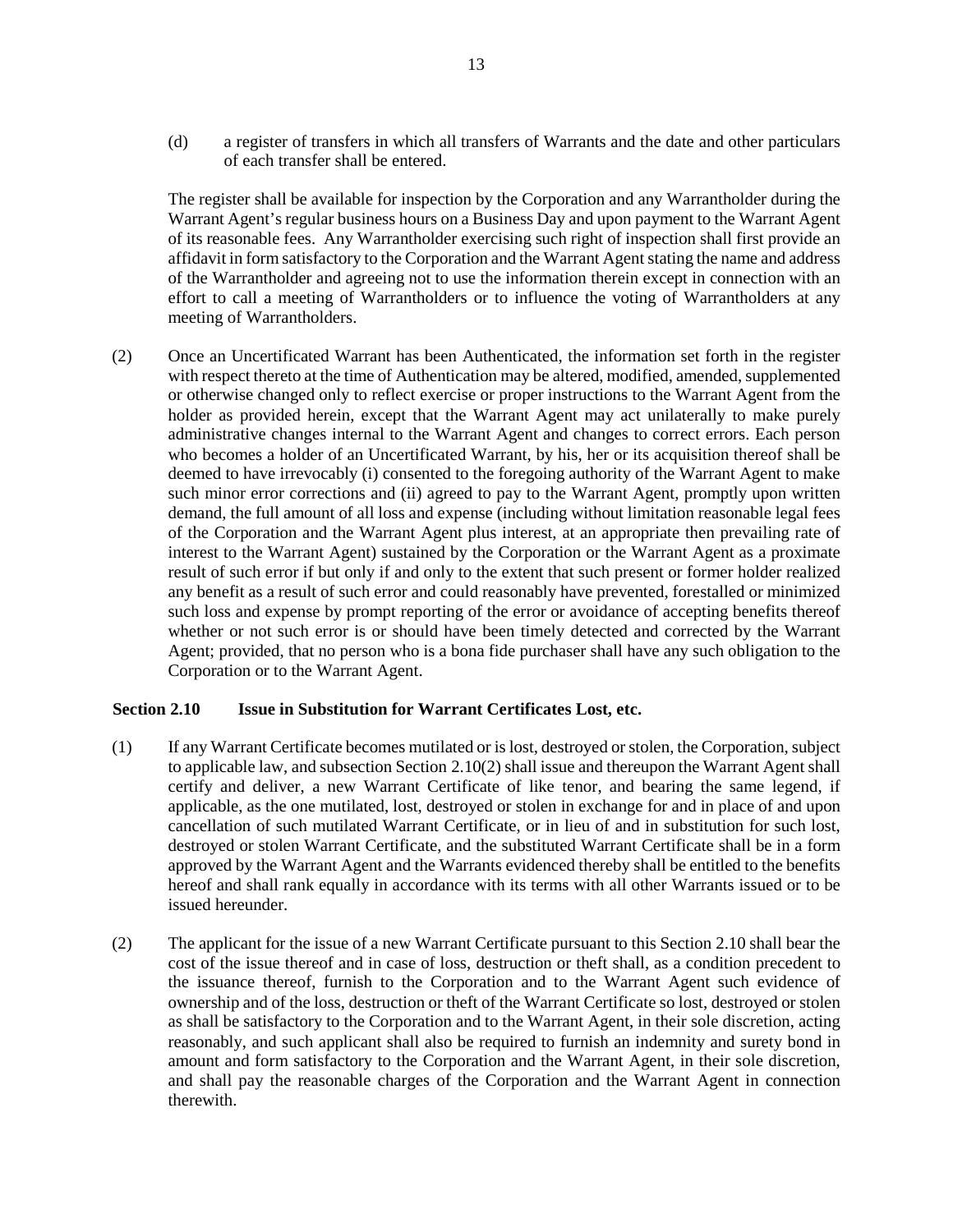(d) a register of transfers in which all transfers of Warrants and the date and other particulars of each transfer shall be entered.

The register shall be available for inspection by the Corporation and any Warrantholder during the Warrant Agent's regular business hours on a Business Day and upon payment to the Warrant Agent of its reasonable fees. Any Warrantholder exercising such right of inspection shall first provide an affidavit in form satisfactory to the Corporation and the Warrant Agent stating the name and address of the Warrantholder and agreeing not to use the information therein except in connection with an effort to call a meeting of Warrantholders or to influence the voting of Warrantholders at any meeting of Warrantholders.

(2) Once an Uncertificated Warrant has been Authenticated, the information set forth in the register with respect thereto at the time of Authentication may be altered, modified, amended, supplemented or otherwise changed only to reflect exercise or proper instructions to the Warrant Agent from the holder as provided herein, except that the Warrant Agent may act unilaterally to make purely administrative changes internal to the Warrant Agent and changes to correct errors. Each person who becomes a holder of an Uncertificated Warrant, by his, her or its acquisition thereof shall be deemed to have irrevocably (i) consented to the foregoing authority of the Warrant Agent to make such minor error corrections and (ii) agreed to pay to the Warrant Agent, promptly upon written demand, the full amount of all loss and expense (including without limitation reasonable legal fees of the Corporation and the Warrant Agent plus interest, at an appropriate then prevailing rate of interest to the Warrant Agent) sustained by the Corporation or the Warrant Agent as a proximate result of such error if but only if and only to the extent that such present or former holder realized any benefit as a result of such error and could reasonably have prevented, forestalled or minimized such loss and expense by prompt reporting of the error or avoidance of accepting benefits thereof whether or not such error is or should have been timely detected and corrected by the Warrant Agent; provided, that no person who is a bona fide purchaser shall have any such obligation to the Corporation or to the Warrant Agent.

### Section 2.10 Issue in Substitution for Warrant Certificates Lost, etc.

(1) If any Warrant Certificate becomes mutilated or is lost, destroyed or stolen, the Corporation, subject to applicable law, and subsection Section 2.10(2) shall issue and thereupon the Warrant Agent shall certify and deliver, a new Warrant Certificate of like tenor, and bearing the same legend, if applicable, as the one mutilated, lost, destroyed or stolen in exchange for and in place of and upon cancellation of such mutilated Warrant Certificate, or in lieu of and in substitution for such lost, destroyed or stolen Warrant Certificate, and the substituted Warrant Certificate shall be in a form approved by the Warrant Agent and the Warrants evidenced thereby shall be entitled to the benefits hereof and shall rank equally in accordance with its terms with all other Warrants issued or to be issued hereunder.

(2) The applicant for the issue of a new Warrant Certificate pursuant to this Section 2.10 shall bear the cost of the issue thereof and in case of loss, destruction or theft shall, as a condition precedent to the issuance thereof, furnish to the Corporation and to the Warrant Agent such evidence of ownership and of the loss, destruction or theft of the Warrant Certificate so lost, destroyed or stolen as shall be satisfactory to the Corporation and to the Warrant Agent, in their sole discretion, acting reasonably, and such applicant shall also be required to furnish an indemnity and surety bond in amount and form satisfactory to the Corporation and the Warrant Agent, in their sole discretion, and shall pay the reasonable charges of the Corporation and the Warrant Agent in connection therewith.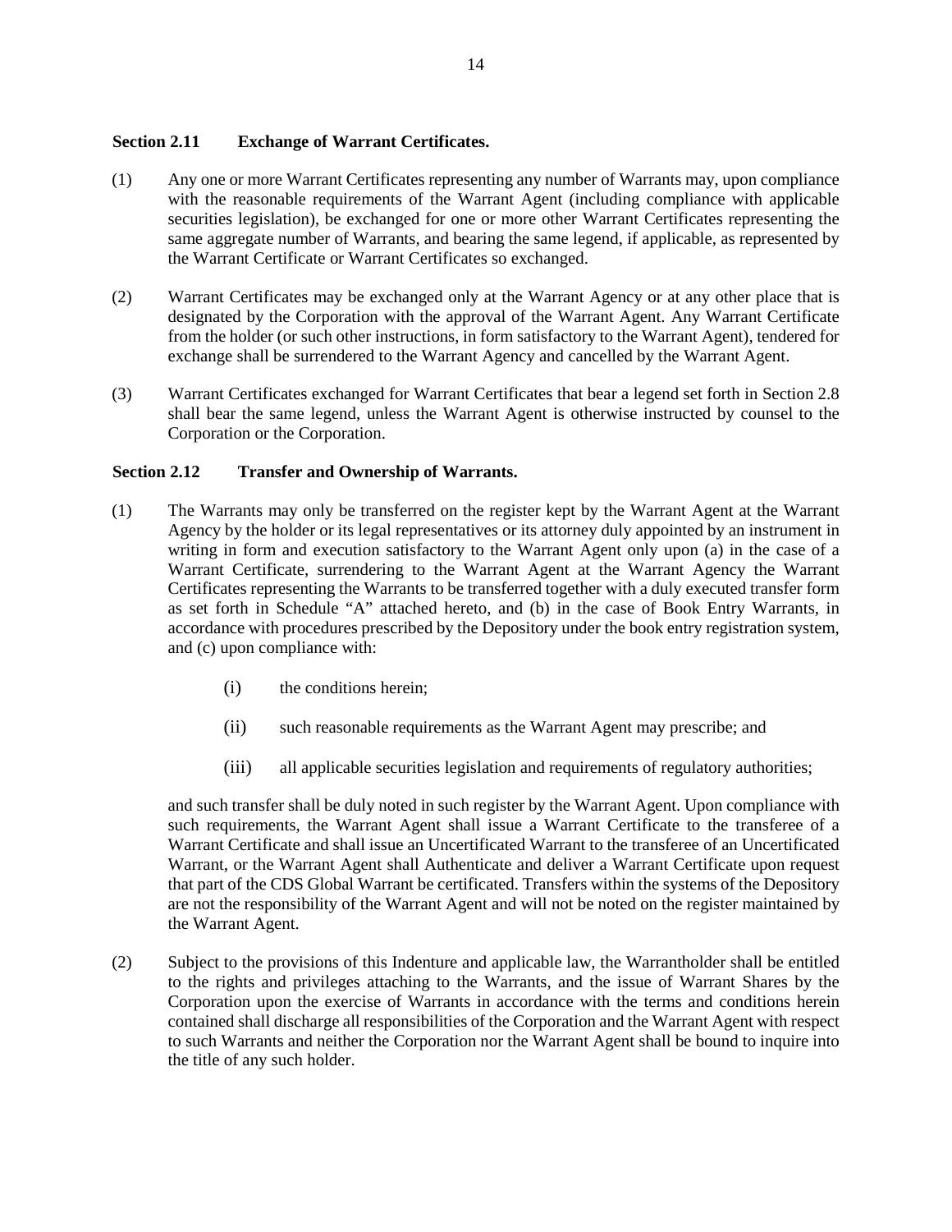### Section 2.11 Exchange of Warrant Certificates.

(1) Any one or more Warrant Certificates representing any number of Warrants may, upon compliance with the reasonable requirements of the Warrant Agent (including compliance with applicable securities legislation), be exchanged for one or more other Warrant Certificates representing the same aggregate number of Warrants, and bearing the same legend, if applicable, as represented by the Warrant Certificate or Warrant Certificates so exchanged.

(2) Warrant Certificates may be exchanged only at the Warrant Agency or at any other place that is designated by the Corporation with the approval of the Warrant Agent. Any Warrant Certificate from the holder (or such other instructions, in form satisfactory to the Warrant Agent), tendered for exchange shall be surrendered to the Warrant Agency and cancelled by the Warrant Agent.

(3) Warrant Certificates exchanged for Warrant Certificates that bear a legend set forth in Section 2.8 shall bear the same legend, unless the Warrant Agent is otherwise instructed by counsel to the Corporation or the Corporation.

### Section 2.12 Transfer and Ownership of Warrants.

(1) The Warrants may only be transferred on the register kept by the Warrant Agent at the Warrant Agency by the holder or its legal representatives or its attorney duly appointed by an instrument in writing in form and execution satisfactory to the Warrant Agent only upon (a) in the case of a Warrant Certificate, surrendering to the Warrant Agent at the Warrant Agency the Warrant Certificates representing the Warrants to be transferred together with a duly executed transfer form as set forth in Schedule "A" attached hereto, and (b) in the case of Book Entry Warrants, in accordance with procedures prescribed by the Depository under the book entry registration system, and (c) upon compliance with:

   (i) the conditions herein;

   (ii) such reasonable requirements as the Warrant Agent may prescribe; and

   (iii) all applicable securities legislation and requirements of regulatory authorities;

   and such transfer shall be duly noted in such register by the Warrant Agent. Upon compliance with such requirements, the Warrant Agent shall issue a Warrant Certificate to the transferee of a Warrant Certificate and shall issue an Uncertificated Warrant to the transferee of an Uncertificated Warrant, or the Warrant Agent shall Authenticate and deliver a Warrant Certificate upon request that part of the CDS Global Warrant be certificated. Transfers within the systems of the Depository are not the responsibility of the Warrant Agent and will not be noted on the register maintained by the Warrant Agent.

(2) Subject to the provisions of this Indenture and applicable law, the Warrantholder shall be entitled to the rights and privileges attaching to the Warrants, and the issue of Warrant Shares by the Corporation upon the exercise of Warrants in accordance with the terms and conditions herein contained shall discharge all responsibilities of the Corporation and the Warrant Agent with respect to such Warrants and neither the Corporation nor the Warrant Agent shall be bound to inquire into the title of any such holder.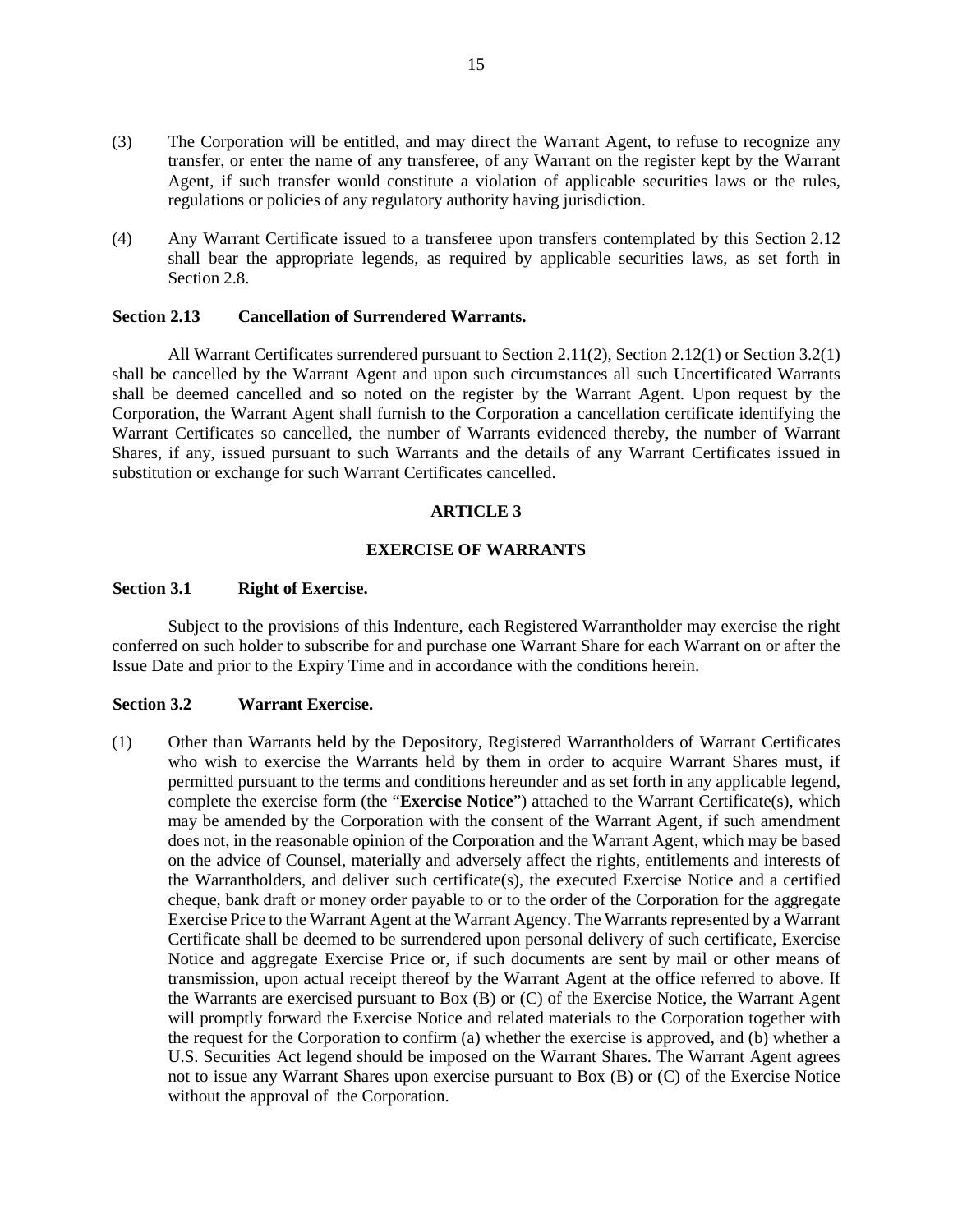(3) The Corporation will be entitled, and may direct the Warrant Agent, to refuse to recognize any transfer, or enter the name of any transferee, of any Warrant on the register kept by the Warrant Agent, if such transfer would constitute a violation of applicable securities laws or the rules, regulations or policies of any regulatory authority having jurisdiction.

(4) Any Warrant Certificate issued to a transferee upon transfers contemplated by this Section 2.12 shall bear the appropriate legends, as required by applicable securities laws, as set forth in Section 2.8.

**Section 2.13 Cancellation of Surrendered Warrants.**

All Warrant Certificates surrendered pursuant to Section 2.11(2), Section 2.12(1) or Section 3.2(1) shall be cancelled by the Warrant Agent and upon such circumstances all such Uncertificated Warrants shall be deemed cancelled and so noted on the register by the Warrant Agent. Upon request by the Corporation, the Warrant Agent shall furnish to the Corporation a cancellation certificate identifying the Warrant Certificates so cancelled, the number of Warrants evidenced thereby, the number of Warrant Shares, if any, issued pursuant to such Warrants and the details of any Warrant Certificates issued in substitution or exchange for such Warrant Certificates cancelled.

## ARTICLE 3

## EXERCISE OF WARRANTS

**Section 3.1 Right of Exercise.**

Subject to the provisions of this Indenture, each Registered Warrantholder may exercise the right conferred on such holder to subscribe for and purchase one Warrant Share for each Warrant on or after the Issue Date and prior to the Expiry Time and in accordance with the conditions herein.

**Section 3.2 Warrant Exercise.**

(1) Other than Warrants held by the Depository, Registered Warrantholders of Warrant Certificates who wish to exercise the Warrants held by them in order to acquire Warrant Shares must, if permitted pursuant to the terms and conditions hereunder and as set forth in any applicable legend, complete the exercise form (the "**Exercise Notice**") attached to the Warrant Certificate(s), which may be amended by the Corporation with the consent of the Warrant Agent, if such amendment does not, in the reasonable opinion of the Corporation and the Warrant Agent, which may be based on the advice of Counsel, materially and adversely affect the rights, entitlements and interests of the Warrantholders, and deliver such certificate(s), the executed Exercise Notice and a certified cheque, bank draft or money order payable to or to the order of the Corporation for the aggregate Exercise Price to the Warrant Agent at the Warrant Agency. The Warrants represented by a Warrant Certificate shall be deemed to be surrendered upon personal delivery of such certificate, Exercise Notice and aggregate Exercise Price or, if such documents are sent by mail or other means of transmission, upon actual receipt thereof by the Warrant Agent at the office referred to above. If the Warrants are exercised pursuant to Box (B) or (C) of the Exercise Notice, the Warrant Agent will promptly forward the Exercise Notice and related materials to the Corporation together with the request for the Corporation to confirm (a) whether the exercise is approved, and (b) whether a U.S. Securities Act legend should be imposed on the Warrant Shares. The Warrant Agent agrees not to issue any Warrant Shares upon exercise pursuant to Box (B) or (C) of the Exercise Notice without the approval of the Corporation.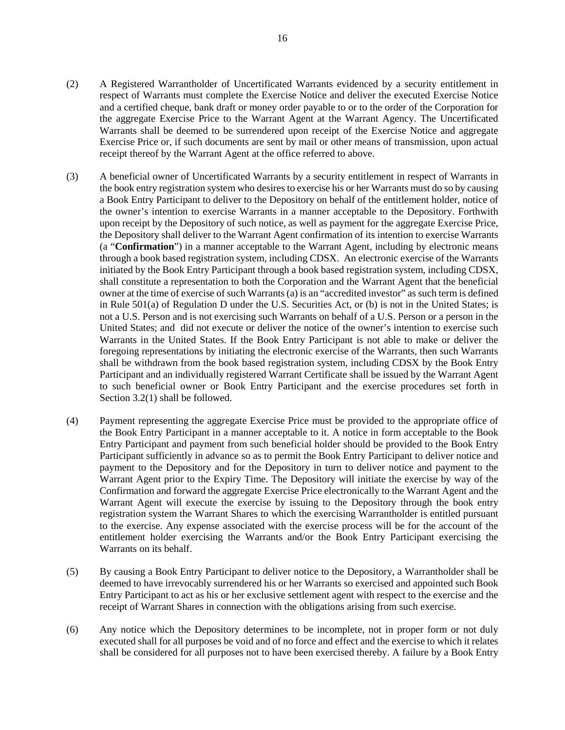(2) A Registered Warrantholder of Uncertificated Warrants evidenced by a security entitlement in respect of Warrants must complete the Exercise Notice and deliver the executed Exercise Notice and a certified cheque, bank draft or money order payable to or to the order of the Corporation for the aggregate Exercise Price to the Warrant Agent at the Warrant Agency. The Uncertificated Warrants shall be deemed to be surrendered upon receipt of the Exercise Notice and aggregate Exercise Price or, if such documents are sent by mail or other means of transmission, upon actual receipt thereof by the Warrant Agent at the office referred to above.

(3) A beneficial owner of Uncertificated Warrants by a security entitlement in respect of Warrants in the book entry registration system who desires to exercise his or her Warrants must do so by causing a Book Entry Participant to deliver to the Depository on behalf of the entitlement holder, notice of the owner's intention to exercise Warrants in a manner acceptable to the Depository. Forthwith upon receipt by the Depository of such notice, as well as payment for the aggregate Exercise Price, the Depository shall deliver to the Warrant Agent confirmation of its intention to exercise Warrants (a "**Confirmation**") in a manner acceptable to the Warrant Agent, including by electronic means through a book based registration system, including CDSX. An electronic exercise of the Warrants initiated by the Book Entry Participant through a book based registration system, including CDSX, shall constitute a representation to both the Corporation and the Warrant Agent that the beneficial owner at the time of exercise of such Warrants (a) is an "accredited investor" as such term is defined in Rule 501(a) of Regulation D under the U.S. Securities Act, or (b) is not in the United States; is not a U.S. Person and is not exercising such Warrants on behalf of a U.S. Person or a person in the United States; and did not execute or deliver the notice of the owner's intention to exercise such Warrants in the United States. If the Book Entry Participant is not able to make or deliver the foregoing representations by initiating the electronic exercise of the Warrants, then such Warrants shall be withdrawn from the book based registration system, including CDSX by the Book Entry Participant and an individually registered Warrant Certificate shall be issued by the Warrant Agent to such beneficial owner or Book Entry Participant and the exercise procedures set forth in Section 3.2(1) shall be followed.

(4) Payment representing the aggregate Exercise Price must be provided to the appropriate office of the Book Entry Participant in a manner acceptable to it. A notice in form acceptable to the Book Entry Participant and payment from such beneficial holder should be provided to the Book Entry Participant sufficiently in advance so as to permit the Book Entry Participant to deliver notice and payment to the Depository and for the Depository in turn to deliver notice and payment to the Warrant Agent prior to the Expiry Time. The Depository will initiate the exercise by way of the Confirmation and forward the aggregate Exercise Price electronically to the Warrant Agent and the Warrant Agent will execute the exercise by issuing to the Depository through the book entry registration system the Warrant Shares to which the exercising Warrantholder is entitled pursuant to the exercise. Any expense associated with the exercise process will be for the account of the entitlement holder exercising the Warrants and/or the Book Entry Participant exercising the Warrants on its behalf.

(5) By causing a Book Entry Participant to deliver notice to the Depository, a Warrantholder shall be deemed to have irrevocably surrendered his or her Warrants so exercised and appointed such Book Entry Participant to act as his or her exclusive settlement agent with respect to the exercise and the receipt of Warrant Shares in connection with the obligations arising from such exercise.

(6) Any notice which the Depository determines to be incomplete, not in proper form or not duly executed shall for all purposes be void and of no force and effect and the exercise to which it relates shall be considered for all purposes not to have been exercised thereby. A failure by a Book Entry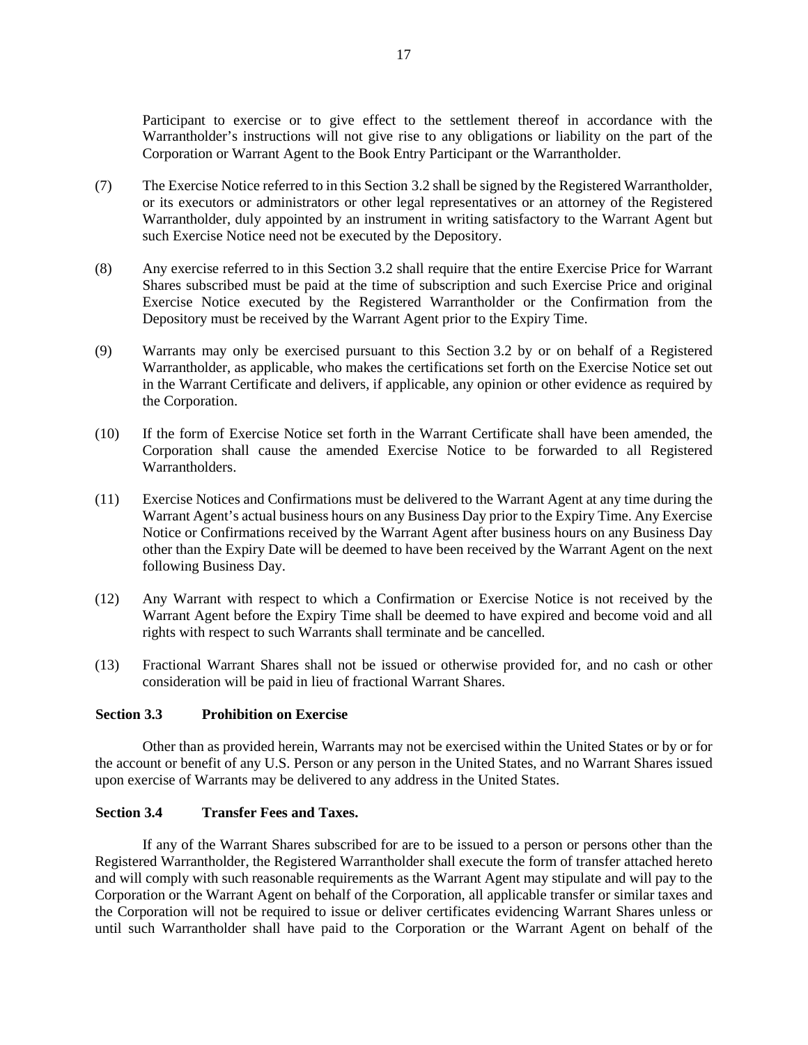Participant to exercise or to give effect to the settlement thereof in accordance with the Warrantholder's instructions will not give rise to any obligations or liability on the part of the Corporation or Warrant Agent to the Book Entry Participant or the Warrantholder.

(7) The Exercise Notice referred to in this Section 3.2 shall be signed by the Registered Warrantholder, or its executors or administrators or other legal representatives or an attorney of the Registered Warrantholder, duly appointed by an instrument in writing satisfactory to the Warrant Agent but such Exercise Notice need not be executed by the Depository.

(8) Any exercise referred to in this Section 3.2 shall require that the entire Exercise Price for Warrant Shares subscribed must be paid at the time of subscription and such Exercise Price and original Exercise Notice executed by the Registered Warrantholder or the Confirmation from the Depository must be received by the Warrant Agent prior to the Expiry Time.

(9) Warrants may only be exercised pursuant to this Section 3.2 by or on behalf of a Registered Warrantholder, as applicable, who makes the certifications set forth on the Exercise Notice set out in the Warrant Certificate and delivers, if applicable, any opinion or other evidence as required by the Corporation.

(10) If the form of Exercise Notice set forth in the Warrant Certificate shall have been amended, the Corporation shall cause the amended Exercise Notice to be forwarded to all Registered Warrantholders.

(11) Exercise Notices and Confirmations must be delivered to the Warrant Agent at any time during the Warrant Agent's actual business hours on any Business Day prior to the Expiry Time. Any Exercise Notice or Confirmations received by the Warrant Agent after business hours on any Business Day other than the Expiry Date will be deemed to have been received by the Warrant Agent on the next following Business Day.

(12) Any Warrant with respect to which a Confirmation or Exercise Notice is not received by the Warrant Agent before the Expiry Time shall be deemed to have expired and become void and all rights with respect to such Warrants shall terminate and be cancelled.

(13) Fractional Warrant Shares shall not be issued or otherwise provided for, and no cash or other consideration will be paid in lieu of fractional Warrant Shares.

**Section 3.3 Prohibition on Exercise**

Other than as provided herein, Warrants may not be exercised within the United States or by or for the account or benefit of any U.S. Person or any person in the United States, and no Warrant Shares issued upon exercise of Warrants may be delivered to any address in the United States.

**Section 3.4 Transfer Fees and Taxes.**

If any of the Warrant Shares subscribed for are to be issued to a person or persons other than the Registered Warrantholder, the Registered Warrantholder shall execute the form of transfer attached hereto and will comply with such reasonable requirements as the Warrant Agent may stipulate and will pay to the Corporation or the Warrant Agent on behalf of the Corporation, all applicable transfer or similar taxes and the Corporation will not be required to issue or deliver certificates evidencing Warrant Shares unless or until such Warrantholder shall have paid to the Corporation or the Warrant Agent on behalf of the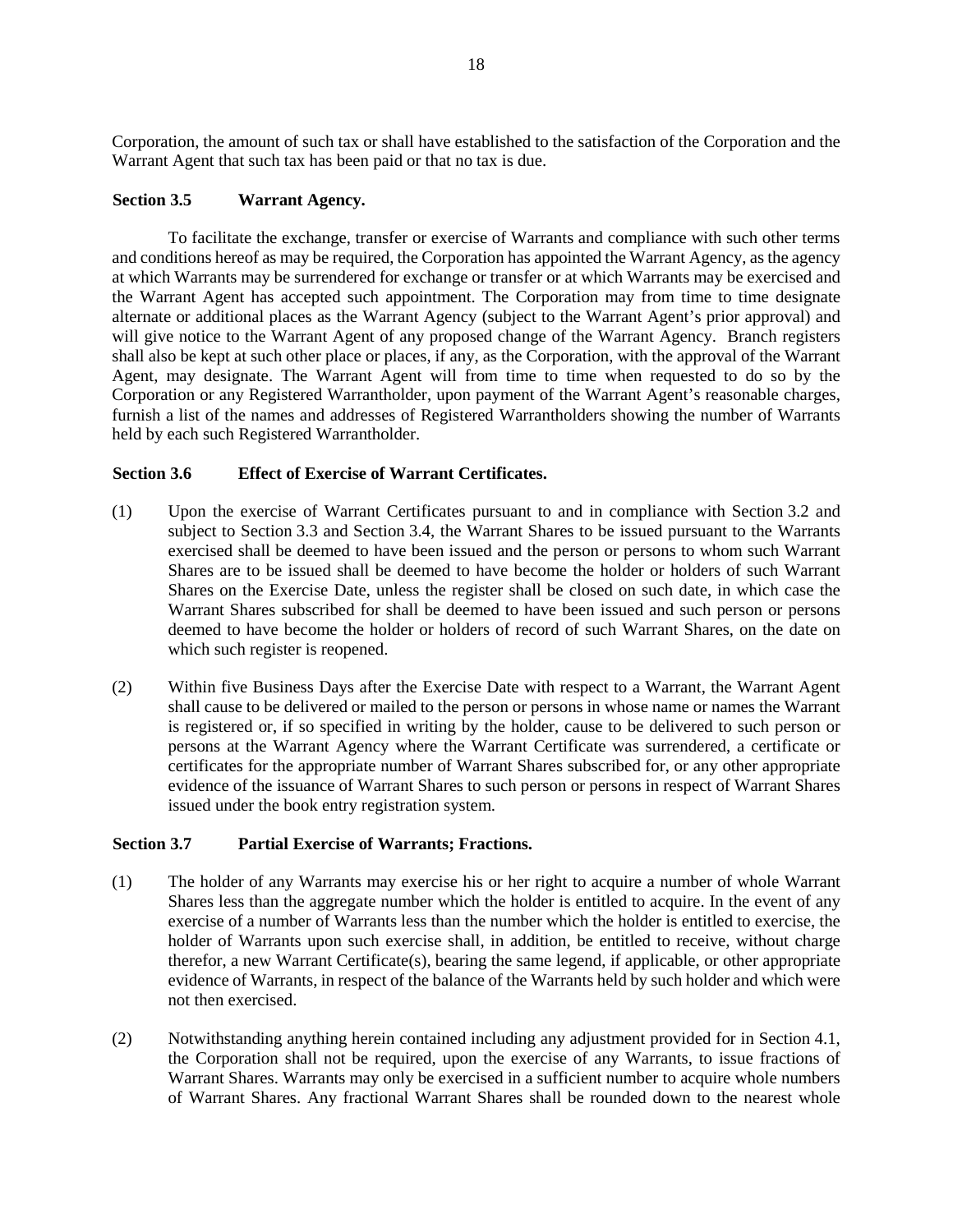Corporation, the amount of such tax or shall have established to the satisfaction of the Corporation and the Warrant Agent that such tax has been paid or that no tax is due.

### Section 3.5 Warrant Agency.

To facilitate the exchange, transfer or exercise of Warrants and compliance with such other terms and conditions hereof as may be required, the Corporation has appointed the Warrant Agency, as the agency at which Warrants may be surrendered for exchange or transfer or at which Warrants may be exercised and the Warrant Agent has accepted such appointment. The Corporation may from time to time designate alternate or additional places as the Warrant Agency (subject to the Warrant Agent's prior approval) and will give notice to the Warrant Agent of any proposed change of the Warrant Agency. Branch registers shall also be kept at such other place or places, if any, as the Corporation, with the approval of the Warrant Agent, may designate. The Warrant Agent will from time to time when requested to do so by the Corporation or any Registered Warrantholder, upon payment of the Warrant Agent's reasonable charges, furnish a list of the names and addresses of Registered Warrantholders showing the number of Warrants held by each such Registered Warrantholder.

### Section 3.6 Effect of Exercise of Warrant Certificates.

(1) Upon the exercise of Warrant Certificates pursuant to and in compliance with Section 3.2 and subject to Section 3.3 and Section 3.4, the Warrant Shares to be issued pursuant to the Warrants exercised shall be deemed to have been issued and the person or persons to whom such Warrant Shares are to be issued shall be deemed to have become the holder or holders of such Warrant Shares on the Exercise Date, unless the register shall be closed on such date, in which case the Warrant Shares subscribed for shall be deemed to have been issued and such person or persons deemed to have become the holder or holders of record of such Warrant Shares, on the date on which such register is reopened.

(2) Within five Business Days after the Exercise Date with respect to a Warrant, the Warrant Agent shall cause to be delivered or mailed to the person or persons in whose name or names the Warrant is registered or, if so specified in writing by the holder, cause to be delivered to such person or persons at the Warrant Agency where the Warrant Certificate was surrendered, a certificate or certificates for the appropriate number of Warrant Shares subscribed for, or any other appropriate evidence of the issuance of Warrant Shares to such person or persons in respect of Warrant Shares issued under the book entry registration system.

### Section 3.7 Partial Exercise of Warrants; Fractions.

(1) The holder of any Warrants may exercise his or her right to acquire a number of whole Warrant Shares less than the aggregate number which the holder is entitled to acquire. In the event of any exercise of a number of Warrants less than the number which the holder is entitled to exercise, the holder of Warrants upon such exercise shall, in addition, be entitled to receive, without charge therefor, a new Warrant Certificate(s), bearing the same legend, if applicable, or other appropriate evidence of Warrants, in respect of the balance of the Warrants held by such holder and which were not then exercised.

(2) Notwithstanding anything herein contained including any adjustment provided for in Section 4.1, the Corporation shall not be required, upon the exercise of any Warrants, to issue fractions of Warrant Shares. Warrants may only be exercised in a sufficient number to acquire whole numbers of Warrant Shares. Any fractional Warrant Shares shall be rounded down to the nearest whole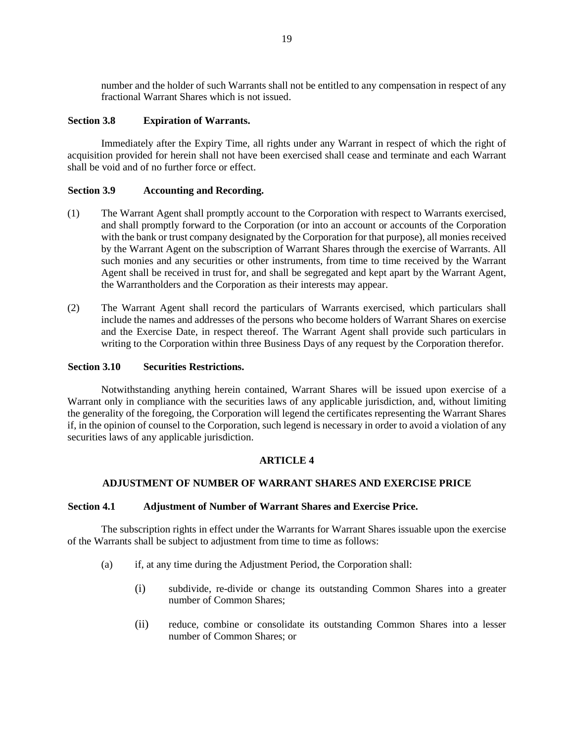number and the holder of such Warrants shall not be entitled to any compensation in respect of any fractional Warrant Shares which is not issued.

### Section 3.8 Expiration of Warrants.

Immediately after the Expiry Time, all rights under any Warrant in respect of which the right of acquisition provided for herein shall not have been exercised shall cease and terminate and each Warrant shall be void and of no further force or effect.

### Section 3.9 Accounting and Recording.

(1) The Warrant Agent shall promptly account to the Corporation with respect to Warrants exercised, and shall promptly forward to the Corporation (or into an account or accounts of the Corporation with the bank or trust company designated by the Corporation for that purpose), all monies received by the Warrant Agent on the subscription of Warrant Shares through the exercise of Warrants. All such monies and any securities or other instruments, from time to time received by the Warrant Agent shall be received in trust for, and shall be segregated and kept apart by the Warrant Agent, the Warrantholders and the Corporation as their interests may appear.

(2) The Warrant Agent shall record the particulars of Warrants exercised, which particulars shall include the names and addresses of the persons who become holders of Warrant Shares on exercise and the Exercise Date, in respect thereof. The Warrant Agent shall provide such particulars in writing to the Corporation within three Business Days of any request by the Corporation therefor.

### Section 3.10 Securities Restrictions.

Notwithstanding anything herein contained, Warrant Shares will be issued upon exercise of a Warrant only in compliance with the securities laws of any applicable jurisdiction, and, without limiting the generality of the foregoing, the Corporation will legend the certificates representing the Warrant Shares if, in the opinion of counsel to the Corporation, such legend is necessary in order to avoid a violation of any securities laws of any applicable jurisdiction.

## ARTICLE 4

## ADJUSTMENT OF NUMBER OF WARRANT SHARES AND EXERCISE PRICE

### Section 4.1 Adjustment of Number of Warrant Shares and Exercise Price.

The subscription rights in effect under the Warrants for Warrant Shares issuable upon the exercise of the Warrants shall be subject to adjustment from time to time as follows:

(a) if, at any time during the Adjustment Period, the Corporation shall:

(i) subdivide, re-divide or change its outstanding Common Shares into a greater number of Common Shares;

(ii) reduce, combine or consolidate its outstanding Common Shares into a lesser number of Common Shares; or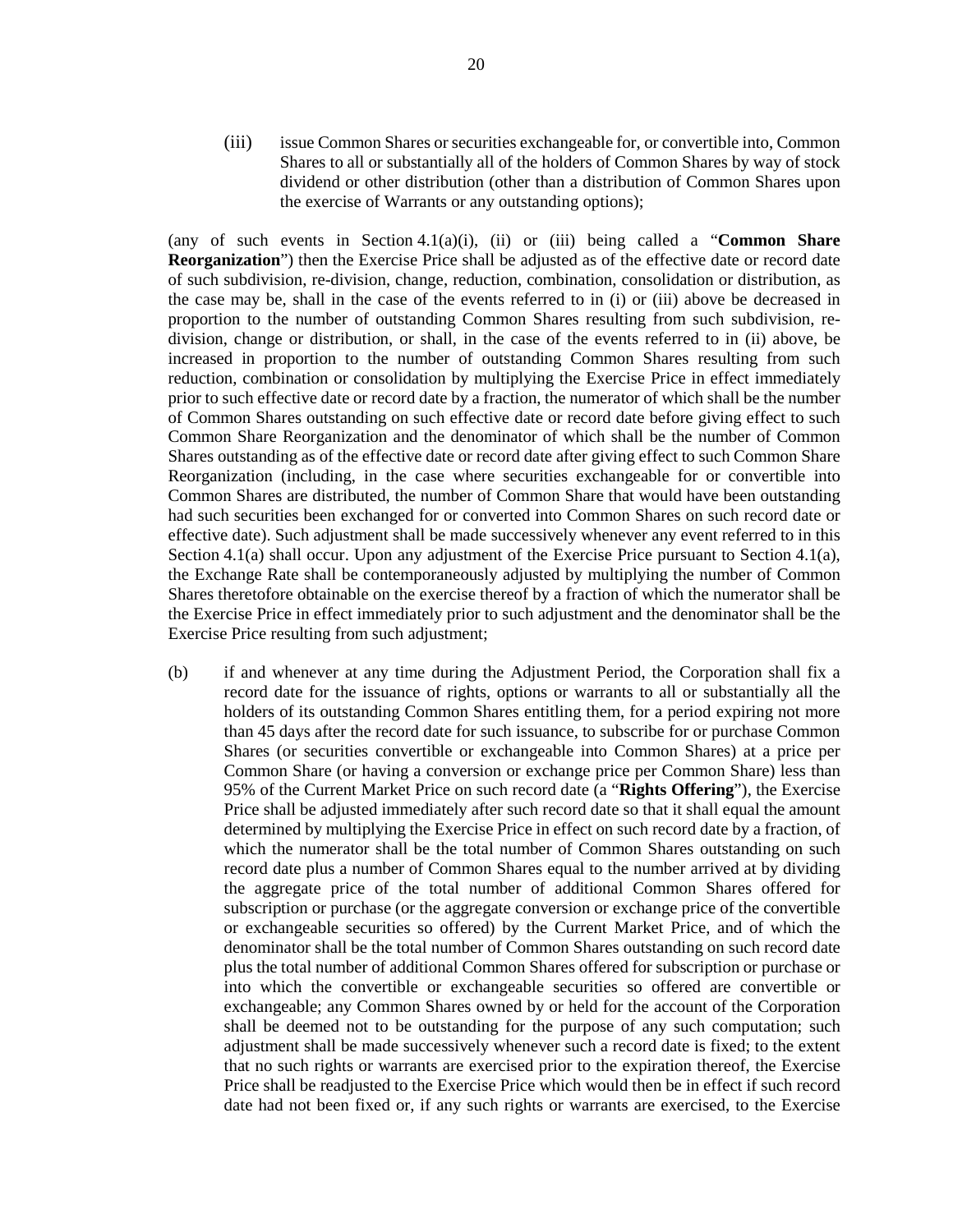(iii) issue Common Shares or securities exchangeable for, or convertible into, Common Shares to all or substantially all of the holders of Common Shares by way of stock dividend or other distribution (other than a distribution of Common Shares upon the exercise of Warrants or any outstanding options);

(any of such events in Section 4.1(a)(i), (ii) or (iii) being called a "**Common Share Reorganization**") then the Exercise Price shall be adjusted as of the effective date or record date of such subdivision, re-division, change, reduction, combination, consolidation or distribution, as the case may be, shall in the case of the events referred to in (i) or (iii) above be decreased in proportion to the number of outstanding Common Shares resulting from such subdivision, re-division, change or distribution, or shall, in the case of the events referred to in (ii) above, be increased in proportion to the number of outstanding Common Shares resulting from such reduction, combination or consolidation by multiplying the Exercise Price in effect immediately prior to such effective date or record date by a fraction, the numerator of which shall be the number of Common Shares outstanding on such effective date or record date before giving effect to such Common Share Reorganization and the denominator of which shall be the number of Common Shares outstanding as of the effective date or record date after giving effect to such Common Share Reorganization (including, in the case where securities exchangeable for or convertible into Common Shares are distributed, the number of Common Share that would have been outstanding had such securities been exchanged for or converted into Common Shares on such record date or effective date). Such adjustment shall be made successively whenever any event referred to in this Section 4.1(a) shall occur. Upon any adjustment of the Exercise Price pursuant to Section 4.1(a), the Exchange Rate shall be contemporaneously adjusted by multiplying the number of Common Shares theretofore obtainable on the exercise thereof by a fraction of which the numerator shall be the Exercise Price in effect immediately prior to such adjustment and the denominator shall be the Exercise Price resulting from such adjustment;

(b) if and whenever at any time during the Adjustment Period, the Corporation shall fix a record date for the issuance of rights, options or warrants to all or substantially all the holders of its outstanding Common Shares entitling them, for a period expiring not more than 45 days after the record date for such issuance, to subscribe for or purchase Common Shares (or securities convertible or exchangeable into Common Shares) at a price per Common Share (or having a conversion or exchange price per Common Share) less than 95% of the Current Market Price on such record date (a "**Rights Offering**"), the Exercise Price shall be adjusted immediately after such record date so that it shall equal the amount determined by multiplying the Exercise Price in effect on such record date by a fraction, of which the numerator shall be the total number of Common Shares outstanding on such record date plus a number of Common Shares equal to the number arrived at by dividing the aggregate price of the total number of additional Common Shares offered for subscription or purchase (or the aggregate conversion or exchange price of the convertible or exchangeable securities so offered) by the Current Market Price, and of which the denominator shall be the total number of Common Shares outstanding on such record date plus the total number of additional Common Shares offered for subscription or purchase or into which the convertible or exchangeable securities so offered are convertible or exchangeable; any Common Shares owned by or held for the account of the Corporation shall be deemed not to be outstanding for the purpose of any such computation; such adjustment shall be made successively whenever such a record date is fixed; to the extent that no such rights or warrants are exercised prior to the expiration thereof, the Exercise Price shall be readjusted to the Exercise Price which would then be in effect if such record date had not been fixed or, if any such rights or warrants are exercised, to the Exercise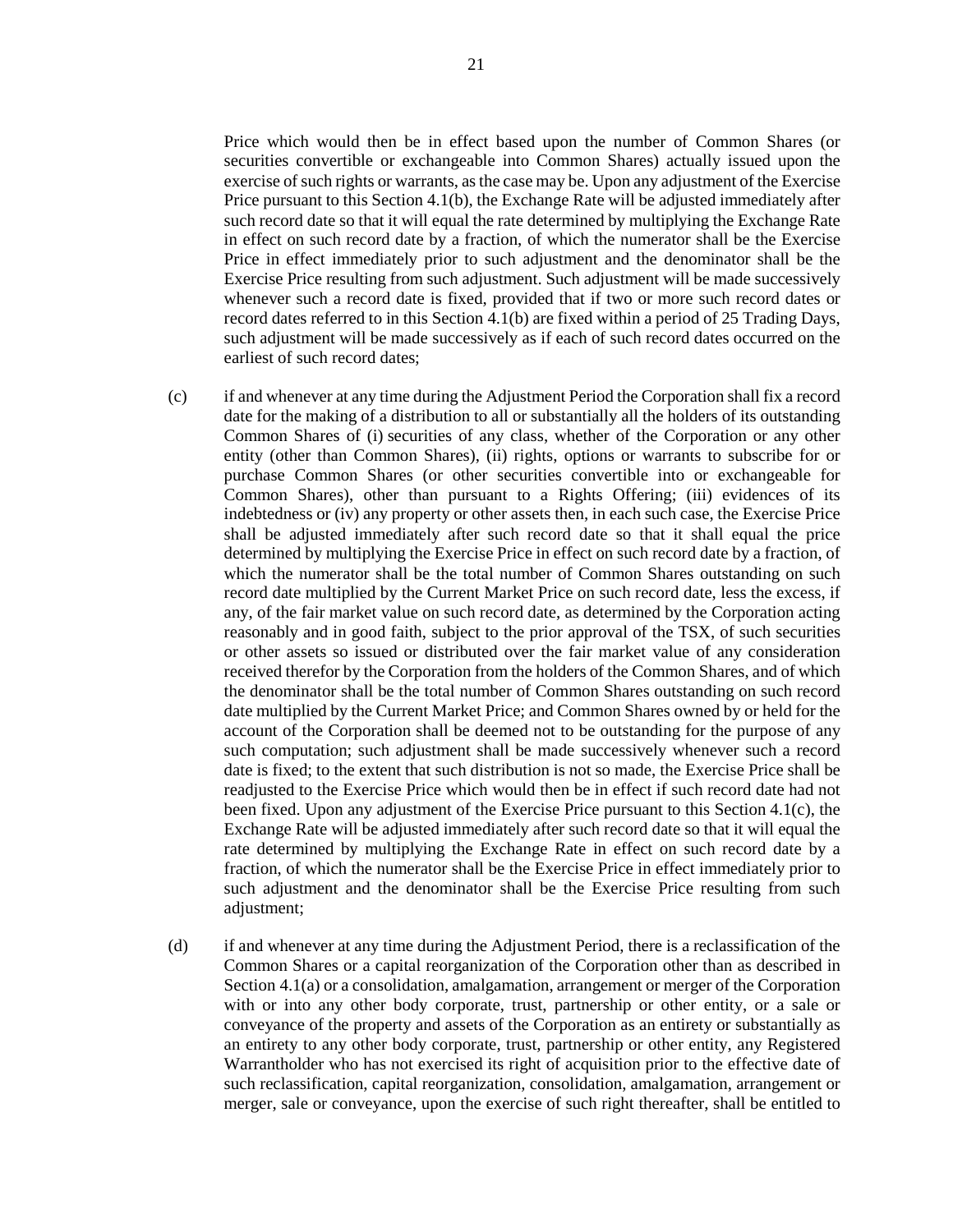Price which would then be in effect based upon the number of Common Shares (or securities convertible or exchangeable into Common Shares) actually issued upon the exercise of such rights or warrants, as the case may be. Upon any adjustment of the Exercise Price pursuant to this Section 4.1(b), the Exchange Rate will be adjusted immediately after such record date so that it will equal the rate determined by multiplying the Exchange Rate in effect on such record date by a fraction, of which the numerator shall be the Exercise Price in effect immediately prior to such adjustment and the denominator shall be the Exercise Price resulting from such adjustment. Such adjustment will be made successively whenever such a record date is fixed, provided that if two or more such record dates or record dates referred to in this Section 4.1(b) are fixed within a period of 25 Trading Days, such adjustment will be made successively as if each of such record dates occurred on the earliest of such record dates;

(c) if and whenever at any time during the Adjustment Period the Corporation shall fix a record date for the making of a distribution to all or substantially all the holders of its outstanding Common Shares of (i) securities of any class, whether of the Corporation or any other entity (other than Common Shares), (ii) rights, options or warrants to subscribe for or purchase Common Shares (or other securities convertible into or exchangeable for Common Shares), other than pursuant to a Rights Offering; (iii) evidences of its indebtedness or (iv) any property or other assets then, in each such case, the Exercise Price shall be adjusted immediately after such record date so that it shall equal the price determined by multiplying the Exercise Price in effect on such record date by a fraction, of which the numerator shall be the total number of Common Shares outstanding on such record date multiplied by the Current Market Price on such record date, less the excess, if any, of the fair market value on such record date, as determined by the Corporation acting reasonably and in good faith, subject to the prior approval of the TSX, of such securities or other assets so issued or distributed over the fair market value of any consideration received therefor by the Corporation from the holders of the Common Shares, and of which the denominator shall be the total number of Common Shares outstanding on such record date multiplied by the Current Market Price; and Common Shares owned by or held for the account of the Corporation shall be deemed not to be outstanding for the purpose of any such computation; such adjustment shall be made successively whenever such a record date is fixed; to the extent that such distribution is not so made, the Exercise Price shall be readjusted to the Exercise Price which would then be in effect if such record date had not been fixed. Upon any adjustment of the Exercise Price pursuant to this Section 4.1(c), the Exchange Rate will be adjusted immediately after such record date so that it will equal the rate determined by multiplying the Exchange Rate in effect on such record date by a fraction, of which the numerator shall be the Exercise Price in effect immediately prior to such adjustment and the denominator shall be the Exercise Price resulting from such adjustment;

(d) if and whenever at any time during the Adjustment Period, there is a reclassification of the Common Shares or a capital reorganization of the Corporation other than as described in Section 4.1(a) or a consolidation, amalgamation, arrangement or merger of the Corporation with or into any other body corporate, trust, partnership or other entity, or a sale or conveyance of the property and assets of the Corporation as an entirety or substantially as an entirety to any other body corporate, trust, partnership or other entity, any Registered Warrantholder who has not exercised its right of acquisition prior to the effective date of such reclassification, capital reorganization, consolidation, amalgamation, arrangement or merger, sale or conveyance, upon the exercise of such right thereafter, shall be entitled to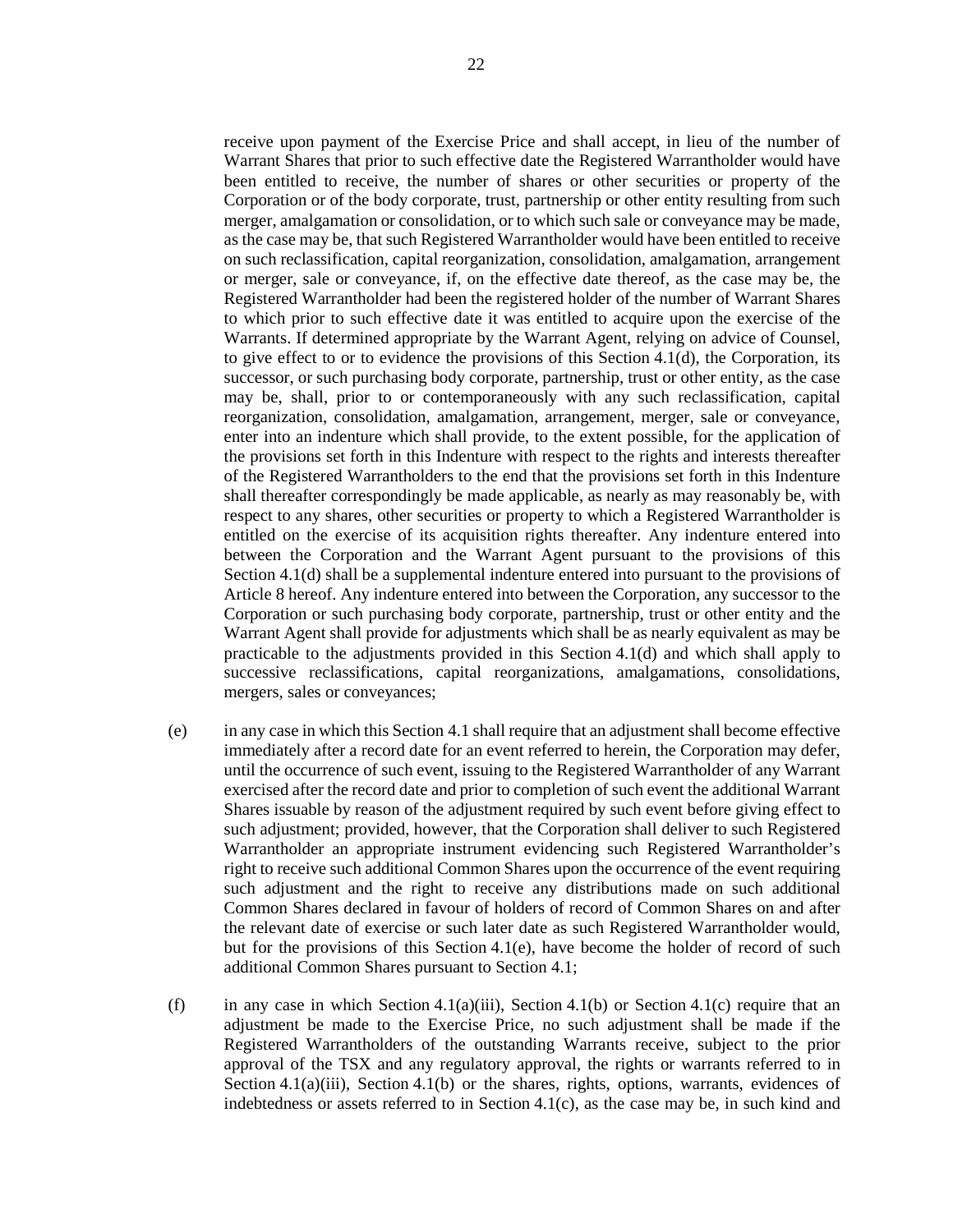receive upon payment of the Exercise Price and shall accept, in lieu of the number of Warrant Shares that prior to such effective date the Registered Warrantholder would have been entitled to receive, the number of shares or other securities or property of the Corporation or of the body corporate, trust, partnership or other entity resulting from such merger, amalgamation or consolidation, or to which such sale or conveyance may be made, as the case may be, that such Registered Warrantholder would have been entitled to receive on such reclassification, capital reorganization, consolidation, amalgamation, arrangement or merger, sale or conveyance, if, on the effective date thereof, as the case may be, the Registered Warrantholder had been the registered holder of the number of Warrant Shares to which prior to such effective date it was entitled to acquire upon the exercise of the Warrants. If determined appropriate by the Warrant Agent, relying on advice of Counsel, to give effect to or to evidence the provisions of this Section 4.1(d), the Corporation, its successor, or such purchasing body corporate, partnership, trust or other entity, as the case may be, shall, prior to or contemporaneously with any such reclassification, capital reorganization, consolidation, amalgamation, arrangement, merger, sale or conveyance, enter into an indenture which shall provide, to the extent possible, for the application of the provisions set forth in this Indenture with respect to the rights and interests thereafter of the Registered Warrantholders to the end that the provisions set forth in this Indenture shall thereafter correspondingly be made applicable, as nearly as may reasonably be, with respect to any shares, other securities or property to which a Registered Warrantholder is entitled on the exercise of its acquisition rights thereafter. Any indenture entered into between the Corporation and the Warrant Agent pursuant to the provisions of this Section 4.1(d) shall be a supplemental indenture entered into pursuant to the provisions of Article 8 hereof. Any indenture entered into between the Corporation, any successor to the Corporation or such purchasing body corporate, partnership, trust or other entity and the Warrant Agent shall provide for adjustments which shall be as nearly equivalent as may be practicable to the adjustments provided in this Section 4.1(d) and which shall apply to successive reclassifications, capital reorganizations, amalgamations, consolidations, mergers, sales or conveyances;

(e) in any case in which this Section 4.1 shall require that an adjustment shall become effective immediately after a record date for an event referred to herein, the Corporation may defer, until the occurrence of such event, issuing to the Registered Warrantholder of any Warrant exercised after the record date and prior to completion of such event the additional Warrant Shares issuable by reason of the adjustment required by such event before giving effect to such adjustment; provided, however, that the Corporation shall deliver to such Registered Warrantholder an appropriate instrument evidencing such Registered Warrantholder's right to receive such additional Common Shares upon the occurrence of the event requiring such adjustment and the right to receive any distributions made on such additional Common Shares declared in favour of holders of record of Common Shares on and after the relevant date of exercise or such later date as such Registered Warrantholder would, but for the provisions of this Section 4.1(e), have become the holder of record of such additional Common Shares pursuant to Section 4.1;

(f) in any case in which Section 4.1(a)(iii), Section 4.1(b) or Section 4.1(c) require that an adjustment be made to the Exercise Price, no such adjustment shall be made if the Registered Warrantholders of the outstanding Warrants receive, subject to the prior approval of the TSX and any regulatory approval, the rights or warrants referred to in Section 4.1(a)(iii), Section 4.1(b) or the shares, rights, options, warrants, evidences of indebtedness or assets referred to in Section 4.1(c), as the case may be, in such kind and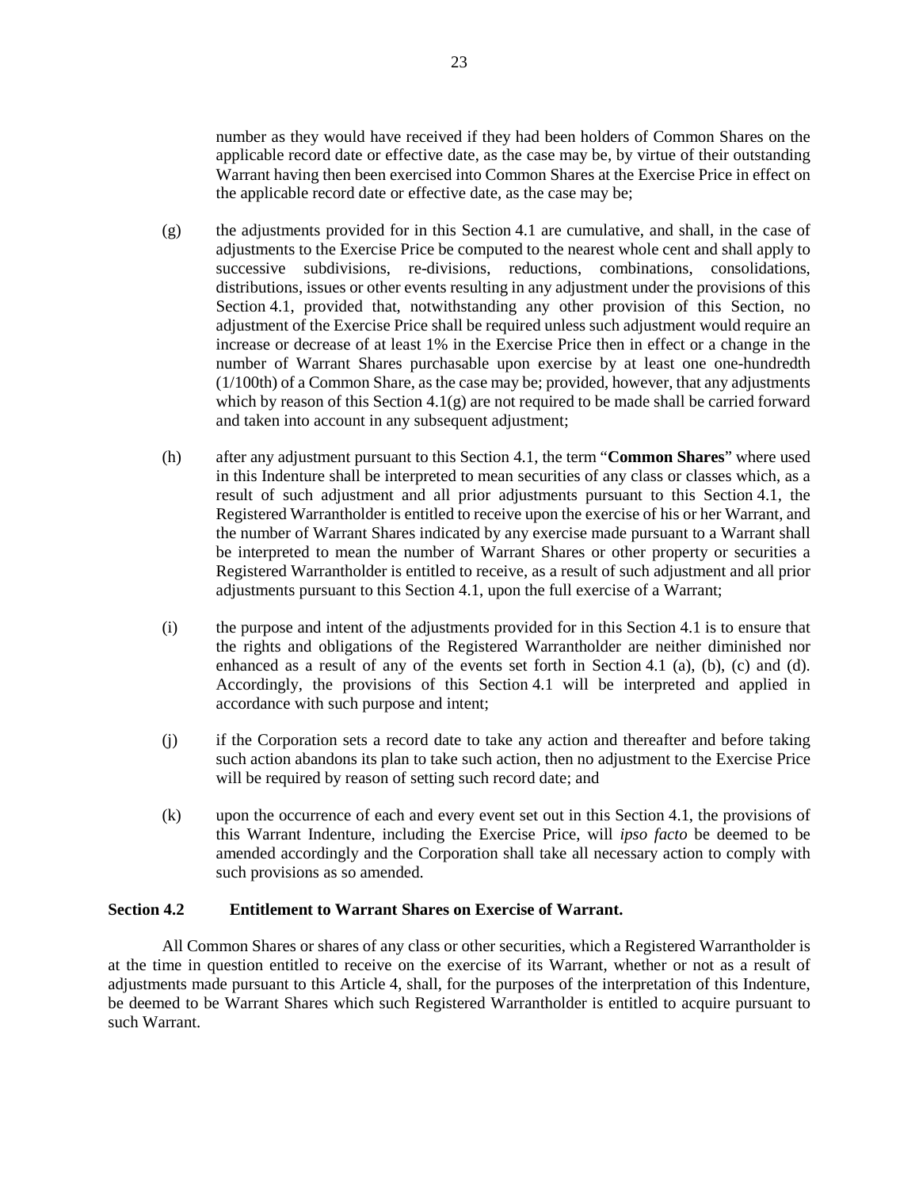number as they would have received if they had been holders of Common Shares on the applicable record date or effective date, as the case may be, by virtue of their outstanding Warrant having then been exercised into Common Shares at the Exercise Price in effect on the applicable record date or effective date, as the case may be;

(g) the adjustments provided for in this Section 4.1 are cumulative, and shall, in the case of adjustments to the Exercise Price be computed to the nearest whole cent and shall apply to successive subdivisions, re-divisions, reductions, combinations, consolidations, distributions, issues or other events resulting in any adjustment under the provisions of this Section 4.1, provided that, notwithstanding any other provision of this Section, no adjustment of the Exercise Price shall be required unless such adjustment would require an increase or decrease of at least 1% in the Exercise Price then in effect or a change in the number of Warrant Shares purchasable upon exercise by at least one one-hundredth (1/100th) of a Common Share, as the case may be; provided, however, that any adjustments which by reason of this Section 4.1(g) are not required to be made shall be carried forward and taken into account in any subsequent adjustment;

(h) after any adjustment pursuant to this Section 4.1, the term "**Common Shares**" where used in this Indenture shall be interpreted to mean securities of any class or classes which, as a result of such adjustment and all prior adjustments pursuant to this Section 4.1, the Registered Warrantholder is entitled to receive upon the exercise of his or her Warrant, and the number of Warrant Shares indicated by any exercise made pursuant to a Warrant shall be interpreted to mean the number of Warrant Shares or other property or securities a Registered Warrantholder is entitled to receive, as a result of such adjustment and all prior adjustments pursuant to this Section 4.1, upon the full exercise of a Warrant;

(i) the purpose and intent of the adjustments provided for in this Section 4.1 is to ensure that the rights and obligations of the Registered Warrantholder are neither diminished nor enhanced as a result of any of the events set forth in Section 4.1 (a), (b), (c) and (d). Accordingly, the provisions of this Section 4.1 will be interpreted and applied in accordance with such purpose and intent;

(j) if the Corporation sets a record date to take any action and thereafter and before taking such action abandons its plan to take such action, then no adjustment to the Exercise Price will be required by reason of setting such record date; and

(k) upon the occurrence of each and every event set out in this Section 4.1, the provisions of this Warrant Indenture, including the Exercise Price, will *ipso facto* be deemed to be amended accordingly and the Corporation shall take all necessary action to comply with such provisions as so amended.

### Section 4.2 Entitlement to Warrant Shares on Exercise of Warrant.

All Common Shares or shares of any class or other securities, which a Registered Warrantholder is at the time in question entitled to receive on the exercise of its Warrant, whether or not as a result of adjustments made pursuant to this Article 4, shall, for the purposes of the interpretation of this Indenture, be deemed to be Warrant Shares which such Registered Warrantholder is entitled to acquire pursuant to such Warrant.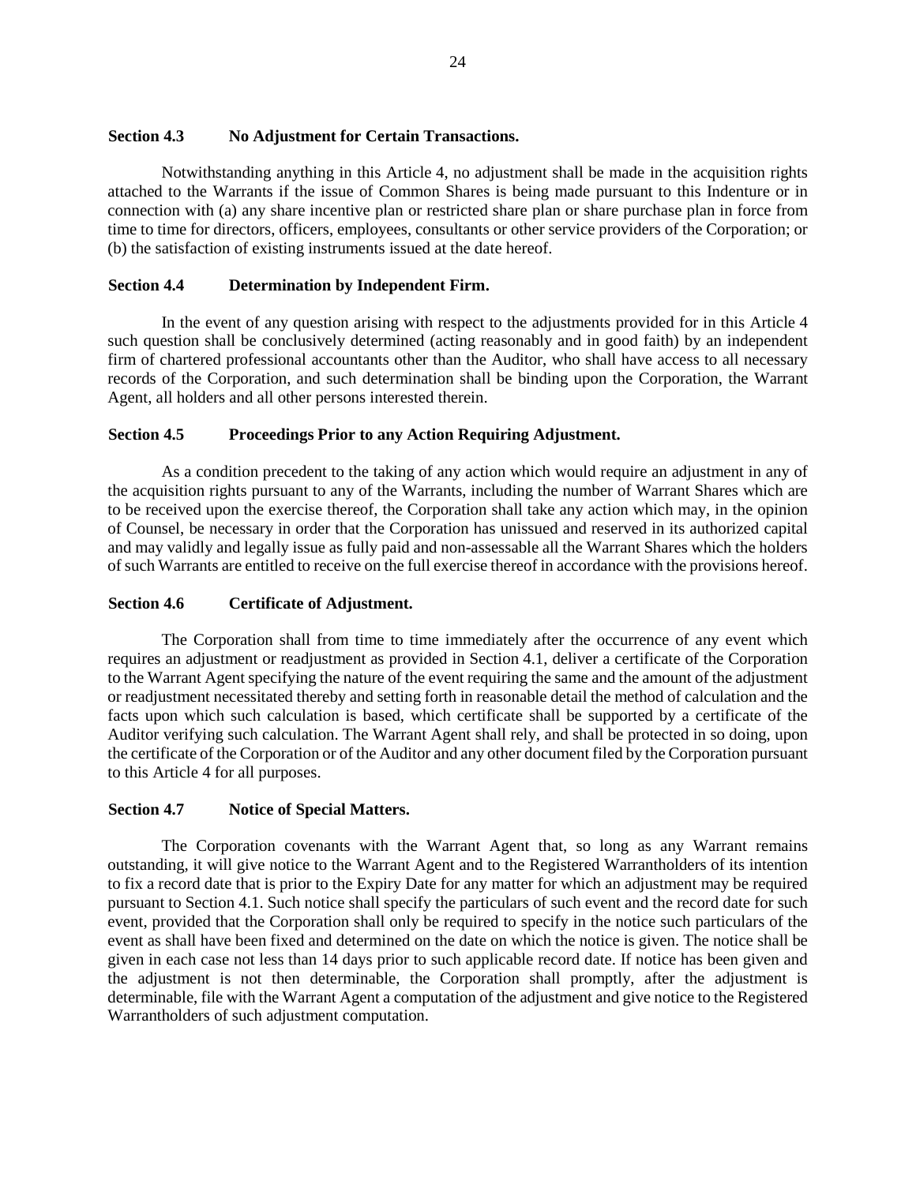### Section 4.3 No Adjustment for Certain Transactions.

Notwithstanding anything in this Article 4, no adjustment shall be made in the acquisition rights attached to the Warrants if the issue of Common Shares is being made pursuant to this Indenture or in connection with (a) any share incentive plan or restricted share plan or share purchase plan in force from time to time for directors, officers, employees, consultants or other service providers of the Corporation; or (b) the satisfaction of existing instruments issued at the date hereof.

### Section 4.4 Determination by Independent Firm.

In the event of any question arising with respect to the adjustments provided for in this Article 4 such question shall be conclusively determined (acting reasonably and in good faith) by an independent firm of chartered professional accountants other than the Auditor, who shall have access to all necessary records of the Corporation, and such determination shall be binding upon the Corporation, the Warrant Agent, all holders and all other persons interested therein.

### Section 4.5 Proceedings Prior to any Action Requiring Adjustment.

As a condition precedent to the taking of any action which would require an adjustment in any of the acquisition rights pursuant to any of the Warrants, including the number of Warrant Shares which are to be received upon the exercise thereof, the Corporation shall take any action which may, in the opinion of Counsel, be necessary in order that the Corporation has unissued and reserved in its authorized capital and may validly and legally issue as fully paid and non-assessable all the Warrant Shares which the holders of such Warrants are entitled to receive on the full exercise thereof in accordance with the provisions hereof.

### Section 4.6 Certificate of Adjustment.

The Corporation shall from time to time immediately after the occurrence of any event which requires an adjustment or readjustment as provided in Section 4.1, deliver a certificate of the Corporation to the Warrant Agent specifying the nature of the event requiring the same and the amount of the adjustment or readjustment necessitated thereby and setting forth in reasonable detail the method of calculation and the facts upon which such calculation is based, which certificate shall be supported by a certificate of the Auditor verifying such calculation. The Warrant Agent shall rely, and shall be protected in so doing, upon the certificate of the Corporation or of the Auditor and any other document filed by the Corporation pursuant to this Article 4 for all purposes.

### Section 4.7 Notice of Special Matters.

The Corporation covenants with the Warrant Agent that, so long as any Warrant remains outstanding, it will give notice to the Warrant Agent and to the Registered Warrantholders of its intention to fix a record date that is prior to the Expiry Date for any matter for which an adjustment may be required pursuant to Section 4.1. Such notice shall specify the particulars of such event and the record date for such event, provided that the Corporation shall only be required to specify in the notice such particulars of the event as shall have been fixed and determined on the date on which the notice is given. The notice shall be given in each case not less than 14 days prior to such applicable record date. If notice has been given and the adjustment is not then determinable, the Corporation shall promptly, after the adjustment is determinable, file with the Warrant Agent a computation of the adjustment and give notice to the Registered Warrantholders of such adjustment computation.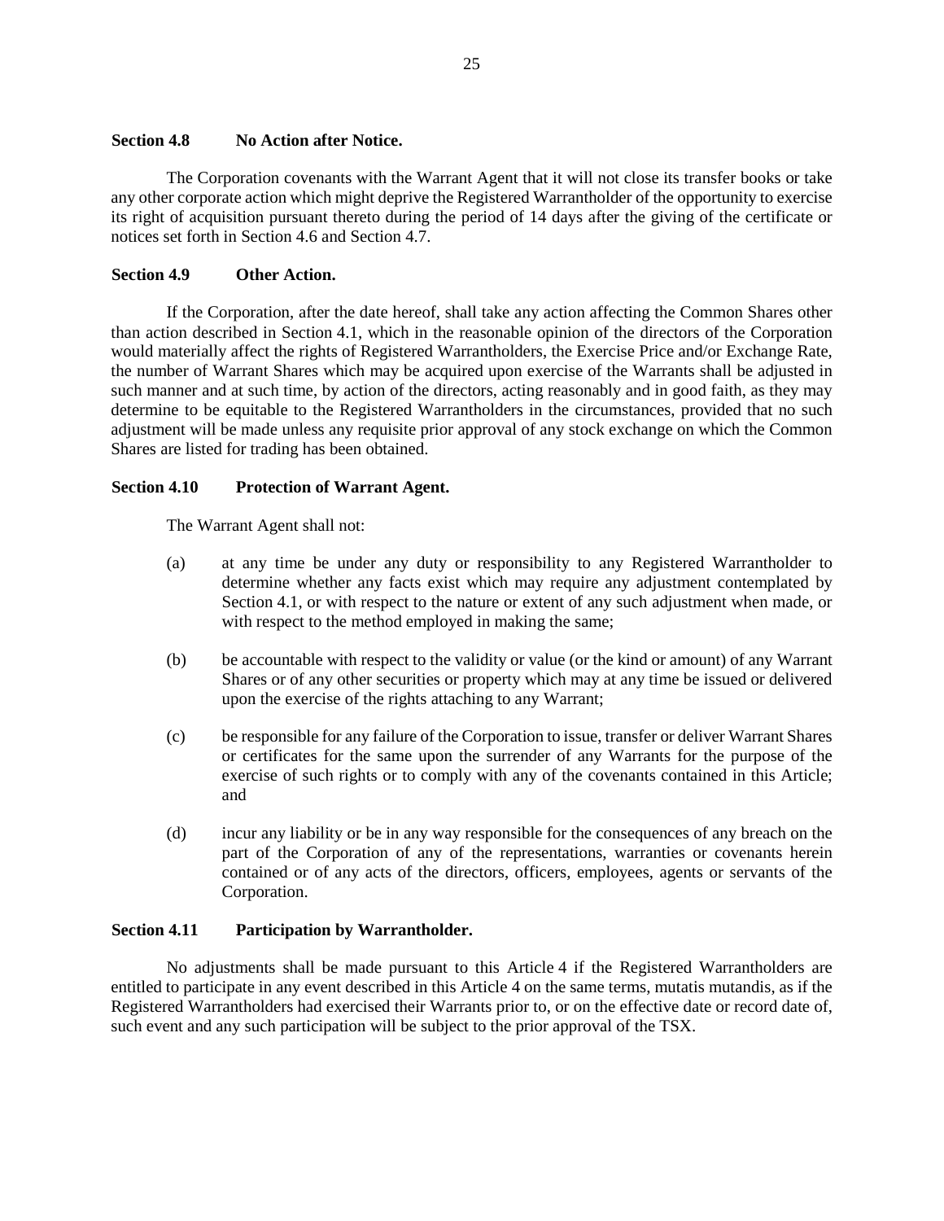### Section 4.8 No Action after Notice.

The Corporation covenants with the Warrant Agent that it will not close its transfer books or take any other corporate action which might deprive the Registered Warrantholder of the opportunity to exercise its right of acquisition pursuant thereto during the period of 14 days after the giving of the certificate or notices set forth in Section 4.6 and Section 4.7.

### Section 4.9 Other Action.

If the Corporation, after the date hereof, shall take any action affecting the Common Shares other than action described in Section 4.1, which in the reasonable opinion of the directors of the Corporation would materially affect the rights of Registered Warrantholders, the Exercise Price and/or Exchange Rate, the number of Warrant Shares which may be acquired upon exercise of the Warrants shall be adjusted in such manner and at such time, by action of the directors, acting reasonably and in good faith, as they may determine to be equitable to the Registered Warrantholders in the circumstances, provided that no such adjustment will be made unless any requisite prior approval of any stock exchange on which the Common Shares are listed for trading has been obtained.

### Section 4.10 Protection of Warrant Agent.

The Warrant Agent shall not:

(a) at any time be under any duty or responsibility to any Registered Warrantholder to determine whether any facts exist which may require any adjustment contemplated by Section 4.1, or with respect to the nature or extent of any such adjustment when made, or with respect to the method employed in making the same;

(b) be accountable with respect to the validity or value (or the kind or amount) of any Warrant Shares or of any other securities or property which may at any time be issued or delivered upon the exercise of the rights attaching to any Warrant;

(c) be responsible for any failure of the Corporation to issue, transfer or deliver Warrant Shares or certificates for the same upon the surrender of any Warrants for the purpose of the exercise of such rights or to comply with any of the covenants contained in this Article; and

(d) incur any liability or be in any way responsible for the consequences of any breach on the part of the Corporation of any of the representations, warranties or covenants herein contained or of any acts of the directors, officers, employees, agents or servants of the Corporation.

### Section 4.11 Participation by Warrantholder.

No adjustments shall be made pursuant to this Article 4 if the Registered Warrantholders are entitled to participate in any event described in this Article 4 on the same terms, mutatis mutandis, as if the Registered Warrantholders had exercised their Warrants prior to, or on the effective date or record date of, such event and any such participation will be subject to the prior approval of the TSX.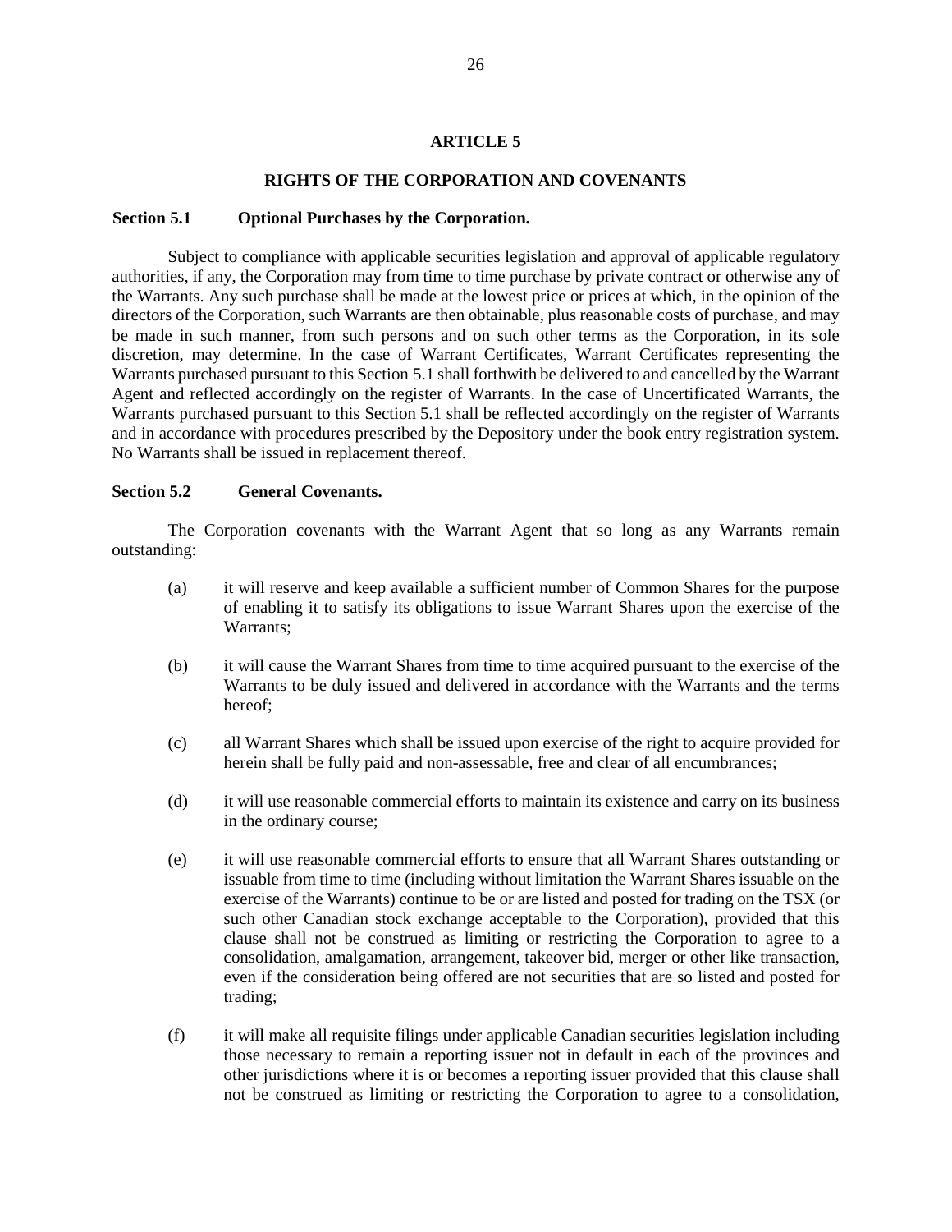# ARTICLE 5

## RIGHTS OF THE CORPORATION AND COVENANTS

### Section 5.1 Optional Purchases by the Corporation.

Subject to compliance with applicable securities legislation and approval of applicable regulatory authorities, if any, the Corporation may from time to time purchase by private contract or otherwise any of the Warrants. Any such purchase shall be made at the lowest price or prices at which, in the opinion of the directors of the Corporation, such Warrants are then obtainable, plus reasonable costs of purchase, and may be made in such manner, from such persons and on such other terms as the Corporation, in its sole discretion, may determine. In the case of Warrant Certificates, Warrant Certificates representing the Warrants purchased pursuant to this Section 5.1 shall forthwith be delivered to and cancelled by the Warrant Agent and reflected accordingly on the register of Warrants. In the case of Uncertificated Warrants, the Warrants purchased pursuant to this Section 5.1 shall be reflected accordingly on the register of Warrants and in accordance with procedures prescribed by the Depository under the book entry registration system. No Warrants shall be issued in replacement thereof.

### Section 5.2 General Covenants.

The Corporation covenants with the Warrant Agent that so long as any Warrants remain outstanding:

(a) it will reserve and keep available a sufficient number of Common Shares for the purpose of enabling it to satisfy its obligations to issue Warrant Shares upon the exercise of the Warrants;

(b) it will cause the Warrant Shares from time to time acquired pursuant to the exercise of the Warrants to be duly issued and delivered in accordance with the Warrants and the terms hereof;

(c) all Warrant Shares which shall be issued upon exercise of the right to acquire provided for herein shall be fully paid and non-assessable, free and clear of all encumbrances;

(d) it will use reasonable commercial efforts to maintain its existence and carry on its business in the ordinary course;

(e) it will use reasonable commercial efforts to ensure that all Warrant Shares outstanding or issuable from time to time (including without limitation the Warrant Shares issuable on the exercise of the Warrants) continue to be or are listed and posted for trading on the TSX (or such other Canadian stock exchange acceptable to the Corporation), provided that this clause shall not be construed as limiting or restricting the Corporation to agree to a consolidation, amalgamation, arrangement, takeover bid, merger or other like transaction, even if the consideration being offered are not securities that are so listed and posted for trading;

(f) it will make all requisite filings under applicable Canadian securities legislation including those necessary to remain a reporting issuer not in default in each of the provinces and other jurisdictions where it is or becomes a reporting issuer provided that this clause shall not be construed as limiting or restricting the Corporation to agree to a consolidation,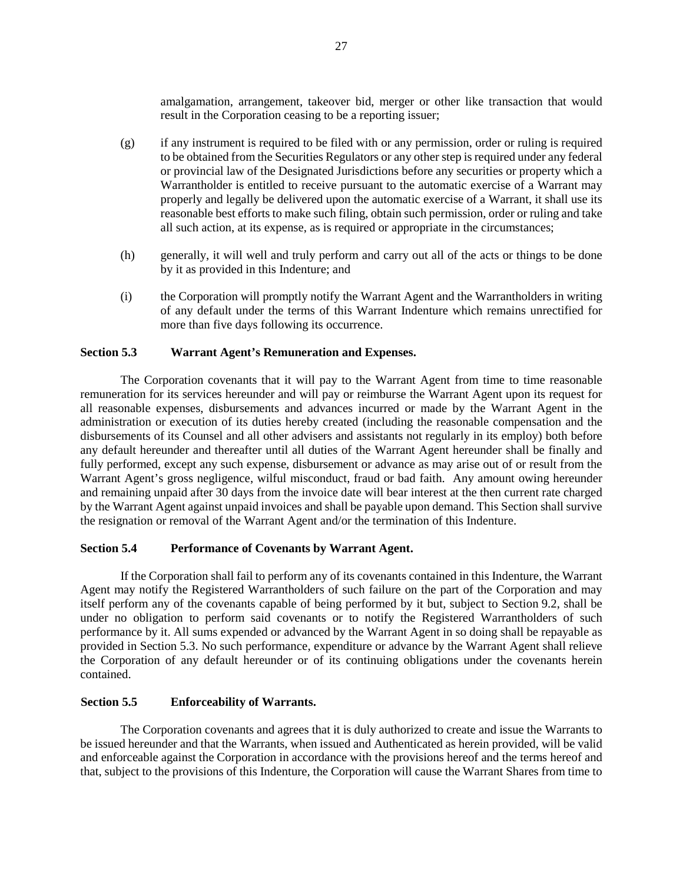amalgamation, arrangement, takeover bid, merger or other like transaction that would result in the Corporation ceasing to be a reporting issuer;

(g) if any instrument is required to be filed with or any permission, order or ruling is required to be obtained from the Securities Regulators or any other step is required under any federal or provincial law of the Designated Jurisdictions before any securities or property which a Warrantholder is entitled to receive pursuant to the automatic exercise of a Warrant may properly and legally be delivered upon the automatic exercise of a Warrant, it shall use its reasonable best efforts to make such filing, obtain such permission, order or ruling and take all such action, at its expense, as is required or appropriate in the circumstances;

(h) generally, it will well and truly perform and carry out all of the acts or things to be done by it as provided in this Indenture; and

(i) the Corporation will promptly notify the Warrant Agent and the Warrantholders in writing of any default under the terms of this Warrant Indenture which remains unrectified for more than five days following its occurrence.

**Section 5.3 Warrant Agent's Remuneration and Expenses.**

The Corporation covenants that it will pay to the Warrant Agent from time to time reasonable remuneration for its services hereunder and will pay or reimburse the Warrant Agent upon its request for all reasonable expenses, disbursements and advances incurred or made by the Warrant Agent in the administration or execution of its duties hereby created (including the reasonable compensation and the disbursements of its Counsel and all other advisers and assistants not regularly in its employ) both before any default hereunder and thereafter until all duties of the Warrant Agent hereunder shall be finally and fully performed, except any such expense, disbursement or advance as may arise out of or result from the Warrant Agent's gross negligence, wilful misconduct, fraud or bad faith. Any amount owing hereunder and remaining unpaid after 30 days from the invoice date will bear interest at the then current rate charged by the Warrant Agent against unpaid invoices and shall be payable upon demand. This Section shall survive the resignation or removal of the Warrant Agent and/or the termination of this Indenture.

**Section 5.4 Performance of Covenants by Warrant Agent.**

If the Corporation shall fail to perform any of its covenants contained in this Indenture, the Warrant Agent may notify the Registered Warrantholders of such failure on the part of the Corporation and may itself perform any of the covenants capable of being performed by it but, subject to Section 9.2, shall be under no obligation to perform said covenants or to notify the Registered Warrantholders of such performance by it. All sums expended or advanced by the Warrant Agent in so doing shall be repayable as provided in Section 5.3. No such performance, expenditure or advance by the Warrant Agent shall relieve the Corporation of any default hereunder or of its continuing obligations under the covenants herein contained.

**Section 5.5 Enforceability of Warrants.**

The Corporation covenants and agrees that it is duly authorized to create and issue the Warrants to be issued hereunder and that the Warrants, when issued and Authenticated as herein provided, will be valid and enforceable against the Corporation in accordance with the provisions hereof and the terms hereof and that, subject to the provisions of this Indenture, the Corporation will cause the Warrant Shares from time to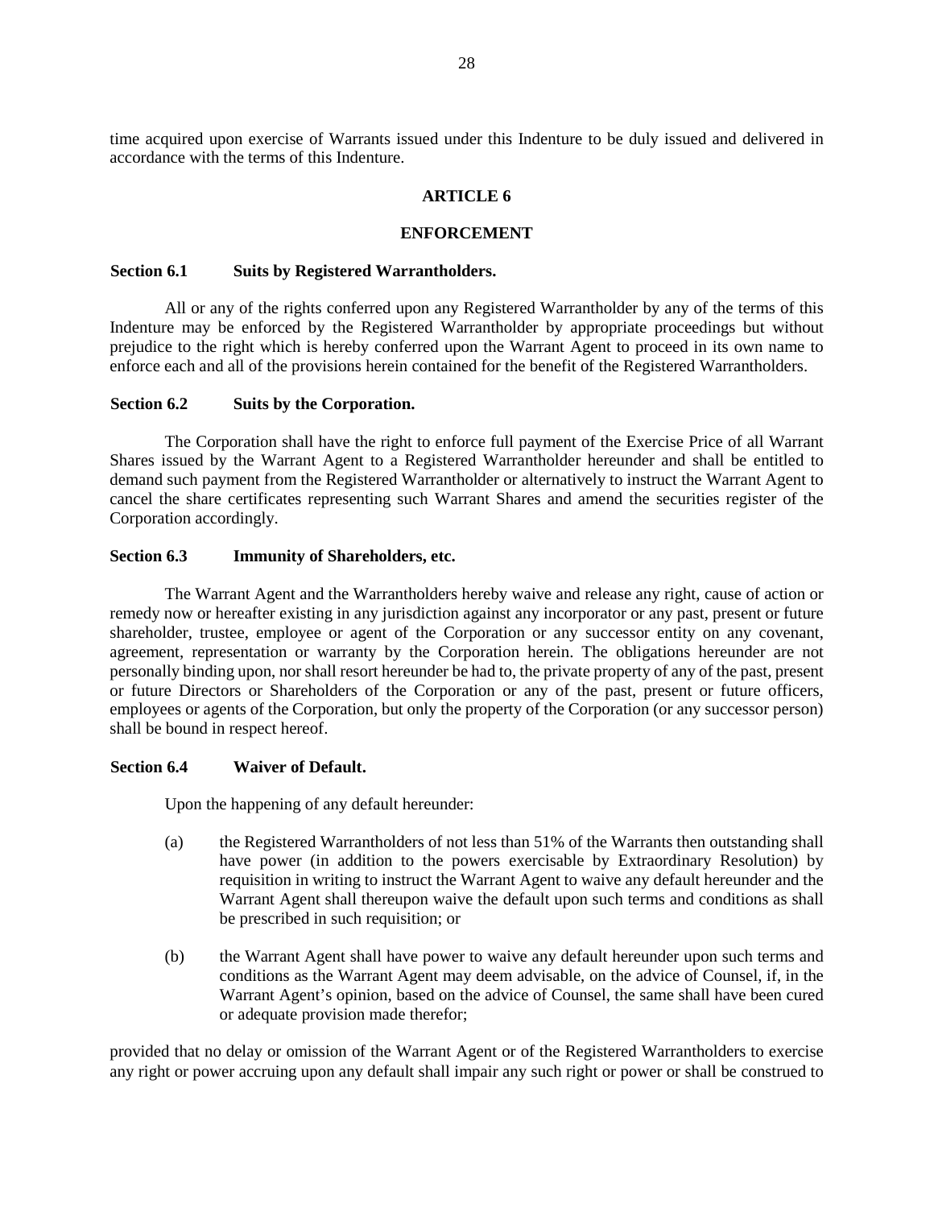time acquired upon exercise of Warrants issued under this Indenture to be duly issued and delivered in accordance with the terms of this Indenture.

## ARTICLE 6

## ENFORCEMENT

### Section 6.1 Suits by Registered Warrantholders.

All or any of the rights conferred upon any Registered Warrantholder by any of the terms of this Indenture may be enforced by the Registered Warrantholder by appropriate proceedings but without prejudice to the right which is hereby conferred upon the Warrant Agent to proceed in its own name to enforce each and all of the provisions herein contained for the benefit of the Registered Warrantholders.

### Section 6.2 Suits by the Corporation.

The Corporation shall have the right to enforce full payment of the Exercise Price of all Warrant Shares issued by the Warrant Agent to a Registered Warrantholder hereunder and shall be entitled to demand such payment from the Registered Warrantholder or alternatively to instruct the Warrant Agent to cancel the share certificates representing such Warrant Shares and amend the securities register of the Corporation accordingly.

### Section 6.3 Immunity of Shareholders, etc.

The Warrant Agent and the Warrantholders hereby waive and release any right, cause of action or remedy now or hereafter existing in any jurisdiction against any incorporator or any past, present or future shareholder, trustee, employee or agent of the Corporation or any successor entity on any covenant, agreement, representation or warranty by the Corporation herein. The obligations hereunder are not personally binding upon, nor shall resort hereunder be had to, the private property of any of the past, present or future Directors or Shareholders of the Corporation or any of the past, present or future officers, employees or agents of the Corporation, but only the property of the Corporation (or any successor person) shall be bound in respect hereof.

### Section 6.4 Waiver of Default.

Upon the happening of any default hereunder:

(a) the Registered Warrantholders of not less than 51% of the Warrants then outstanding shall have power (in addition to the powers exercisable by Extraordinary Resolution) by requisition in writing to instruct the Warrant Agent to waive any default hereunder and the Warrant Agent shall thereupon waive the default upon such terms and conditions as shall be prescribed in such requisition; or

(b) the Warrant Agent shall have power to waive any default hereunder upon such terms and conditions as the Warrant Agent may deem advisable, on the advice of Counsel, if, in the Warrant Agent's opinion, based on the advice of Counsel, the same shall have been cured or adequate provision made therefor;

provided that no delay or omission of the Warrant Agent or of the Registered Warrantholders to exercise any right or power accruing upon any default shall impair any such right or power or shall be construed to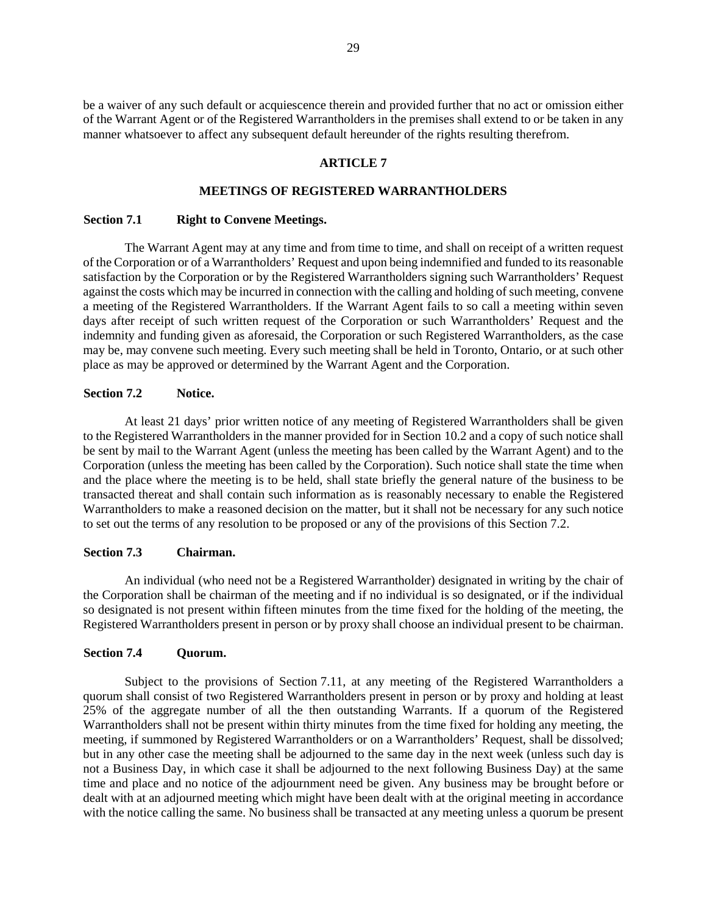be a waiver of any such default or acquiescence therein and provided further that no act or omission either of the Warrant Agent or of the Registered Warrantholders in the premises shall extend to or be taken in any manner whatsoever to affect any subsequent default hereunder of the rights resulting therefrom.

## ARTICLE 7

## MEETINGS OF REGISTERED WARRANTHOLDERS

### Section 7.1 Right to Convene Meetings.

The Warrant Agent may at any time and from time to time, and shall on receipt of a written request of the Corporation or of a Warrantholders' Request and upon being indemnified and funded to its reasonable satisfaction by the Corporation or by the Registered Warrantholders signing such Warrantholders' Request against the costs which may be incurred in connection with the calling and holding of such meeting, convene a meeting of the Registered Warrantholders. If the Warrant Agent fails to so call a meeting within seven days after receipt of such written request of the Corporation or such Warrantholders' Request and the indemnity and funding given as aforesaid, the Corporation or such Registered Warrantholders, as the case may be, may convene such meeting. Every such meeting shall be held in Toronto, Ontario, or at such other place as may be approved or determined by the Warrant Agent and the Corporation.

### Section 7.2 Notice.

At least 21 days' prior written notice of any meeting of Registered Warrantholders shall be given to the Registered Warrantholders in the manner provided for in Section 10.2 and a copy of such notice shall be sent by mail to the Warrant Agent (unless the meeting has been called by the Warrant Agent) and to the Corporation (unless the meeting has been called by the Corporation). Such notice shall state the time when and the place where the meeting is to be held, shall state briefly the general nature of the business to be transacted thereat and shall contain such information as is reasonably necessary to enable the Registered Warrantholders to make a reasoned decision on the matter, but it shall not be necessary for any such notice to set out the terms of any resolution to be proposed or any of the provisions of this Section 7.2.

### Section 7.3 Chairman.

An individual (who need not be a Registered Warrantholder) designated in writing by the chair of the Corporation shall be chairman of the meeting and if no individual is so designated, or if the individual so designated is not present within fifteen minutes from the time fixed for the holding of the meeting, the Registered Warrantholders present in person or by proxy shall choose an individual present to be chairman.

### Section 7.4 Quorum.

Subject to the provisions of Section 7.11, at any meeting of the Registered Warrantholders a quorum shall consist of two Registered Warrantholders present in person or by proxy and holding at least 25% of the aggregate number of all the then outstanding Warrants. If a quorum of the Registered Warrantholders shall not be present within thirty minutes from the time fixed for holding any meeting, the meeting, if summoned by Registered Warrantholders or on a Warrantholders' Request, shall be dissolved; but in any other case the meeting shall be adjourned to the same day in the next week (unless such day is not a Business Day, in which case it shall be adjourned to the next following Business Day) at the same time and place and no notice of the adjournment need be given. Any business may be brought before or dealt with at an adjourned meeting which might have been dealt with at the original meeting in accordance with the notice calling the same. No business shall be transacted at any meeting unless a quorum be present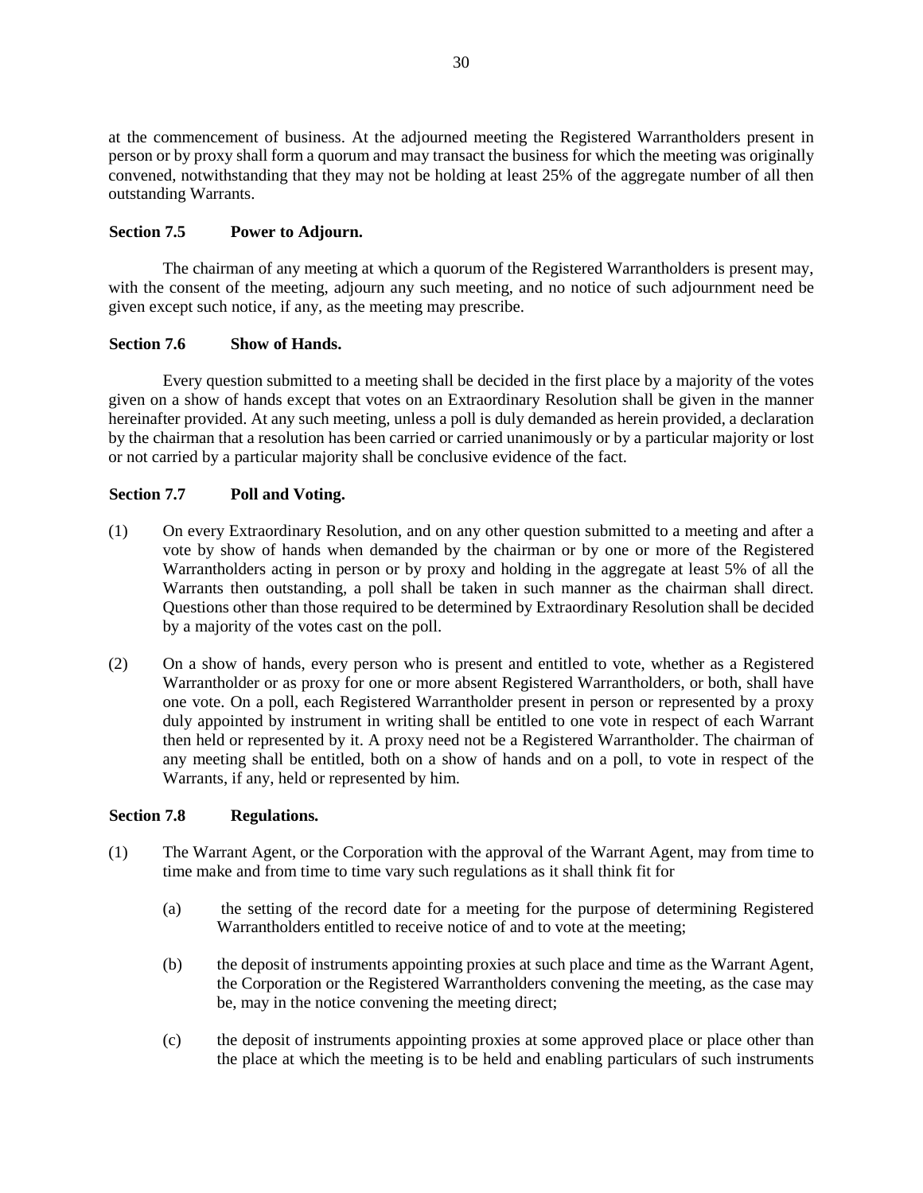at the commencement of business. At the adjourned meeting the Registered Warrantholders present in person or by proxy shall form a quorum and may transact the business for which the meeting was originally convened, notwithstanding that they may not be holding at least 25% of the aggregate number of all then outstanding Warrants.

**Section 7.5 Power to Adjourn.**

The chairman of any meeting at which a quorum of the Registered Warrantholders is present may, with the consent of the meeting, adjourn any such meeting, and no notice of such adjournment need be given except such notice, if any, as the meeting may prescribe.

**Section 7.6 Show of Hands.**

Every question submitted to a meeting shall be decided in the first place by a majority of the votes given on a show of hands except that votes on an Extraordinary Resolution shall be given in the manner hereinafter provided. At any such meeting, unless a poll is duly demanded as herein provided, a declaration by the chairman that a resolution has been carried or carried unanimously or by a particular majority or lost or not carried by a particular majority shall be conclusive evidence of the fact.

**Section 7.7 Poll and Voting.**

(1) On every Extraordinary Resolution, and on any other question submitted to a meeting and after a vote by show of hands when demanded by the chairman or by one or more of the Registered Warrantholders acting in person or by proxy and holding in the aggregate at least 5% of all the Warrants then outstanding, a poll shall be taken in such manner as the chairman shall direct. Questions other than those required to be determined by Extraordinary Resolution shall be decided by a majority of the votes cast on the poll.

(2) On a show of hands, every person who is present and entitled to vote, whether as a Registered Warrantholder or as proxy for one or more absent Registered Warrantholders, or both, shall have one vote. On a poll, each Registered Warrantholder present in person or represented by a proxy duly appointed by instrument in writing shall be entitled to one vote in respect of each Warrant then held or represented by it. A proxy need not be a Registered Warrantholder. The chairman of any meeting shall be entitled, both on a show of hands and on a poll, to vote in respect of the Warrants, if any, held or represented by him.

**Section 7.8 Regulations.**

(1) The Warrant Agent, or the Corporation with the approval of the Warrant Agent, may from time to time make and from time to time vary such regulations as it shall think fit for

(a) the setting of the record date for a meeting for the purpose of determining Registered Warrantholders entitled to receive notice of and to vote at the meeting;

(b) the deposit of instruments appointing proxies at such place and time as the Warrant Agent, the Corporation or the Registered Warrantholders convening the meeting, as the case may be, may in the notice convening the meeting direct;

(c) the deposit of instruments appointing proxies at some approved place or place other than the place at which the meeting is to be held and enabling particulars of such instruments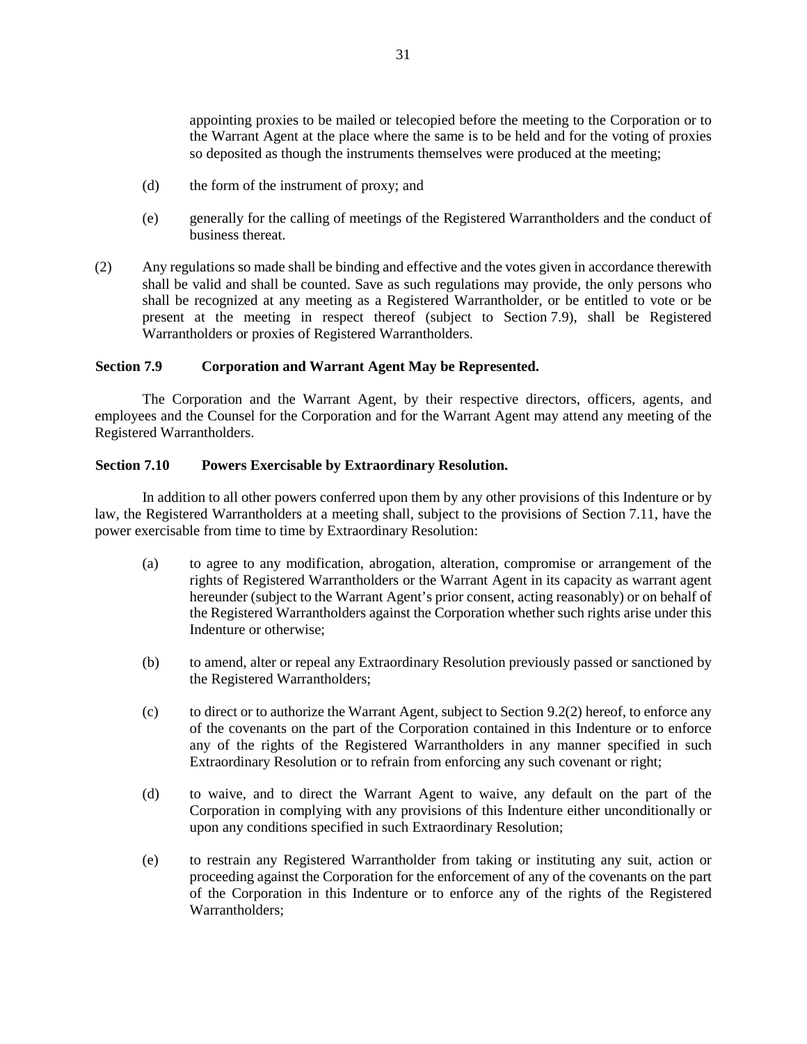appointing proxies to be mailed or telecopied before the meeting to the Corporation or to the Warrant Agent at the place where the same is to be held and for the voting of proxies so deposited as though the instruments themselves were produced at the meeting;

(d) the form of the instrument of proxy; and

(e) generally for the calling of meetings of the Registered Warrantholders and the conduct of business thereat.

(2) Any regulations so made shall be binding and effective and the votes given in accordance therewith shall be valid and shall be counted. Save as such regulations may provide, the only persons who shall be recognized at any meeting as a Registered Warrantholder, or be entitled to vote or be present at the meeting in respect thereof (subject to Section 7.9), shall be Registered Warrantholders or proxies of Registered Warrantholders.

**Section 7.9 Corporation and Warrant Agent May be Represented.**

The Corporation and the Warrant Agent, by their respective directors, officers, agents, and employees and the Counsel for the Corporation and for the Warrant Agent may attend any meeting of the Registered Warrantholders.

**Section 7.10 Powers Exercisable by Extraordinary Resolution.**

In addition to all other powers conferred upon them by any other provisions of this Indenture or by law, the Registered Warrantholders at a meeting shall, subject to the provisions of Section 7.11, have the power exercisable from time to time by Extraordinary Resolution:

(a) to agree to any modification, abrogation, alteration, compromise or arrangement of the rights of Registered Warrantholders or the Warrant Agent in its capacity as warrant agent hereunder (subject to the Warrant Agent's prior consent, acting reasonably) or on behalf of the Registered Warrantholders against the Corporation whether such rights arise under this Indenture or otherwise;

(b) to amend, alter or repeal any Extraordinary Resolution previously passed or sanctioned by the Registered Warrantholders;

(c) to direct or to authorize the Warrant Agent, subject to Section 9.2(2) hereof, to enforce any of the covenants on the part of the Corporation contained in this Indenture or to enforce any of the rights of the Registered Warrantholders in any manner specified in such Extraordinary Resolution or to refrain from enforcing any such covenant or right;

(d) to waive, and to direct the Warrant Agent to waive, any default on the part of the Corporation in complying with any provisions of this Indenture either unconditionally or upon any conditions specified in such Extraordinary Resolution;

(e) to restrain any Registered Warrantholder from taking or instituting any suit, action or proceeding against the Corporation for the enforcement of any of the covenants on the part of the Corporation in this Indenture or to enforce any of the rights of the Registered Warrantholders;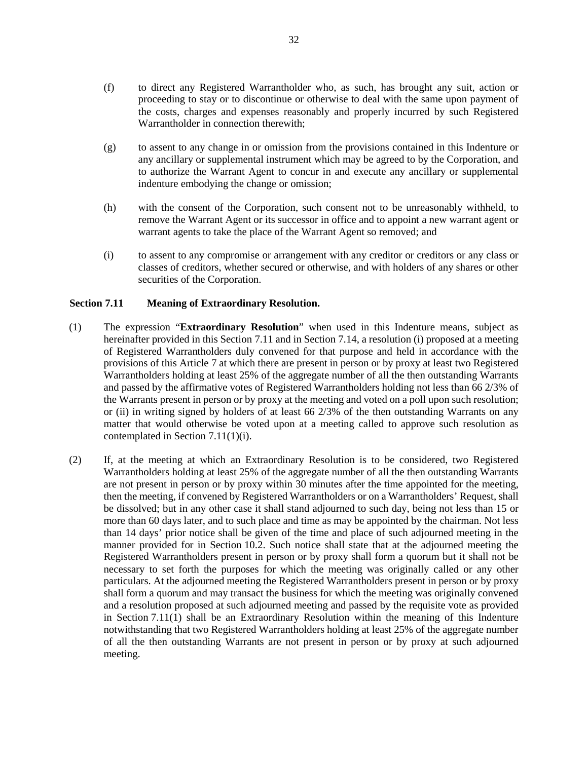(f) to direct any Registered Warrantholder who, as such, has brought any suit, action or proceeding to stay or to discontinue or otherwise to deal with the same upon payment of the costs, charges and expenses reasonably and properly incurred by such Registered Warrantholder in connection therewith;

(g) to assent to any change in or omission from the provisions contained in this Indenture or any ancillary or supplemental instrument which may be agreed to by the Corporation, and to authorize the Warrant Agent to concur in and execute any ancillary or supplemental indenture embodying the change or omission;

(h) with the consent of the Corporation, such consent not to be unreasonably withheld, to remove the Warrant Agent or its successor in office and to appoint a new warrant agent or warrant agents to take the place of the Warrant Agent so removed; and

(i) to assent to any compromise or arrangement with any creditor or creditors or any class or classes of creditors, whether secured or otherwise, and with holders of any shares or other securities of the Corporation.

### Section 7.11 Meaning of Extraordinary Resolution.

(1) The expression "**Extraordinary Resolution**" when used in this Indenture means, subject as hereinafter provided in this Section 7.11 and in Section 7.14, a resolution (i) proposed at a meeting of Registered Warrantholders duly convened for that purpose and held in accordance with the provisions of this Article 7 at which there are present in person or by proxy at least two Registered Warrantholders holding at least 25% of the aggregate number of all the then outstanding Warrants and passed by the affirmative votes of Registered Warrantholders holding not less than 66 2/3% of the Warrants present in person or by proxy at the meeting and voted on a poll upon such resolution; or (ii) in writing signed by holders of at least 66 2/3% of the then outstanding Warrants on any matter that would otherwise be voted upon at a meeting called to approve such resolution as contemplated in Section 7.11(1)(i).

(2) If, at the meeting at which an Extraordinary Resolution is to be considered, two Registered Warrantholders holding at least 25% of the aggregate number of all the then outstanding Warrants are not present in person or by proxy within 30 minutes after the time appointed for the meeting, then the meeting, if convened by Registered Warrantholders or on a Warrantholders' Request, shall be dissolved; but in any other case it shall stand adjourned to such day, being not less than 15 or more than 60 days later, and to such place and time as may be appointed by the chairman. Not less than 14 days' prior notice shall be given of the time and place of such adjourned meeting in the manner provided for in Section 10.2. Such notice shall state that at the adjourned meeting the Registered Warrantholders present in person or by proxy shall form a quorum but it shall not be necessary to set forth the purposes for which the meeting was originally called or any other particulars. At the adjourned meeting the Registered Warrantholders present in person or by proxy shall form a quorum and may transact the business for which the meeting was originally convened and a resolution proposed at such adjourned meeting and passed by the requisite vote as provided in Section 7.11(1) shall be an Extraordinary Resolution within the meaning of this Indenture notwithstanding that two Registered Warrantholders holding at least 25% of the aggregate number of all the then outstanding Warrants are not present in person or by proxy at such adjourned meeting.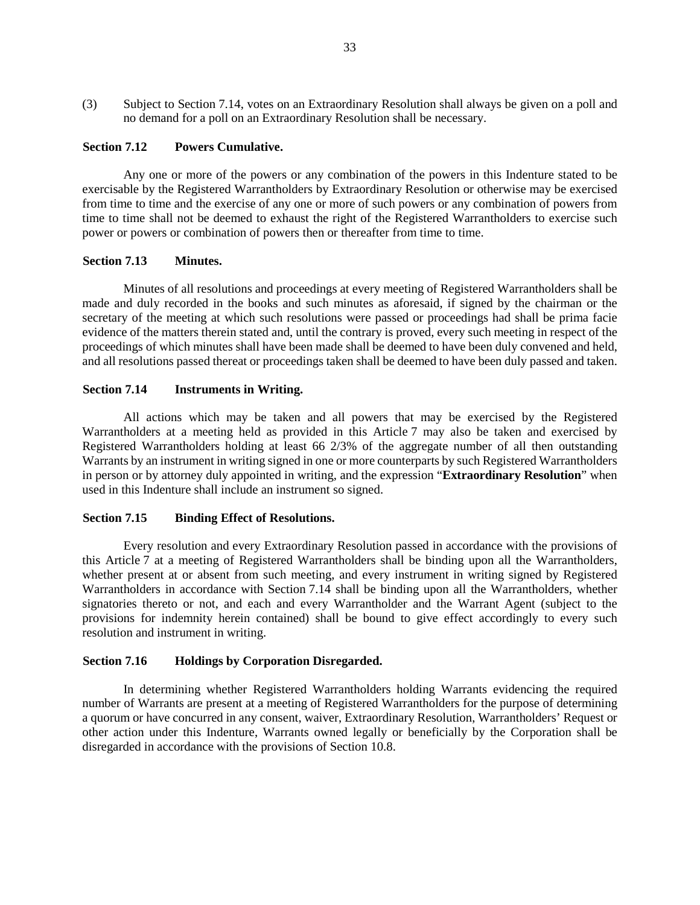(3) Subject to Section 7.14, votes on an Extraordinary Resolution shall always be given on a poll and no demand for a poll on an Extraordinary Resolution shall be necessary.

### Section 7.12 Powers Cumulative.

Any one or more of the powers or any combination of the powers in this Indenture stated to be exercisable by the Registered Warrantholders by Extraordinary Resolution or otherwise may be exercised from time to time and the exercise of any one or more of such powers or any combination of powers from time to time shall not be deemed to exhaust the right of the Registered Warrantholders to exercise such power or powers or combination of powers then or thereafter from time to time.

### Section 7.13 Minutes.

Minutes of all resolutions and proceedings at every meeting of Registered Warrantholders shall be made and duly recorded in the books and such minutes as aforesaid, if signed by the chairman or the secretary of the meeting at which such resolutions were passed or proceedings had shall be prima facie evidence of the matters therein stated and, until the contrary is proved, every such meeting in respect of the proceedings of which minutes shall have been made shall be deemed to have been duly convened and held, and all resolutions passed thereat or proceedings taken shall be deemed to have been duly passed and taken.

### Section 7.14 Instruments in Writing.

All actions which may be taken and all powers that may be exercised by the Registered Warrantholders at a meeting held as provided in this Article 7 may also be taken and exercised by Registered Warrantholders holding at least 66 2/3% of the aggregate number of all then outstanding Warrants by an instrument in writing signed in one or more counterparts by such Registered Warrantholders in person or by attorney duly appointed in writing, and the expression "**Extraordinary Resolution**" when used in this Indenture shall include an instrument so signed.

### Section 7.15 Binding Effect of Resolutions.

Every resolution and every Extraordinary Resolution passed in accordance with the provisions of this Article 7 at a meeting of Registered Warrantholders shall be binding upon all the Warrantholders, whether present at or absent from such meeting, and every instrument in writing signed by Registered Warrantholders in accordance with Section 7.14 shall be binding upon all the Warrantholders, whether signatories thereto or not, and each and every Warrantholder and the Warrant Agent (subject to the provisions for indemnity herein contained) shall be bound to give effect accordingly to every such resolution and instrument in writing.

### Section 7.16 Holdings by Corporation Disregarded.

In determining whether Registered Warrantholders holding Warrants evidencing the required number of Warrants are present at a meeting of Registered Warrantholders for the purpose of determining a quorum or have concurred in any consent, waiver, Extraordinary Resolution, Warrantholders' Request or other action under this Indenture, Warrants owned legally or beneficially by the Corporation shall be disregarded in accordance with the provisions of Section 10.8.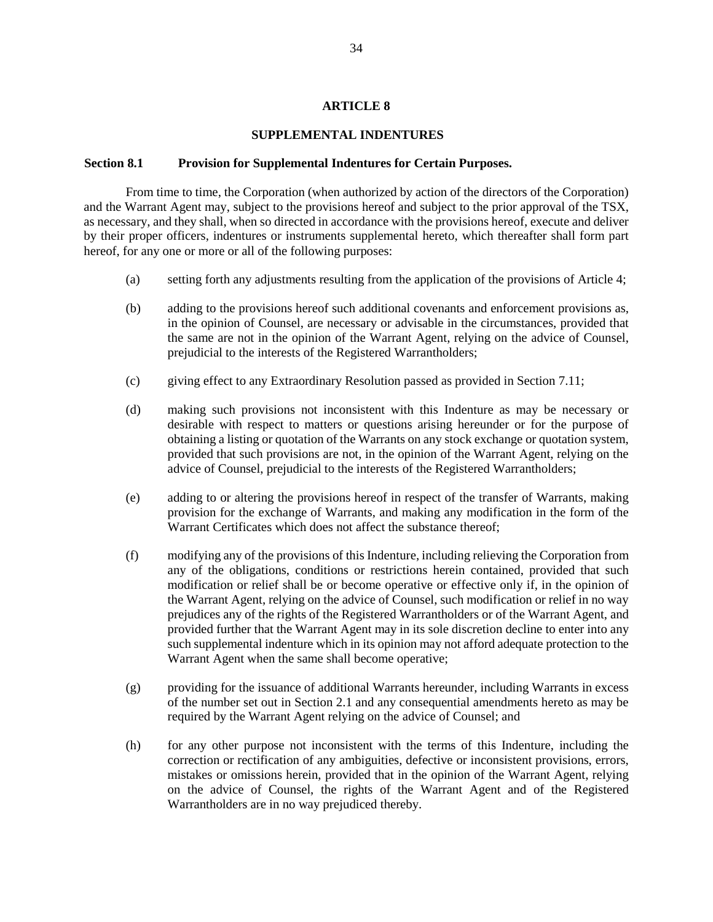# ARTICLE 8

## SUPPLEMENTAL INDENTURES

### Section 8.1 Provision for Supplemental Indentures for Certain Purposes.

From time to time, the Corporation (when authorized by action of the directors of the Corporation) and the Warrant Agent may, subject to the provisions hereof and subject to the prior approval of the TSX, as necessary, and they shall, when so directed in accordance with the provisions hereof, execute and deliver by their proper officers, indentures or instruments supplemental hereto, which thereafter shall form part hereof, for any one or more or all of the following purposes:

(a) setting forth any adjustments resulting from the application of the provisions of Article 4;

(b) adding to the provisions hereof such additional covenants and enforcement provisions as, in the opinion of Counsel, are necessary or advisable in the circumstances, provided that the same are not in the opinion of the Warrant Agent, relying on the advice of Counsel, prejudicial to the interests of the Registered Warrantholders;

(c) giving effect to any Extraordinary Resolution passed as provided in Section 7.11;

(d) making such provisions not inconsistent with this Indenture as may be necessary or desirable with respect to matters or questions arising hereunder or for the purpose of obtaining a listing or quotation of the Warrants on any stock exchange or quotation system, provided that such provisions are not, in the opinion of the Warrant Agent, relying on the advice of Counsel, prejudicial to the interests of the Registered Warrantholders;

(e) adding to or altering the provisions hereof in respect of the transfer of Warrants, making provision for the exchange of Warrants, and making any modification in the form of the Warrant Certificates which does not affect the substance thereof;

(f) modifying any of the provisions of this Indenture, including relieving the Corporation from any of the obligations, conditions or restrictions herein contained, provided that such modification or relief shall be or become operative or effective only if, in the opinion of the Warrant Agent, relying on the advice of Counsel, such modification or relief in no way prejudices any of the rights of the Registered Warrantholders or of the Warrant Agent, and provided further that the Warrant Agent may in its sole discretion decline to enter into any such supplemental indenture which in its opinion may not afford adequate protection to the Warrant Agent when the same shall become operative;

(g) providing for the issuance of additional Warrants hereunder, including Warrants in excess of the number set out in Section 2.1 and any consequential amendments hereto as may be required by the Warrant Agent relying on the advice of Counsel; and

(h) for any other purpose not inconsistent with the terms of this Indenture, including the correction or rectification of any ambiguities, defective or inconsistent provisions, errors, mistakes or omissions herein, provided that in the opinion of the Warrant Agent, relying on the advice of Counsel, the rights of the Warrant Agent and of the Registered Warrantholders are in no way prejudiced thereby.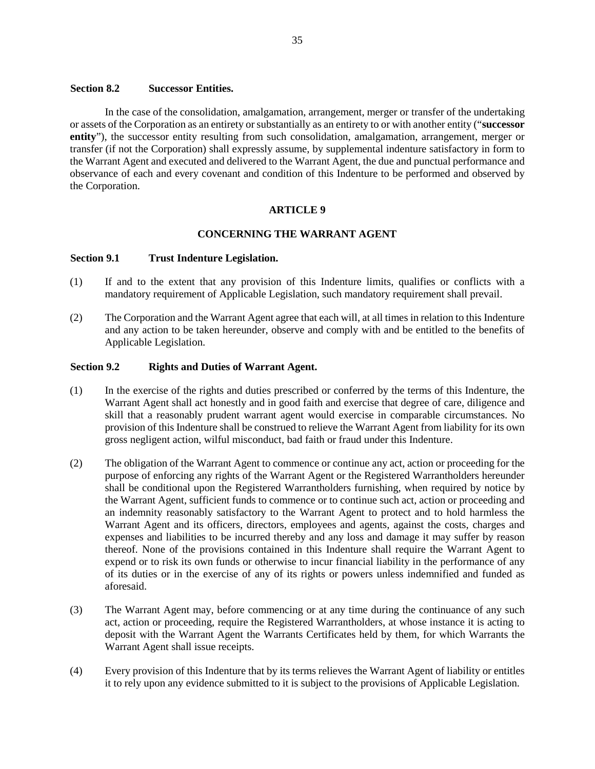### Section 8.2 Successor Entities.

In the case of the consolidation, amalgamation, arrangement, merger or transfer of the undertaking or assets of the Corporation as an entirety or substantially as an entirety to or with another entity ("**successor entity**"), the successor entity resulting from such consolidation, amalgamation, arrangement, merger or transfer (if not the Corporation) shall expressly assume, by supplemental indenture satisfactory in form to the Warrant Agent and executed and delivered to the Warrant Agent, the due and punctual performance and observance of each and every covenant and condition of this Indenture to be performed and observed by the Corporation.

## ARTICLE 9

## CONCERNING THE WARRANT AGENT

### Section 9.1 Trust Indenture Legislation.

(1) If and to the extent that any provision of this Indenture limits, qualifies or conflicts with a mandatory requirement of Applicable Legislation, such mandatory requirement shall prevail.

(2) The Corporation and the Warrant Agent agree that each will, at all times in relation to this Indenture and any action to be taken hereunder, observe and comply with and be entitled to the benefits of Applicable Legislation.

### Section 9.2 Rights and Duties of Warrant Agent.

(1) In the exercise of the rights and duties prescribed or conferred by the terms of this Indenture, the Warrant Agent shall act honestly and in good faith and exercise that degree of care, diligence and skill that a reasonably prudent warrant agent would exercise in comparable circumstances. No provision of this Indenture shall be construed to relieve the Warrant Agent from liability for its own gross negligent action, wilful misconduct, bad faith or fraud under this Indenture.

(2) The obligation of the Warrant Agent to commence or continue any act, action or proceeding for the purpose of enforcing any rights of the Warrant Agent or the Registered Warrantholders hereunder shall be conditional upon the Registered Warrantholders furnishing, when required by notice by the Warrant Agent, sufficient funds to commence or to continue such act, action or proceeding and an indemnity reasonably satisfactory to the Warrant Agent to protect and to hold harmless the Warrant Agent and its officers, directors, employees and agents, against the costs, charges and expenses and liabilities to be incurred thereby and any loss and damage it may suffer by reason thereof. None of the provisions contained in this Indenture shall require the Warrant Agent to expend or to risk its own funds or otherwise to incur financial liability in the performance of any of its duties or in the exercise of any of its rights or powers unless indemnified and funded as aforesaid.

(3) The Warrant Agent may, before commencing or at any time during the continuance of any such act, action or proceeding, require the Registered Warrantholders, at whose instance it is acting to deposit with the Warrant Agent the Warrants Certificates held by them, for which Warrants the Warrant Agent shall issue receipts.

(4) Every provision of this Indenture that by its terms relieves the Warrant Agent of liability or entitles it to rely upon any evidence submitted to it is subject to the provisions of Applicable Legislation.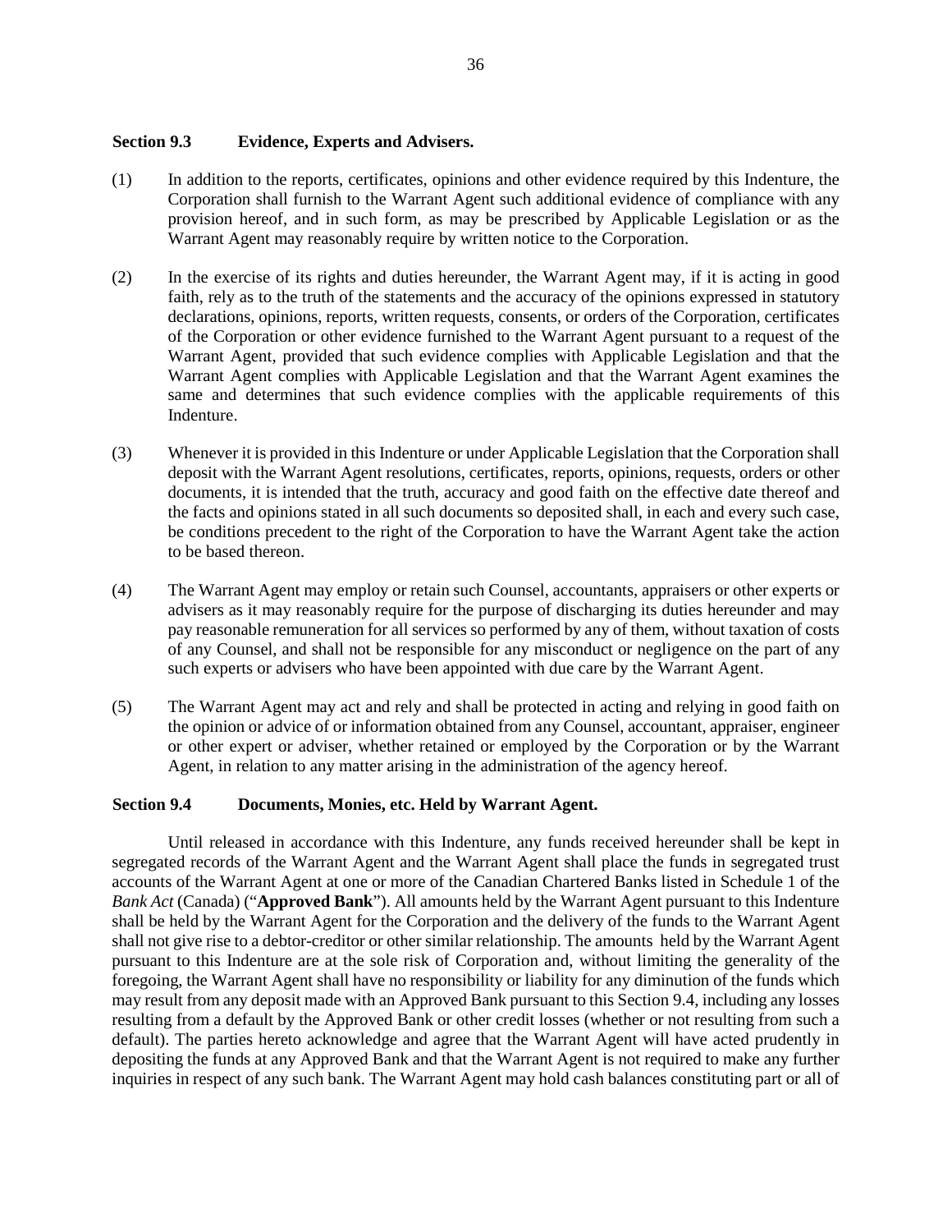### Section 9.3 Evidence, Experts and Advisers.

(1) In addition to the reports, certificates, opinions and other evidence required by this Indenture, the Corporation shall furnish to the Warrant Agent such additional evidence of compliance with any provision hereof, and in such form, as may be prescribed by Applicable Legislation or as the Warrant Agent may reasonably require by written notice to the Corporation.

(2) In the exercise of its rights and duties hereunder, the Warrant Agent may, if it is acting in good faith, rely as to the truth of the statements and the accuracy of the opinions expressed in statutory declarations, opinions, reports, written requests, consents, or orders of the Corporation, certificates of the Corporation or other evidence furnished to the Warrant Agent pursuant to a request of the Warrant Agent, provided that such evidence complies with Applicable Legislation and that the Warrant Agent complies with Applicable Legislation and that the Warrant Agent examines the same and determines that such evidence complies with the applicable requirements of this Indenture.

(3) Whenever it is provided in this Indenture or under Applicable Legislation that the Corporation shall deposit with the Warrant Agent resolutions, certificates, reports, opinions, requests, orders or other documents, it is intended that the truth, accuracy and good faith on the effective date thereof and the facts and opinions stated in all such documents so deposited shall, in each and every such case, be conditions precedent to the right of the Corporation to have the Warrant Agent take the action to be based thereon.

(4) The Warrant Agent may employ or retain such Counsel, accountants, appraisers or other experts or advisers as it may reasonably require for the purpose of discharging its duties hereunder and may pay reasonable remuneration for all services so performed by any of them, without taxation of costs of any Counsel, and shall not be responsible for any misconduct or negligence on the part of any such experts or advisers who have been appointed with due care by the Warrant Agent.

(5) The Warrant Agent may act and rely and shall be protected in acting and relying in good faith on the opinion or advice of or information obtained from any Counsel, accountant, appraiser, engineer or other expert or adviser, whether retained or employed by the Corporation or by the Warrant Agent, in relation to any matter arising in the administration of the agency hereof.

### Section 9.4 Documents, Monies, etc. Held by Warrant Agent.

Until released in accordance with this Indenture, any funds received hereunder shall be kept in segregated records of the Warrant Agent and the Warrant Agent shall place the funds in segregated trust accounts of the Warrant Agent at one or more of the Canadian Chartered Banks listed in Schedule 1 of the *Bank Act* (Canada) ("**Approved Bank**"). All amounts held by the Warrant Agent pursuant to this Indenture shall be held by the Warrant Agent for the Corporation and the delivery of the funds to the Warrant Agent shall not give rise to a debtor-creditor or other similar relationship. The amounts held by the Warrant Agent pursuant to this Indenture are at the sole risk of Corporation and, without limiting the generality of the foregoing, the Warrant Agent shall have no responsibility or liability for any diminution of the funds which may result from any deposit made with an Approved Bank pursuant to this Section 9.4, including any losses resulting from a default by the Approved Bank or other credit losses (whether or not resulting from such a default). The parties hereto acknowledge and agree that the Warrant Agent will have acted prudently in depositing the funds at any Approved Bank and that the Warrant Agent is not required to make any further inquiries in respect of any such bank. The Warrant Agent may hold cash balances constituting part or all of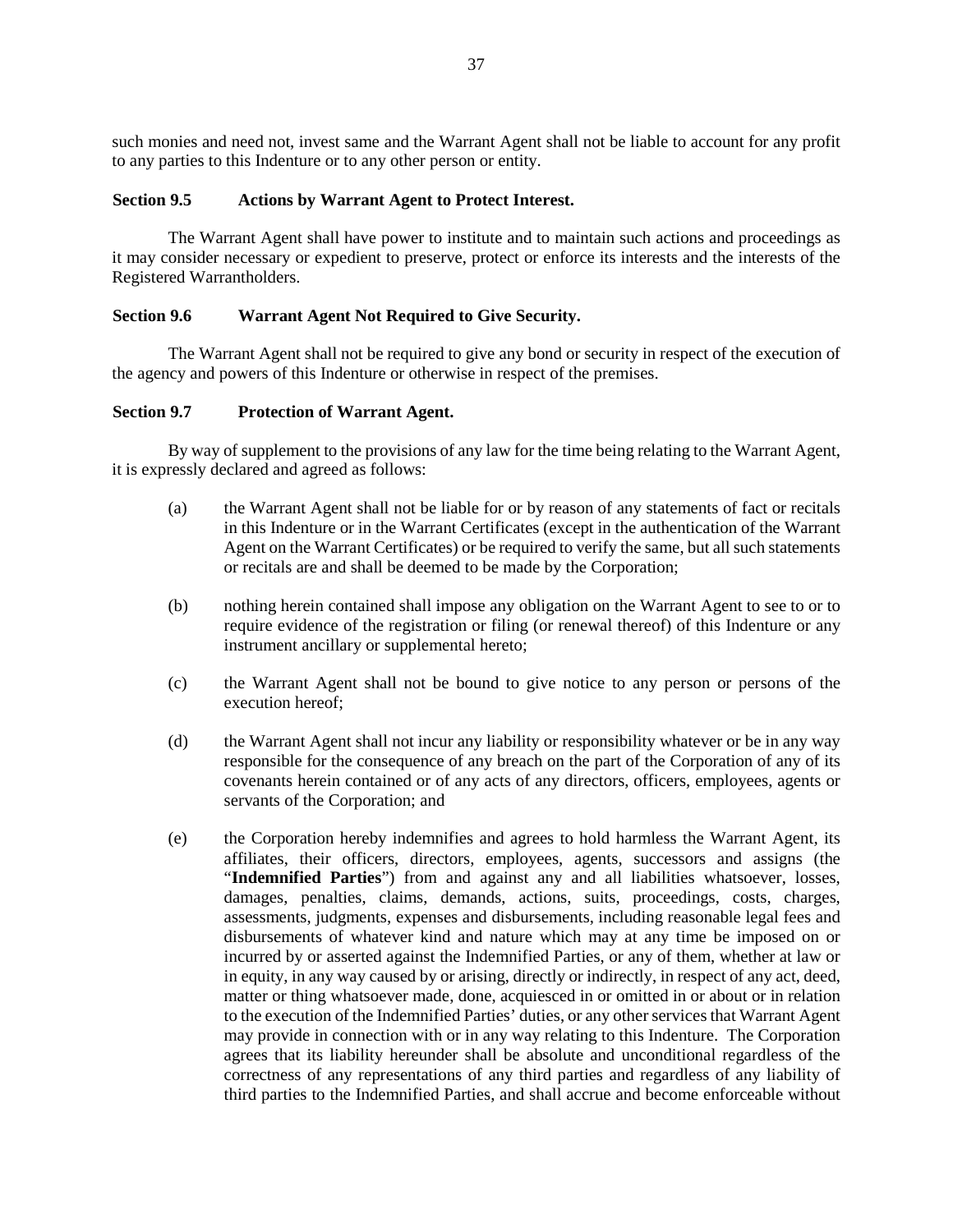such monies and need not, invest same and the Warrant Agent shall not be liable to account for any profit to any parties to this Indenture or to any other person or entity.

### Section 9.5 Actions by Warrant Agent to Protect Interest.

The Warrant Agent shall have power to institute and to maintain such actions and proceedings as it may consider necessary or expedient to preserve, protect or enforce its interests and the interests of the Registered Warrantholders.

### Section 9.6 Warrant Agent Not Required to Give Security.

The Warrant Agent shall not be required to give any bond or security in respect of the execution of the agency and powers of this Indenture or otherwise in respect of the premises.

### Section 9.7 Protection of Warrant Agent.

By way of supplement to the provisions of any law for the time being relating to the Warrant Agent, it is expressly declared and agreed as follows:

(a) the Warrant Agent shall not be liable for or by reason of any statements of fact or recitals in this Indenture or in the Warrant Certificates (except in the authentication of the Warrant Agent on the Warrant Certificates) or be required to verify the same, but all such statements or recitals are and shall be deemed to be made by the Corporation;

(b) nothing herein contained shall impose any obligation on the Warrant Agent to see to or to require evidence of the registration or filing (or renewal thereof) of this Indenture or any instrument ancillary or supplemental hereto;

(c) the Warrant Agent shall not be bound to give notice to any person or persons of the execution hereof;

(d) the Warrant Agent shall not incur any liability or responsibility whatever or be in any way responsible for the consequence of any breach on the part of the Corporation of any of its covenants herein contained or of any acts of any directors, officers, employees, agents or servants of the Corporation; and

(e) the Corporation hereby indemnifies and agrees to hold harmless the Warrant Agent, its affiliates, their officers, directors, employees, agents, successors and assigns (the "**Indemnified Parties**") from and against any and all liabilities whatsoever, losses, damages, penalties, claims, demands, actions, suits, proceedings, costs, charges, assessments, judgments, expenses and disbursements, including reasonable legal fees and disbursements of whatever kind and nature which may at any time be imposed on or incurred by or asserted against the Indemnified Parties, or any of them, whether at law or in equity, in any way caused by or arising, directly or indirectly, in respect of any act, deed, matter or thing whatsoever made, done, acquiesced in or omitted in or about or in relation to the execution of the Indemnified Parties' duties, or any other services that Warrant Agent may provide in connection with or in any way relating to this Indenture. The Corporation agrees that its liability hereunder shall be absolute and unconditional regardless of the correctness of any representations of any third parties and regardless of any liability of third parties to the Indemnified Parties, and shall accrue and become enforceable without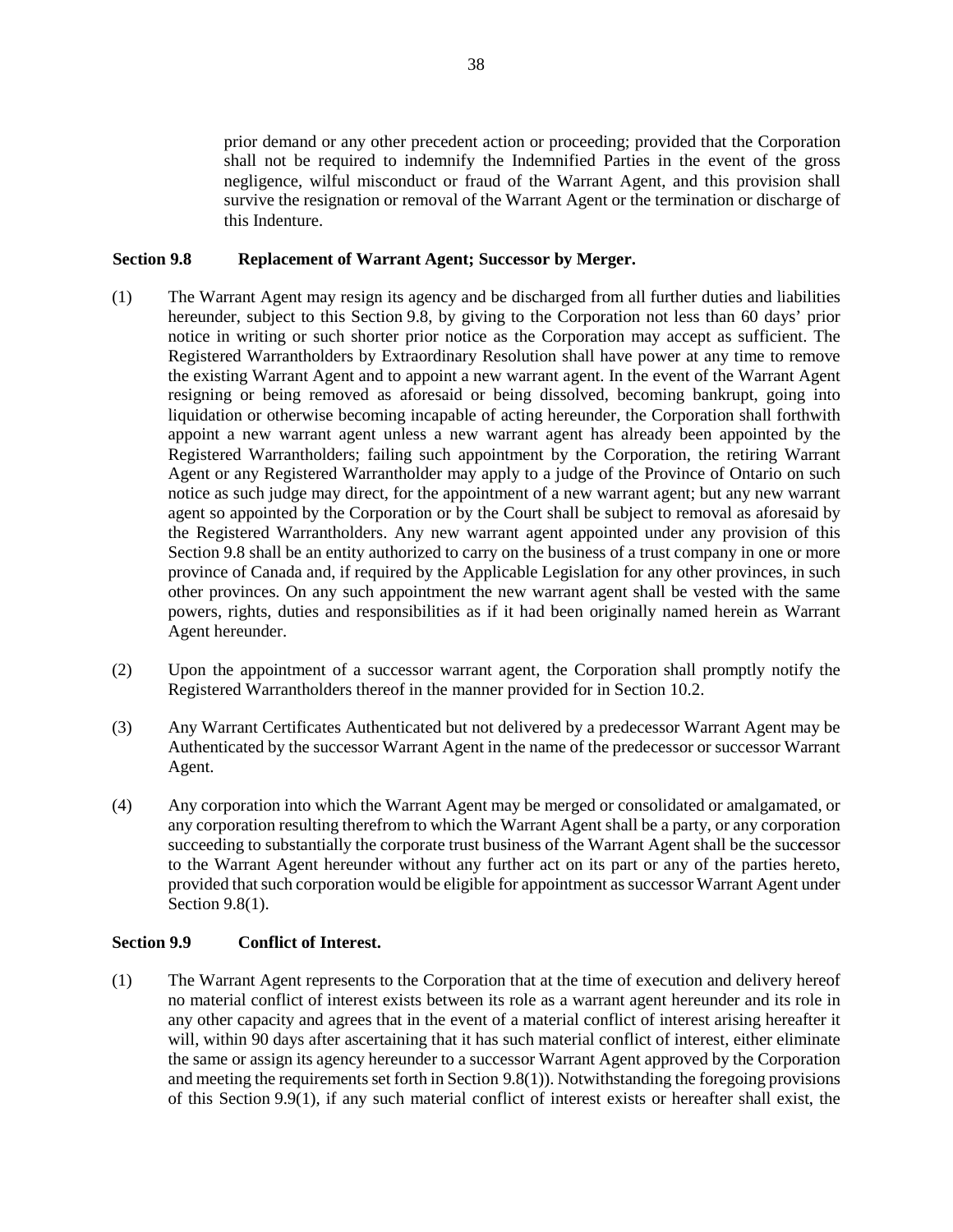prior demand or any other precedent action or proceeding; provided that the Corporation shall not be required to indemnify the Indemnified Parties in the event of the gross negligence, wilful misconduct or fraud of the Warrant Agent, and this provision shall survive the resignation or removal of the Warrant Agent or the termination or discharge of this Indenture.

**Section 9.8 Replacement of Warrant Agent; Successor by Merger.**

(1) The Warrant Agent may resign its agency and be discharged from all further duties and liabilities hereunder, subject to this Section 9.8, by giving to the Corporation not less than 60 days' prior notice in writing or such shorter prior notice as the Corporation may accept as sufficient. The Registered Warrantholders by Extraordinary Resolution shall have power at any time to remove the existing Warrant Agent and to appoint a new warrant agent. In the event of the Warrant Agent resigning or being removed as aforesaid or being dissolved, becoming bankrupt, going into liquidation or otherwise becoming incapable of acting hereunder, the Corporation shall forthwith appoint a new warrant agent unless a new warrant agent has already been appointed by the Registered Warrantholders; failing such appointment by the Corporation, the retiring Warrant Agent or any Registered Warrantholder may apply to a judge of the Province of Ontario on such notice as such judge may direct, for the appointment of a new warrant agent; but any new warrant agent so appointed by the Corporation or by the Court shall be subject to removal as aforesaid by the Registered Warrantholders. Any new warrant agent appointed under any provision of this Section 9.8 shall be an entity authorized to carry on the business of a trust company in one or more province of Canada and, if required by the Applicable Legislation for any other provinces, in such other provinces. On any such appointment the new warrant agent shall be vested with the same powers, rights, duties and responsibilities as if it had been originally named herein as Warrant Agent hereunder.

(2) Upon the appointment of a successor warrant agent, the Corporation shall promptly notify the Registered Warrantholders thereof in the manner provided for in Section 10.2.

(3) Any Warrant Certificates Authenticated but not delivered by a predecessor Warrant Agent may be Authenticated by the successor Warrant Agent in the name of the predecessor or successor Warrant Agent.

(4) Any corporation into which the Warrant Agent may be merged or consolidated or amalgamated, or any corporation resulting therefrom to which the Warrant Agent shall be a party, or any corporation succeeding to substantially the corporate trust business of the Warrant Agent shall be the successor to the Warrant Agent hereunder without any further act on its part or any of the parties hereto, provided that such corporation would be eligible for appointment as successor Warrant Agent under Section 9.8(1).

**Section 9.9 Conflict of Interest.**

(1) The Warrant Agent represents to the Corporation that at the time of execution and delivery hereof no material conflict of interest exists between its role as a warrant agent hereunder and its role in any other capacity and agrees that in the event of a material conflict of interest arising hereafter it will, within 90 days after ascertaining that it has such material conflict of interest, either eliminate the same or assign its agency hereunder to a successor Warrant Agent approved by the Corporation and meeting the requirements set forth in Section 9.8(1)). Notwithstanding the foregoing provisions of this Section 9.9(1), if any such material conflict of interest exists or hereafter shall exist, the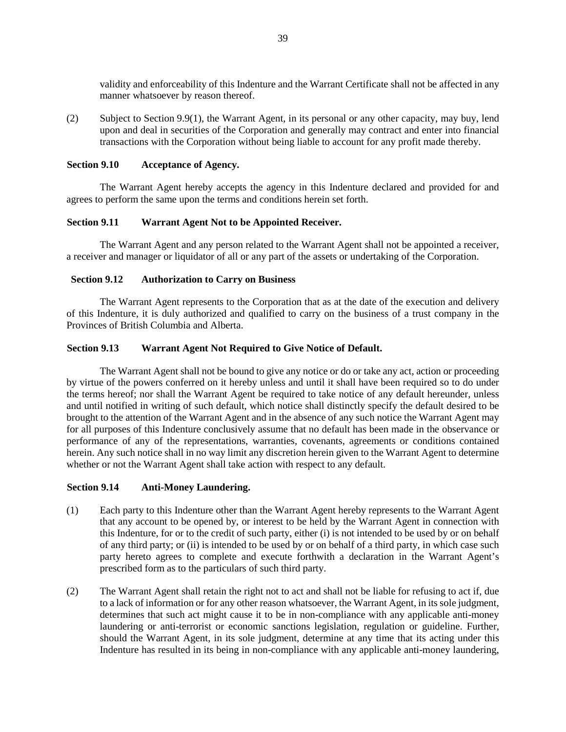validity and enforceability of this Indenture and the Warrant Certificate shall not be affected in any manner whatsoever by reason thereof.

(2) Subject to Section 9.9(1), the Warrant Agent, in its personal or any other capacity, may buy, lend upon and deal in securities of the Corporation and generally may contract and enter into financial transactions with the Corporation without being liable to account for any profit made thereby.

### Section 9.10 Acceptance of Agency.

The Warrant Agent hereby accepts the agency in this Indenture declared and provided for and agrees to perform the same upon the terms and conditions herein set forth.

### Section 9.11 Warrant Agent Not to be Appointed Receiver.

The Warrant Agent and any person related to the Warrant Agent shall not be appointed a receiver, a receiver and manager or liquidator of all or any part of the assets or undertaking of the Corporation.

### Section 9.12 Authorization to Carry on Business

The Warrant Agent represents to the Corporation that as at the date of the execution and delivery of this Indenture, it is duly authorized and qualified to carry on the business of a trust company in the Provinces of British Columbia and Alberta.

### Section 9.13 Warrant Agent Not Required to Give Notice of Default.

The Warrant Agent shall not be bound to give any notice or do or take any act, action or proceeding by virtue of the powers conferred on it hereby unless and until it shall have been required so to do under the terms hereof; nor shall the Warrant Agent be required to take notice of any default hereunder, unless and until notified in writing of such default, which notice shall distinctly specify the default desired to be brought to the attention of the Warrant Agent and in the absence of any such notice the Warrant Agent may for all purposes of this Indenture conclusively assume that no default has been made in the observance or performance of any of the representations, warranties, covenants, agreements or conditions contained herein. Any such notice shall in no way limit any discretion herein given to the Warrant Agent to determine whether or not the Warrant Agent shall take action with respect to any default.

### Section 9.14 Anti-Money Laundering.

(1) Each party to this Indenture other than the Warrant Agent hereby represents to the Warrant Agent that any account to be opened by, or interest to be held by the Warrant Agent in connection with this Indenture, for or to the credit of such party, either (i) is not intended to be used by or on behalf of any third party; or (ii) is intended to be used by or on behalf of a third party, in which case such party hereto agrees to complete and execute forthwith a declaration in the Warrant Agent's prescribed form as to the particulars of such third party.

(2) The Warrant Agent shall retain the right not to act and shall not be liable for refusing to act if, due to a lack of information or for any other reason whatsoever, the Warrant Agent, in its sole judgment, determines that such act might cause it to be in non-compliance with any applicable anti-money laundering or anti-terrorist or economic sanctions legislation, regulation or guideline. Further, should the Warrant Agent, in its sole judgment, determine at any time that its acting under this Indenture has resulted in its being in non-compliance with any applicable anti-money laundering,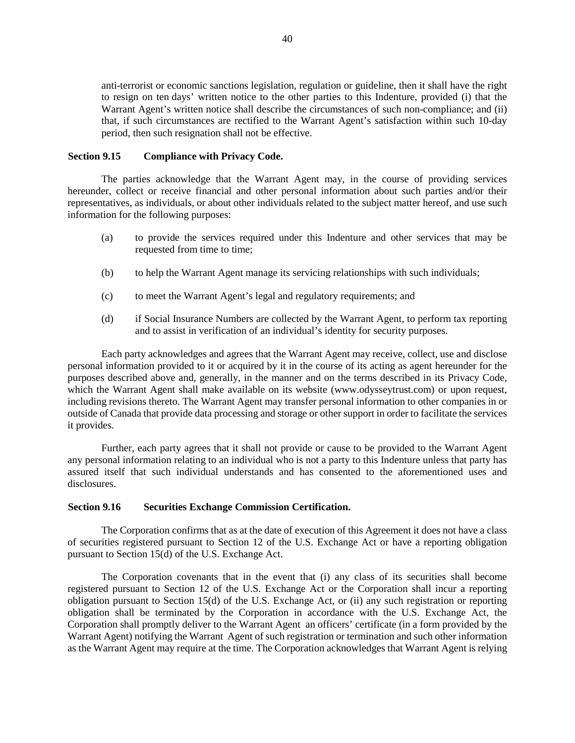anti-terrorist or economic sanctions legislation, regulation or guideline, then it shall have the right to resign on ten days' written notice to the other parties to this Indenture, provided (i) that the Warrant Agent's written notice shall describe the circumstances of such non-compliance; and (ii) that, if such circumstances are rectified to the Warrant Agent's satisfaction within such 10-day period, then such resignation shall not be effective.

**Section 9.15 Compliance with Privacy Code.**

The parties acknowledge that the Warrant Agent may, in the course of providing services hereunder, collect or receive financial and other personal information about such parties and/or their representatives, as individuals, or about other individuals related to the subject matter hereof, and use such information for the following purposes:

(a) to provide the services required under this Indenture and other services that may be requested from time to time;

(b) to help the Warrant Agent manage its servicing relationships with such individuals;

(c) to meet the Warrant Agent's legal and regulatory requirements; and

(d) if Social Insurance Numbers are collected by the Warrant Agent, to perform tax reporting and to assist in verification of an individual's identity for security purposes.

Each party acknowledges and agrees that the Warrant Agent may receive, collect, use and disclose personal information provided to it or acquired by it in the course of its acting as agent hereunder for the purposes described above and, generally, in the manner and on the terms described in its Privacy Code, which the Warrant Agent shall make available on its website (www.odysseytrust.com) or upon request, including revisions thereto. The Warrant Agent may transfer personal information to other companies in or outside of Canada that provide data processing and storage or other support in order to facilitate the services it provides.

Further, each party agrees that it shall not provide or cause to be provided to the Warrant Agent any personal information relating to an individual who is not a party to this Indenture unless that party has assured itself that such individual understands and has consented to the aforementioned uses and disclosures.

**Section 9.16 Securities Exchange Commission Certification.**

The Corporation confirms that as at the date of execution of this Agreement it does not have a class of securities registered pursuant to Section 12 of the U.S. Exchange Act or have a reporting obligation pursuant to Section 15(d) of the U.S. Exchange Act.

The Corporation covenants that in the event that (i) any class of its securities shall become registered pursuant to Section 12 of the U.S. Exchange Act or the Corporation shall incur a reporting obligation pursuant to Section 15(d) of the U.S. Exchange Act, or (ii) any such registration or reporting obligation shall be terminated by the Corporation in accordance with the U.S. Exchange Act, the Corporation shall promptly deliver to the Warrant Agent an officers' certificate (in a form provided by the Warrant Agent) notifying the Warrant Agent of such registration or termination and such other information as the Warrant Agent may require at the time. The Corporation acknowledges that Warrant Agent is relying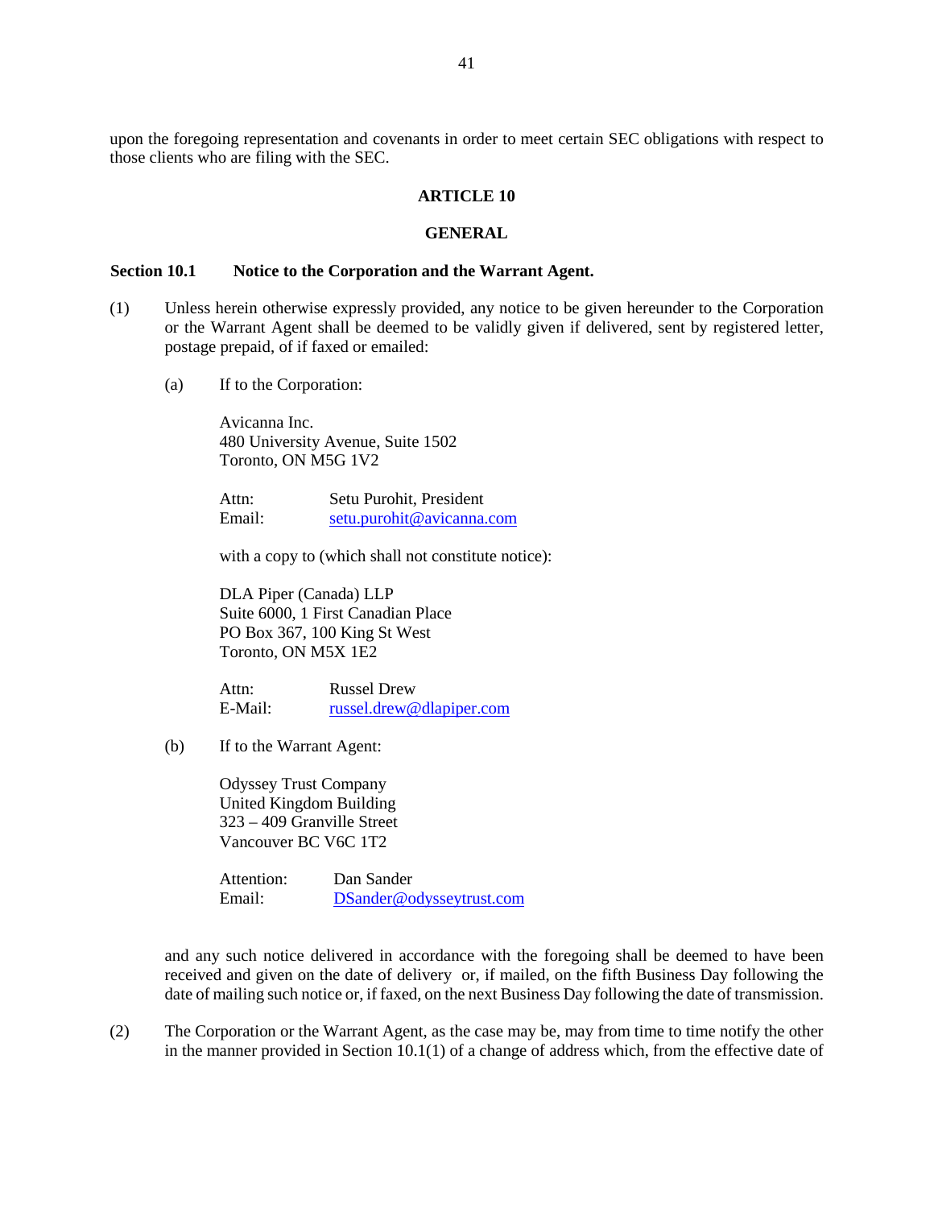upon the foregoing representation and covenants in order to meet certain SEC obligations with respect to those clients who are filing with the SEC.

## ARTICLE 10

## GENERAL

### Section 10.1 Notice to the Corporation and the Warrant Agent.

(1) Unless herein otherwise expressly provided, any notice to be given hereunder to the Corporation or the Warrant Agent shall be deemed to be validly given if delivered, sent by registered letter, postage prepaid, of if faxed or emailed:

(a) If to the Corporation:

Avicanna Inc.
480 University Avenue, Suite 1502
Toronto, ON M5G 1V2

Attn: Setu Purohit, President
Email: setu.purohit@avicanna.com

with a copy to (which shall not constitute notice):

DLA Piper (Canada) LLP
Suite 6000, 1 First Canadian Place
PO Box 367, 100 King St West
Toronto, ON M5X 1E2

Attn: Russel Drew
E-Mail: russel.drew@dlapiper.com

(b) If to the Warrant Agent:

Odyssey Trust Company
United Kingdom Building
323 – 409 Granville Street
Vancouver BC V6C 1T2

Attention: Dan Sander
Email: DSander@odysseytrust.com

and any such notice delivered in accordance with the foregoing shall be deemed to have been received and given on the date of delivery or, if mailed, on the fifth Business Day following the date of mailing such notice or, if faxed, on the next Business Day following the date of transmission.

(2) The Corporation or the Warrant Agent, as the case may be, may from time to time notify the other in the manner provided in Section 10.1(1) of a change of address which, from the effective date of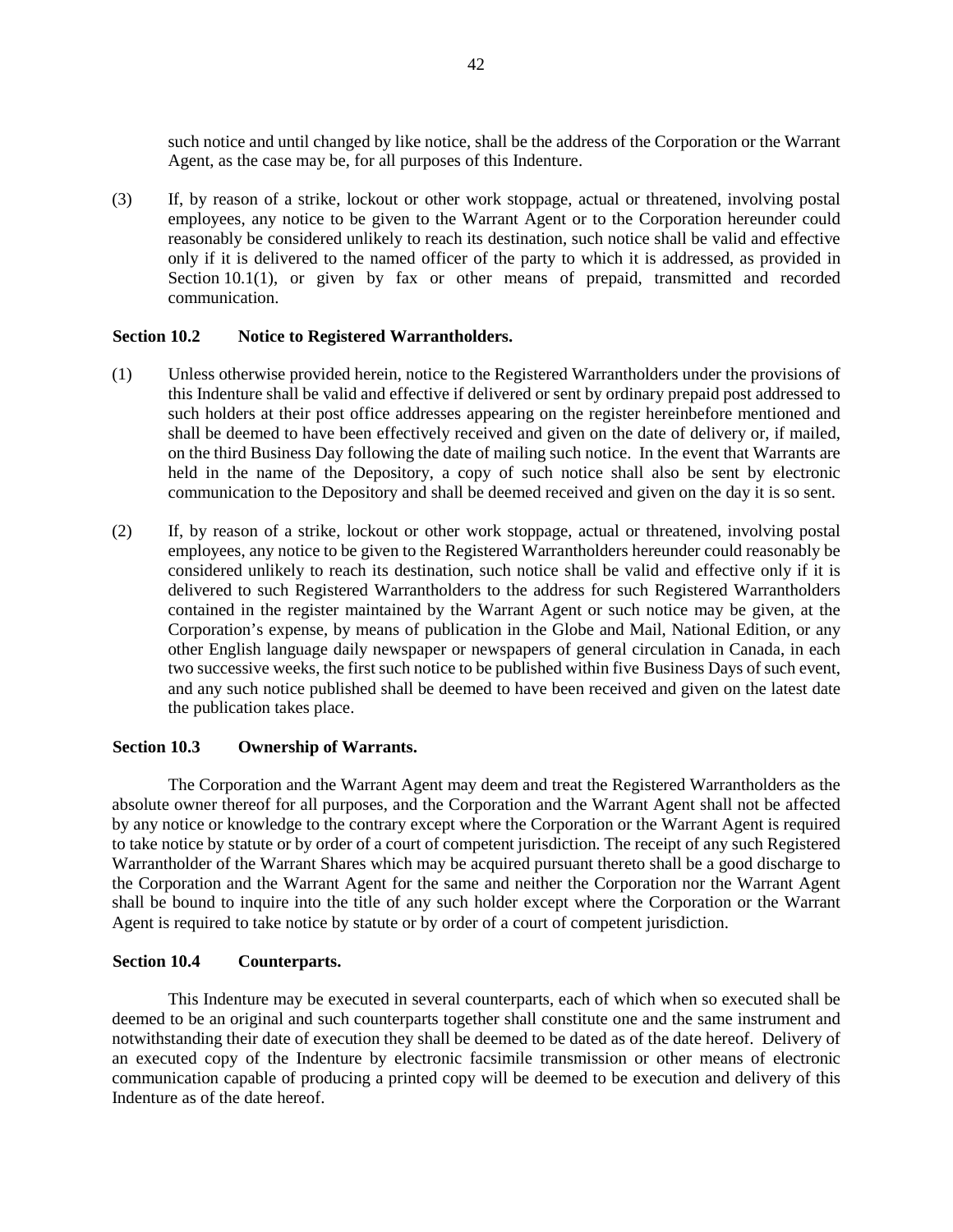such notice and until changed by like notice, shall be the address of the Corporation or the Warrant Agent, as the case may be, for all purposes of this Indenture.

(3) If, by reason of a strike, lockout or other work stoppage, actual or threatened, involving postal employees, any notice to be given to the Warrant Agent or to the Corporation hereunder could reasonably be considered unlikely to reach its destination, such notice shall be valid and effective only if it is delivered to the named officer of the party to which it is addressed, as provided in Section 10.1(1), or given by fax or other means of prepaid, transmitted and recorded communication.

**Section 10.2 Notice to Registered Warrantholders.**

(1) Unless otherwise provided herein, notice to the Registered Warrantholders under the provisions of this Indenture shall be valid and effective if delivered or sent by ordinary prepaid post addressed to such holders at their post office addresses appearing on the register hereinbefore mentioned and shall be deemed to have been effectively received and given on the date of delivery or, if mailed, on the third Business Day following the date of mailing such notice. In the event that Warrants are held in the name of the Depository, a copy of such notice shall also be sent by electronic communication to the Depository and shall be deemed received and given on the day it is so sent.

(2) If, by reason of a strike, lockout or other work stoppage, actual or threatened, involving postal employees, any notice to be given to the Registered Warrantholders hereunder could reasonably be considered unlikely to reach its destination, such notice shall be valid and effective only if it is delivered to such Registered Warrantholders to the address for such Registered Warrantholders contained in the register maintained by the Warrant Agent or such notice may be given, at the Corporation's expense, by means of publication in the Globe and Mail, National Edition, or any other English language daily newspaper or newspapers of general circulation in Canada, in each two successive weeks, the first such notice to be published within five Business Days of such event, and any such notice published shall be deemed to have been received and given on the latest date the publication takes place.

**Section 10.3 Ownership of Warrants.**

The Corporation and the Warrant Agent may deem and treat the Registered Warrantholders as the absolute owner thereof for all purposes, and the Corporation and the Warrant Agent shall not be affected by any notice or knowledge to the contrary except where the Corporation or the Warrant Agent is required to take notice by statute or by order of a court of competent jurisdiction. The receipt of any such Registered Warrantholder of the Warrant Shares which may be acquired pursuant thereto shall be a good discharge to the Corporation and the Warrant Agent for the same and neither the Corporation nor the Warrant Agent shall be bound to inquire into the title of any such holder except where the Corporation or the Warrant Agent is required to take notice by statute or by order of a court of competent jurisdiction.

**Section 10.4 Counterparts.**

This Indenture may be executed in several counterparts, each of which when so executed shall be deemed to be an original and such counterparts together shall constitute one and the same instrument and notwithstanding their date of execution they shall be deemed to be dated as of the date hereof. Delivery of an executed copy of the Indenture by electronic facsimile transmission or other means of electronic communication capable of producing a printed copy will be deemed to be execution and delivery of this Indenture as of the date hereof.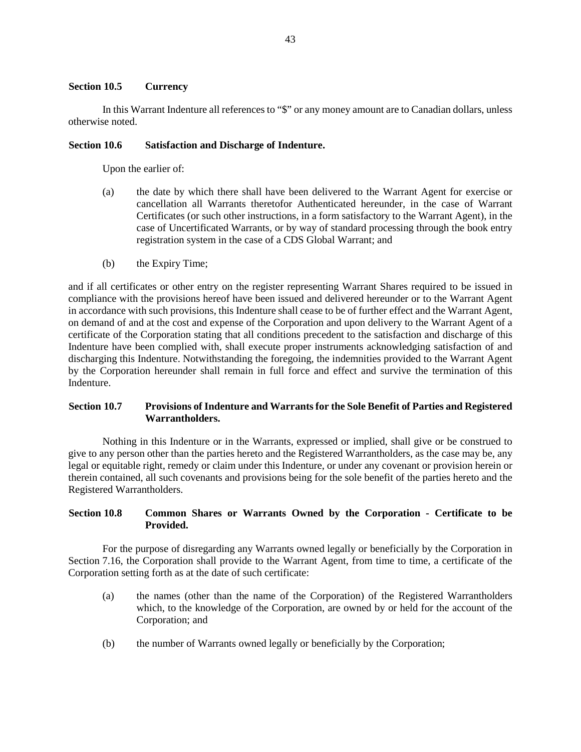### Section 10.5 Currency

In this Warrant Indenture all references to "$" or any money amount are to Canadian dollars, unless otherwise noted.

### Section 10.6 Satisfaction and Discharge of Indenture.

Upon the earlier of:

(a) the date by which there shall have been delivered to the Warrant Agent for exercise or cancellation all Warrants theretofor Authenticated hereunder, in the case of Warrant Certificates (or such other instructions, in a form satisfactory to the Warrant Agent), in the case of Uncertificated Warrants, or by way of standard processing through the book entry registration system in the case of a CDS Global Warrant; and

(b) the Expiry Time;

and if all certificates or other entry on the register representing Warrant Shares required to be issued in compliance with the provisions hereof have been issued and delivered hereunder or to the Warrant Agent in accordance with such provisions, this Indenture shall cease to be of further effect and the Warrant Agent, on demand of and at the cost and expense of the Corporation and upon delivery to the Warrant Agent of a certificate of the Corporation stating that all conditions precedent to the satisfaction and discharge of this Indenture have been complied with, shall execute proper instruments acknowledging satisfaction of and discharging this Indenture. Notwithstanding the foregoing, the indemnities provided to the Warrant Agent by the Corporation hereunder shall remain in full force and effect and survive the termination of this Indenture.

### Section 10.7 Provisions of Indenture and Warrants for the Sole Benefit of Parties and Registered Warrantholders.

Nothing in this Indenture or in the Warrants, expressed or implied, shall give or be construed to give to any person other than the parties hereto and the Registered Warrantholders, as the case may be, any legal or equitable right, remedy or claim under this Indenture, or under any covenant or provision herein or therein contained, all such covenants and provisions being for the sole benefit of the parties hereto and the Registered Warrantholders.

### Section 10.8 Common Shares or Warrants Owned by the Corporation - Certificate to be Provided.

For the purpose of disregarding any Warrants owned legally or beneficially by the Corporation in Section 7.16, the Corporation shall provide to the Warrant Agent, from time to time, a certificate of the Corporation setting forth as at the date of such certificate:

(a) the names (other than the name of the Corporation) of the Registered Warrantholders which, to the knowledge of the Corporation, are owned by or held for the account of the Corporation; and

(b) the number of Warrants owned legally or beneficially by the Corporation;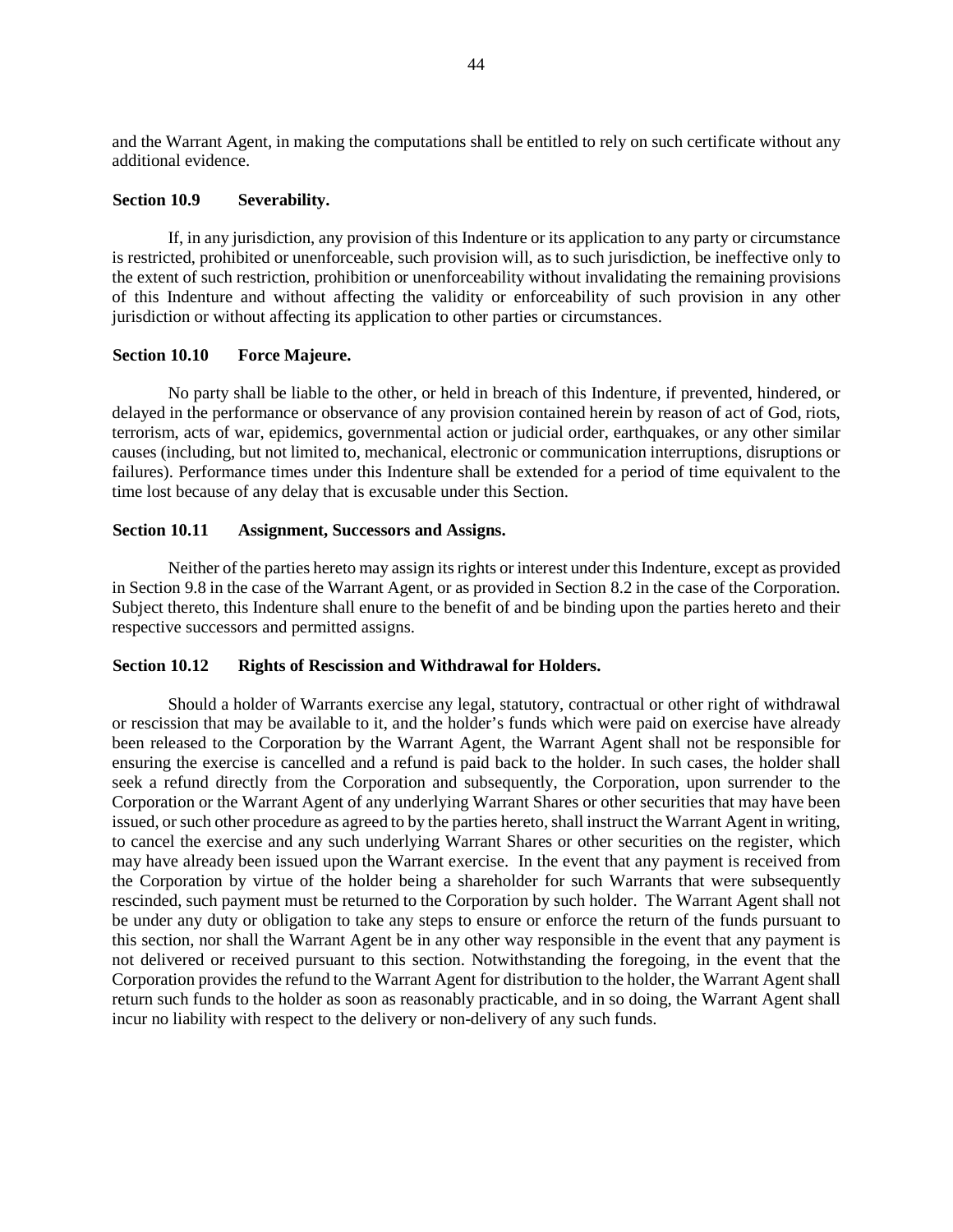and the Warrant Agent, in making the computations shall be entitled to rely on such certificate without any additional evidence.

### Section 10.9 Severability.

If, in any jurisdiction, any provision of this Indenture or its application to any party or circumstance is restricted, prohibited or unenforceable, such provision will, as to such jurisdiction, be ineffective only to the extent of such restriction, prohibition or unenforceability without invalidating the remaining provisions of this Indenture and without affecting the validity or enforceability of such provision in any other jurisdiction or without affecting its application to other parties or circumstances.

### Section 10.10 Force Majeure.

No party shall be liable to the other, or held in breach of this Indenture, if prevented, hindered, or delayed in the performance or observance of any provision contained herein by reason of act of God, riots, terrorism, acts of war, epidemics, governmental action or judicial order, earthquakes, or any other similar causes (including, but not limited to, mechanical, electronic or communication interruptions, disruptions or failures). Performance times under this Indenture shall be extended for a period of time equivalent to the time lost because of any delay that is excusable under this Section.

### Section 10.11 Assignment, Successors and Assigns.

Neither of the parties hereto may assign its rights or interest under this Indenture, except as provided in Section 9.8 in the case of the Warrant Agent, or as provided in Section 8.2 in the case of the Corporation. Subject thereto, this Indenture shall enure to the benefit of and be binding upon the parties hereto and their respective successors and permitted assigns.

### Section 10.12 Rights of Rescission and Withdrawal for Holders.

Should a holder of Warrants exercise any legal, statutory, contractual or other right of withdrawal or rescission that may be available to it, and the holder's funds which were paid on exercise have already been released to the Corporation by the Warrant Agent, the Warrant Agent shall not be responsible for ensuring the exercise is cancelled and a refund is paid back to the holder. In such cases, the holder shall seek a refund directly from the Corporation and subsequently, the Corporation, upon surrender to the Corporation or the Warrant Agent of any underlying Warrant Shares or other securities that may have been issued, or such other procedure as agreed to by the parties hereto, shall instruct the Warrant Agent in writing, to cancel the exercise and any such underlying Warrant Shares or other securities on the register, which may have already been issued upon the Warrant exercise. In the event that any payment is received from the Corporation by virtue of the holder being a shareholder for such Warrants that were subsequently rescinded, such payment must be returned to the Corporation by such holder. The Warrant Agent shall not be under any duty or obligation to take any steps to ensure or enforce the return of the funds pursuant to this section, nor shall the Warrant Agent be in any other way responsible in the event that any payment is not delivered or received pursuant to this section. Notwithstanding the foregoing, in the event that the Corporation provides the refund to the Warrant Agent for distribution to the holder, the Warrant Agent shall return such funds to the holder as soon as reasonably practicable, and in so doing, the Warrant Agent shall incur no liability with respect to the delivery or non-delivery of any such funds.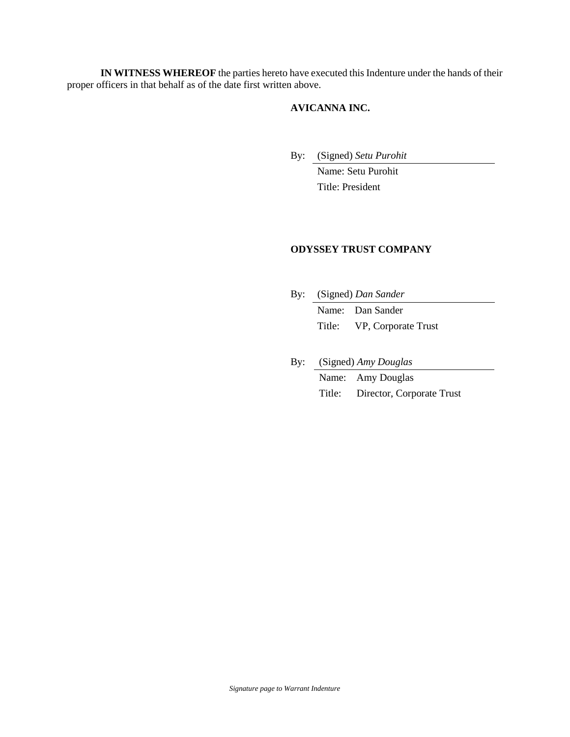**IN WITNESS WHEREOF** the parties hereto have executed this Indenture under the hands of their proper officers in that behalf as of the date first written above.

**AVICANNA INC.**

By: (Signed) *Setu Purohit*
Name: Setu Purohit
Title: President

**ODYSSEY TRUST COMPANY**

By: (Signed) *Dan Sander*
Name: Dan Sander
Title: VP, Corporate Trust

By: (Signed) *Amy Douglas*
Name: Amy Douglas
Title: Director, Corporate Trust

*Signature page to Warrant Indenture*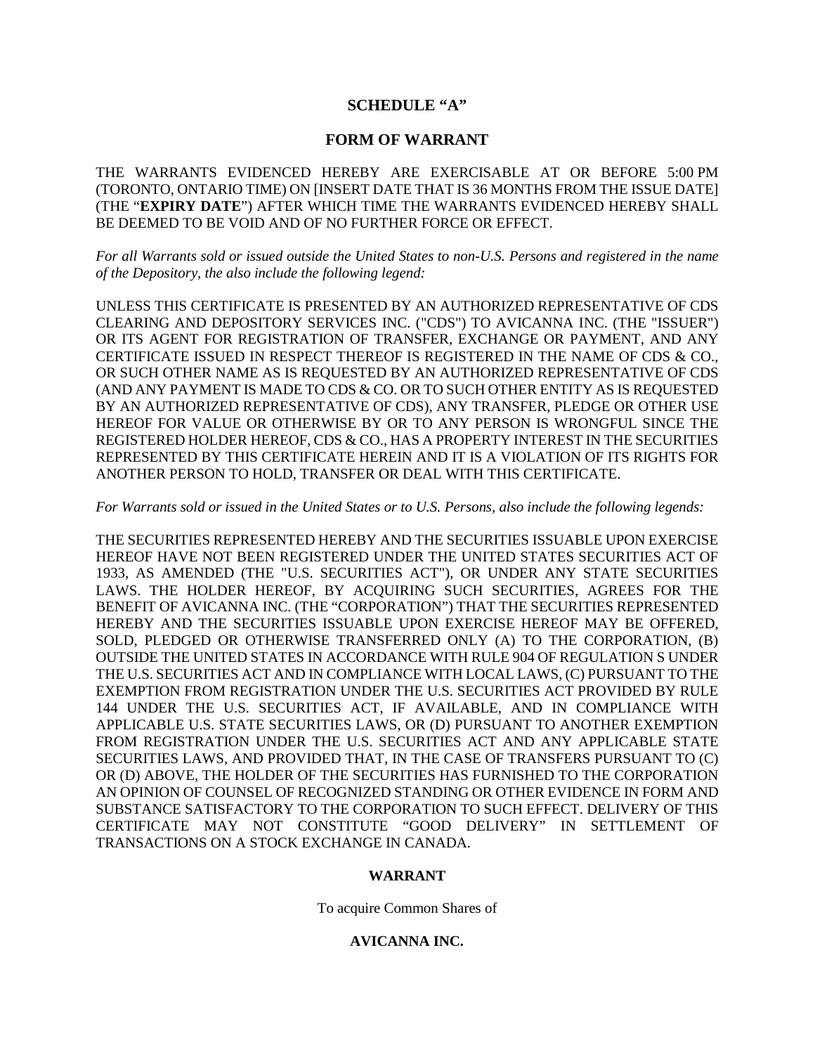## SCHEDULE "A"

## FORM OF WARRANT

THE WARRANTS EVIDENCED HEREBY ARE EXERCISABLE AT OR BEFORE 5:00 PM (TORONTO, ONTARIO TIME) ON [INSERT DATE THAT IS 36 MONTHS FROM THE ISSUE DATE] (THE "**EXPIRY DATE**") AFTER WHICH TIME THE WARRANTS EVIDENCED HEREBY SHALL BE DEEMED TO BE VOID AND OF NO FURTHER FORCE OR EFFECT.

*For all Warrants sold or issued outside the United States to non-U.S. Persons and registered in the name of the Depository, the also include the following legend:*

UNLESS THIS CERTIFICATE IS PRESENTED BY AN AUTHORIZED REPRESENTATIVE OF CDS CLEARING AND DEPOSITORY SERVICES INC. ("CDS") TO AVICANNA INC. (THE "ISSUER") OR ITS AGENT FOR REGISTRATION OF TRANSFER, EXCHANGE OR PAYMENT, AND ANY CERTIFICATE ISSUED IN RESPECT THEREOF IS REGISTERED IN THE NAME OF CDS & CO., OR SUCH OTHER NAME AS IS REQUESTED BY AN AUTHORIZED REPRESENTATIVE OF CDS (AND ANY PAYMENT IS MADE TO CDS & CO. OR TO SUCH OTHER ENTITY AS IS REQUESTED BY AN AUTHORIZED REPRESENTATIVE OF CDS), ANY TRANSFER, PLEDGE OR OTHER USE HEREOF FOR VALUE OR OTHERWISE BY OR TO ANY PERSON IS WRONGFUL SINCE THE REGISTERED HOLDER HEREOF, CDS & CO., HAS A PROPERTY INTEREST IN THE SECURITIES REPRESENTED BY THIS CERTIFICATE HEREIN AND IT IS A VIOLATION OF ITS RIGHTS FOR ANOTHER PERSON TO HOLD, TRANSFER OR DEAL WITH THIS CERTIFICATE.

*For Warrants sold or issued in the United States or to U.S. Persons, also include the following legends:*

THE SECURITIES REPRESENTED HEREBY AND THE SECURITIES ISSUABLE UPON EXERCISE HEREOF HAVE NOT BEEN REGISTERED UNDER THE UNITED STATES SECURITIES ACT OF 1933, AS AMENDED (THE "U.S. SECURITIES ACT"), OR UNDER ANY STATE SECURITIES LAWS. THE HOLDER HEREOF, BY ACQUIRING SUCH SECURITIES, AGREES FOR THE BENEFIT OF AVICANNA INC. (THE "CORPORATION") THAT THE SECURITIES REPRESENTED HEREBY AND THE SECURITIES ISSUABLE UPON EXERCISE HEREOF MAY BE OFFERED, SOLD, PLEDGED OR OTHERWISE TRANSFERRED ONLY (A) TO THE CORPORATION, (B) OUTSIDE THE UNITED STATES IN ACCORDANCE WITH RULE 904 OF REGULATION S UNDER THE U.S. SECURITIES ACT AND IN COMPLIANCE WITH LOCAL LAWS, (C) PURSUANT TO THE EXEMPTION FROM REGISTRATION UNDER THE U.S. SECURITIES ACT PROVIDED BY RULE 144 UNDER THE U.S. SECURITIES ACT, IF AVAILABLE, AND IN COMPLIANCE WITH APPLICABLE U.S. STATE SECURITIES LAWS, OR (D) PURSUANT TO ANOTHER EXEMPTION FROM REGISTRATION UNDER THE U.S. SECURITIES ACT AND ANY APPLICABLE STATE SECURITIES LAWS, AND PROVIDED THAT, IN THE CASE OF TRANSFERS PURSUANT TO (C) OR (D) ABOVE, THE HOLDER OF THE SECURITIES HAS FURNISHED TO THE CORPORATION AN OPINION OF COUNSEL OF RECOGNIZED STANDING OR OTHER EVIDENCE IN FORM AND SUBSTANCE SATISFACTORY TO THE CORPORATION TO SUCH EFFECT. DELIVERY OF THIS CERTIFICATE MAY NOT CONSTITUTE "GOOD DELIVERY" IN SETTLEMENT OF TRANSACTIONS ON A STOCK EXCHANGE IN CANADA.

**WARRANT**

To acquire Common Shares of

**AVICANNA INC.**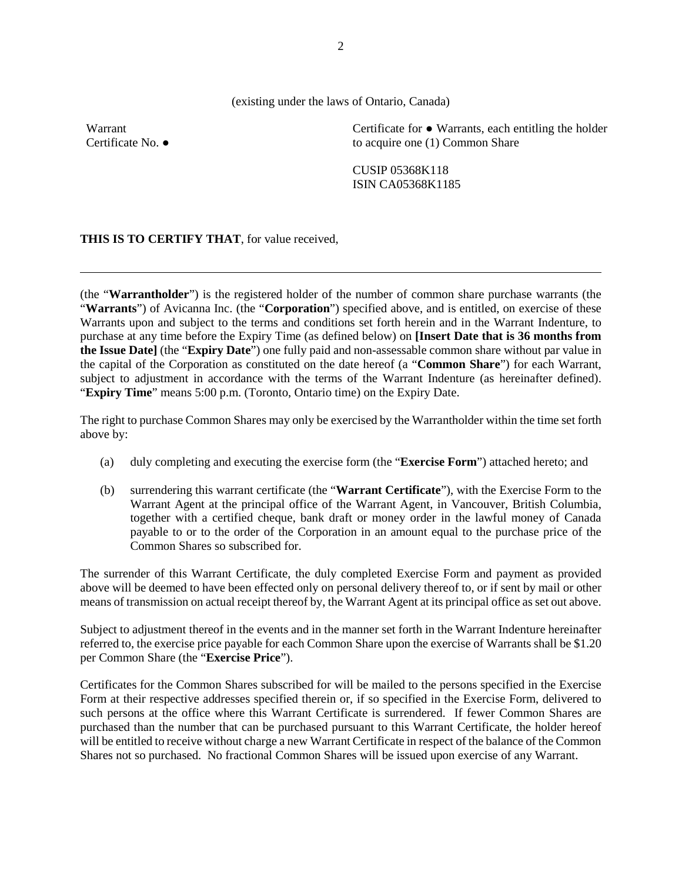(existing under the laws of Ontario, Canada)

| Warrant Certificate No. ● | Certificate for ● Warrants, each entitling the holder to acquire one (1) Common Share |
| --- | --- |
| | CUSIP 05368K118 ISIN CA05368K1185 |

**THIS IS TO CERTIFY THAT**, for value received,

---

(the "**Warrantholder**") is the registered holder of the number of common share purchase warrants (the "**Warrants**") of Avicanna Inc. (the "**Corporation**") specified above, and is entitled, on exercise of these Warrants upon and subject to the terms and conditions set forth herein and in the Warrant Indenture, to purchase at any time before the Expiry Time (as defined below) on **[Insert Date that is 36 months from the Issue Date]** (the "**Expiry Date**") one fully paid and non-assessable common share without par value in the capital of the Corporation as constituted on the date hereof (a "**Common Share**") for each Warrant, subject to adjustment in accordance with the terms of the Warrant Indenture (as hereinafter defined). "**Expiry Time**" means 5:00 p.m. (Toronto, Ontario time) on the Expiry Date.

The right to purchase Common Shares may only be exercised by the Warrantholder within the time set forth above by:

(a) duly completing and executing the exercise form (the "**Exercise Form**") attached hereto; and

(b) surrendering this warrant certificate (the "**Warrant Certificate**"), with the Exercise Form to the Warrant Agent at the principal office of the Warrant Agent, in Vancouver, British Columbia, together with a certified cheque, bank draft or money order in the lawful money of Canada payable to or to the order of the Corporation in an amount equal to the purchase price of the Common Shares so subscribed for.

The surrender of this Warrant Certificate, the duly completed Exercise Form and payment as provided above will be deemed to have been effected only on personal delivery thereof to, or if sent by mail or other means of transmission on actual receipt thereof by, the Warrant Agent at its principal office as set out above.

Subject to adjustment thereof in the events and in the manner set forth in the Warrant Indenture hereinafter referred to, the exercise price payable for each Common Share upon the exercise of Warrants shall be $1.20 per Common Share (the "**Exercise Price**").

Certificates for the Common Shares subscribed for will be mailed to the persons specified in the Exercise Form at their respective addresses specified therein or, if so specified in the Exercise Form, delivered to such persons at the office where this Warrant Certificate is surrendered. If fewer Common Shares are purchased than the number that can be purchased pursuant to this Warrant Certificate, the holder hereof will be entitled to receive without charge a new Warrant Certificate in respect of the balance of the Common Shares not so purchased. No fractional Common Shares will be issued upon exercise of any Warrant.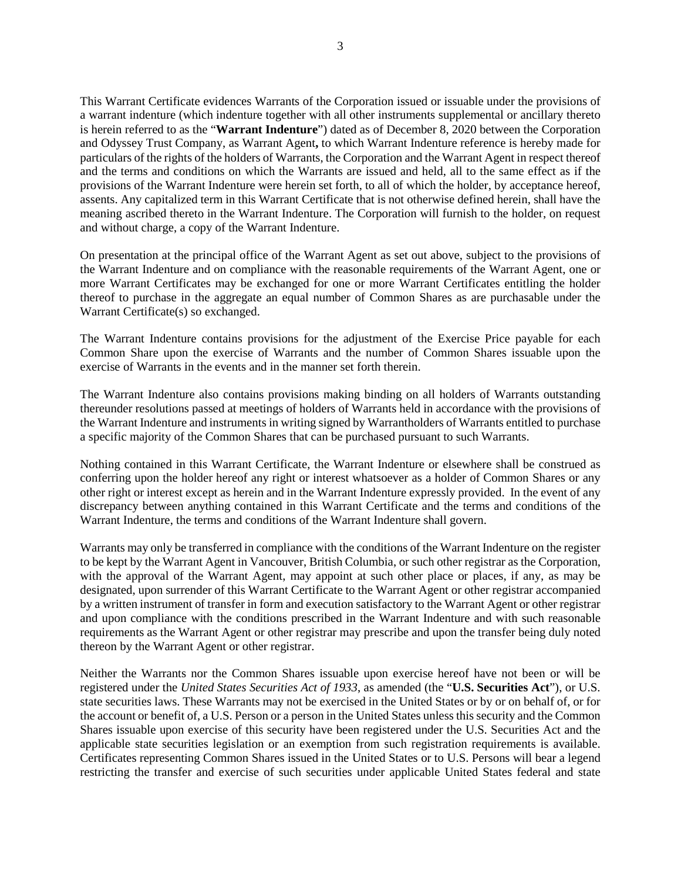This Warrant Certificate evidences Warrants of the Corporation issued or issuable under the provisions of a warrant indenture (which indenture together with all other instruments supplemental or ancillary thereto is herein referred to as the "**Warrant Indenture**") dated as of December 8, 2020 between the Corporation and Odyssey Trust Company, as Warrant Agent**,** to which Warrant Indenture reference is hereby made for particulars of the rights of the holders of Warrants, the Corporation and the Warrant Agent in respect thereof and the terms and conditions on which the Warrants are issued and held, all to the same effect as if the provisions of the Warrant Indenture were herein set forth, to all of which the holder, by acceptance hereof, assents. Any capitalized term in this Warrant Certificate that is not otherwise defined herein, shall have the meaning ascribed thereto in the Warrant Indenture. The Corporation will furnish to the holder, on request and without charge, a copy of the Warrant Indenture.

On presentation at the principal office of the Warrant Agent as set out above, subject to the provisions of the Warrant Indenture and on compliance with the reasonable requirements of the Warrant Agent, one or more Warrant Certificates may be exchanged for one or more Warrant Certificates entitling the holder thereof to purchase in the aggregate an equal number of Common Shares as are purchasable under the Warrant Certificate(s) so exchanged.

The Warrant Indenture contains provisions for the adjustment of the Exercise Price payable for each Common Share upon the exercise of Warrants and the number of Common Shares issuable upon the exercise of Warrants in the events and in the manner set forth therein.

The Warrant Indenture also contains provisions making binding on all holders of Warrants outstanding thereunder resolutions passed at meetings of holders of Warrants held in accordance with the provisions of the Warrant Indenture and instruments in writing signed by Warrantholders of Warrants entitled to purchase a specific majority of the Common Shares that can be purchased pursuant to such Warrants.

Nothing contained in this Warrant Certificate, the Warrant Indenture or elsewhere shall be construed as conferring upon the holder hereof any right or interest whatsoever as a holder of Common Shares or any other right or interest except as herein and in the Warrant Indenture expressly provided. In the event of any discrepancy between anything contained in this Warrant Certificate and the terms and conditions of the Warrant Indenture, the terms and conditions of the Warrant Indenture shall govern.

Warrants may only be transferred in compliance with the conditions of the Warrant Indenture on the register to be kept by the Warrant Agent in Vancouver, British Columbia, or such other registrar as the Corporation, with the approval of the Warrant Agent, may appoint at such other place or places, if any, as may be designated, upon surrender of this Warrant Certificate to the Warrant Agent or other registrar accompanied by a written instrument of transfer in form and execution satisfactory to the Warrant Agent or other registrar and upon compliance with the conditions prescribed in the Warrant Indenture and with such reasonable requirements as the Warrant Agent or other registrar may prescribe and upon the transfer being duly noted thereon by the Warrant Agent or other registrar.

Neither the Warrants nor the Common Shares issuable upon exercise hereof have not been or will be registered under the *United States Securities Act of 1933*, as amended (the "**U.S. Securities Act**"), or U.S. state securities laws. These Warrants may not be exercised in the United States or by or on behalf of, or for the account or benefit of, a U.S. Person or a person in the United States unless this security and the Common Shares issuable upon exercise of this security have been registered under the U.S. Securities Act and the applicable state securities legislation or an exemption from such registration requirements is available. Certificates representing Common Shares issued in the United States or to U.S. Persons will bear a legend restricting the transfer and exercise of such securities under applicable United States federal and state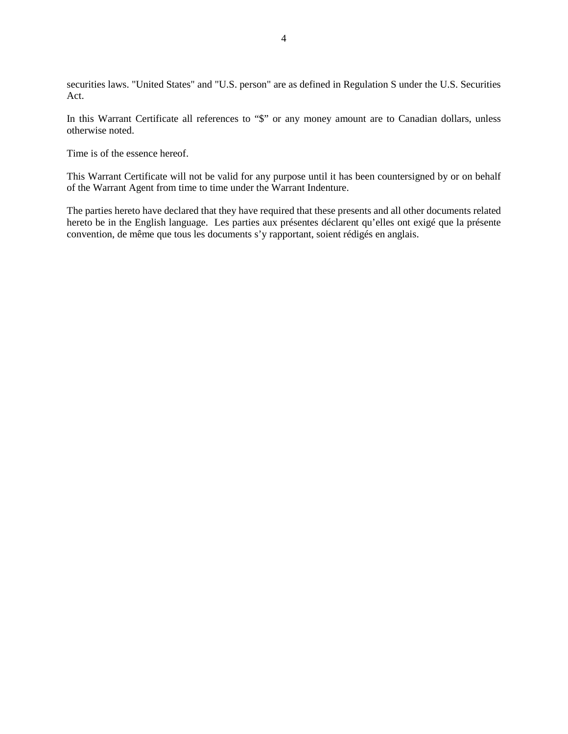securities laws. "United States" and "U.S. person" are as defined in Regulation S under the U.S. Securities Act.

In this Warrant Certificate all references to “$” or any money amount are to Canadian dollars, unless otherwise noted.

Time is of the essence hereof.

This Warrant Certificate will not be valid for any purpose until it has been countersigned by or on behalf of the Warrant Agent from time to time under the Warrant Indenture.

The parties hereto have declared that they have required that these presents and all other documents related hereto be in the English language. Les parties aux présentes déclarent qu’elles ont exigé que la présente convention, de même que tous les documents s’y rapportant, soient rédigés en anglais.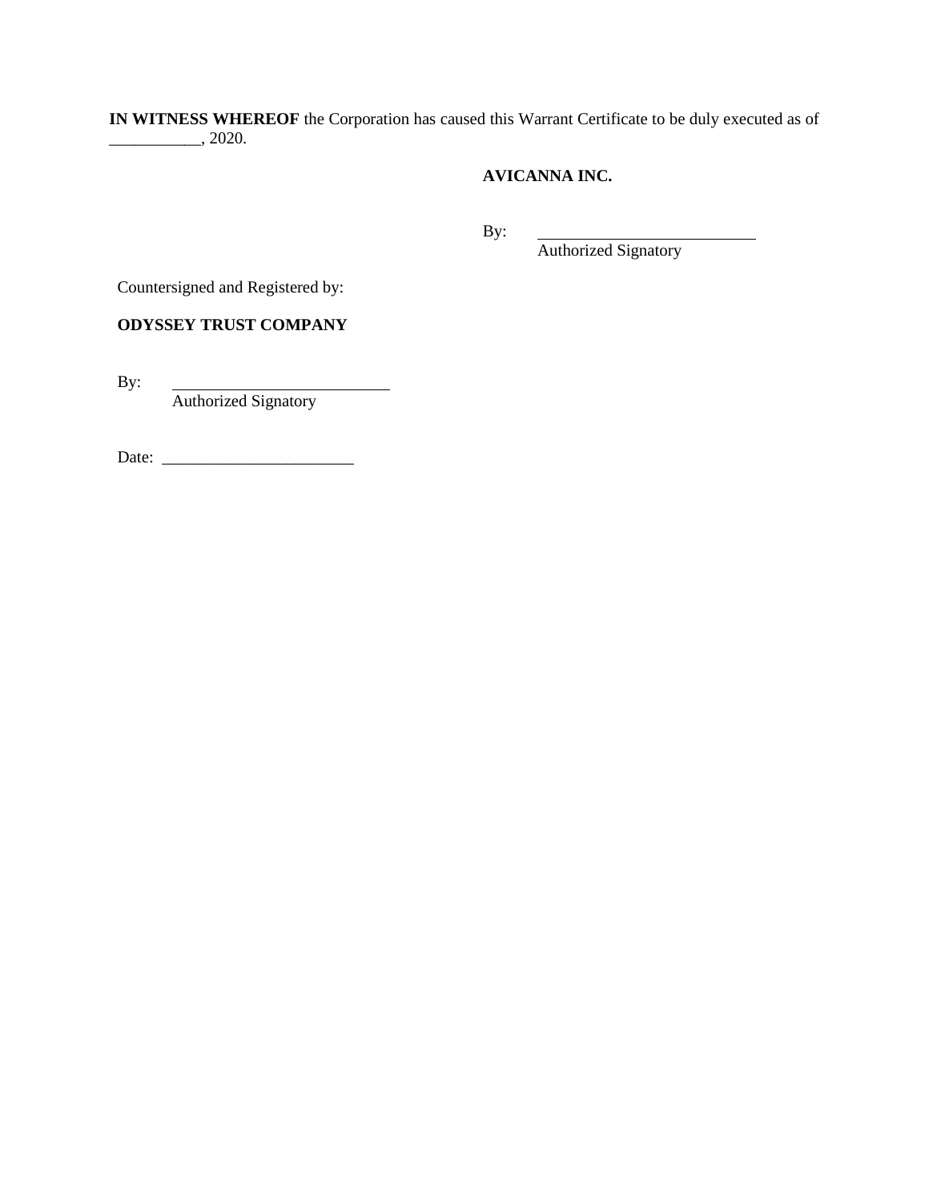**IN WITNESS WHEREOF** the Corporation has caused this Warrant Certificate to be duly executed as of ___________, 2020.

**AVICANNA INC.**

By: ___________________________
Authorized Signatory

Countersigned and Registered by:

**ODYSSEY TRUST COMPANY**

By: ___________________________
Authorized Signatory

Date: _______________________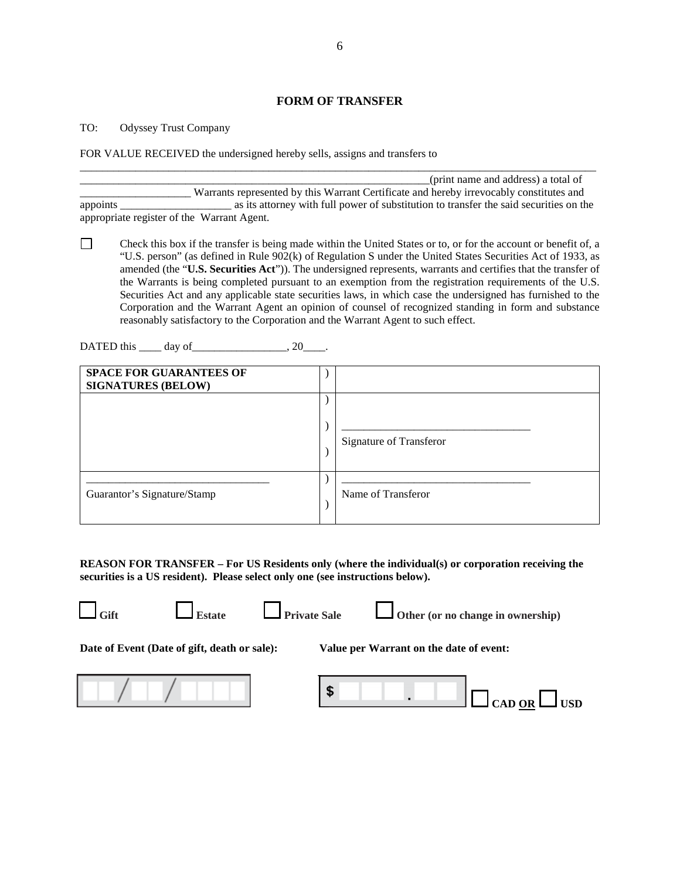## FORM OF TRANSFER

TO: Odyssey Trust Company

FOR VALUE RECEIVED the undersigned hereby sells, assigns and transfers to ________________________________________________________________________________________________________________________________________________(print name and address) a total of ____________________ Warrants represented by this Warrant Certificate and hereby irrevocably constitutes and appoints ____________________ as its attorney with full power of substitution to transfer the said securities on the appropriate register of the Warrant Agent.

☐ Check this box if the transfer is being made within the United States or to, or for the account or benefit of, a "U.S. person" (as defined in Rule 902(k) of Regulation S under the United States Securities Act of 1933, as amended (the "**U.S. Securities Act**")). The undersigned represents, warrants and certifies that the transfer of the Warrants is being completed pursuant to an exemption from the registration requirements of the U.S. Securities Act and any applicable state securities laws, in which case the undersigned has furnished to the Corporation and the Warrant Agent an opinion of counsel of recognized standing in form and substance reasonably satisfactory to the Corporation and the Warrant Agent to such effect.

DATED this ____ day of_________________, 20____.

| **SPACE FOR GUARANTEES OF SIGNATURES (BELOW)** | ) | |
|---|---|---|
| | )<br>)<br>) | ________________________________<br>Signature of Transferor |
| ________________________________<br>Guarantor's Signature/Stamp | )<br>) | ________________________________<br>Name of Transferor |

**REASON FOR TRANSFER – For US Residents only (where the individual(s) or corporation receiving the securities is a US resident). Please select only one (see instructions below).**

☐ **Gift** ☐ **Estate** ☐ **Private Sale** ☐ **Other (or no change in ownership)**

**Date of Event (Date of gift, death or sale):** **Value per Warrant on the date of event:**

__ __ / __ __ / __ __ __ __ $ __ __ __ . __ __ ☐ **CAD OR** ☐ **USD**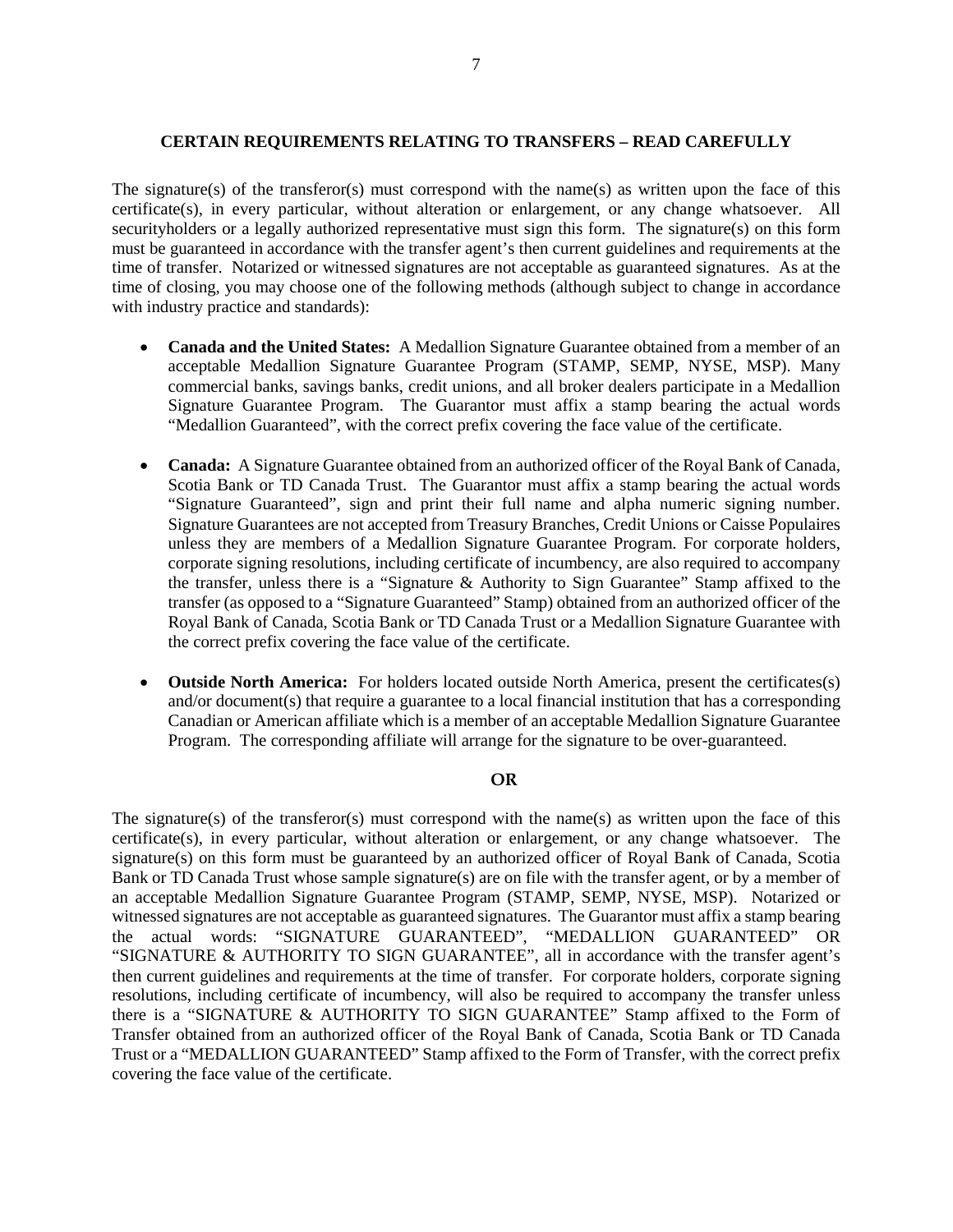## CERTAIN REQUIREMENTS RELATING TO TRANSFERS – READ CAREFULLY

The signature(s) of the transferor(s) must correspond with the name(s) as written upon the face of this certificate(s), in every particular, without alteration or enlargement, or any change whatsoever. All securityholders or a legally authorized representative must sign this form. The signature(s) on this form must be guaranteed in accordance with the transfer agent's then current guidelines and requirements at the time of transfer. Notarized or witnessed signatures are not acceptable as guaranteed signatures. As at the time of closing, you may choose one of the following methods (although subject to change in accordance with industry practice and standards):

- **Canada and the United States:** A Medallion Signature Guarantee obtained from a member of an acceptable Medallion Signature Guarantee Program (STAMP, SEMP, NYSE, MSP). Many commercial banks, savings banks, credit unions, and all broker dealers participate in a Medallion Signature Guarantee Program. The Guarantor must affix a stamp bearing the actual words "Medallion Guaranteed", with the correct prefix covering the face value of the certificate.

- **Canada:** A Signature Guarantee obtained from an authorized officer of the Royal Bank of Canada, Scotia Bank or TD Canada Trust. The Guarantor must affix a stamp bearing the actual words "Signature Guaranteed", sign and print their full name and alpha numeric signing number. Signature Guarantees are not accepted from Treasury Branches, Credit Unions or Caisse Populaires unless they are members of a Medallion Signature Guarantee Program. For corporate holders, corporate signing resolutions, including certificate of incumbency, are also required to accompany the transfer, unless there is a "Signature & Authority to Sign Guarantee" Stamp affixed to the transfer (as opposed to a "Signature Guaranteed" Stamp) obtained from an authorized officer of the Royal Bank of Canada, Scotia Bank or TD Canada Trust or a Medallion Signature Guarantee with the correct prefix covering the face value of the certificate.

- **Outside North America:** For holders located outside North America, present the certificates(s) and/or document(s) that require a guarantee to a local financial institution that has a corresponding Canadian or American affiliate which is a member of an acceptable Medallion Signature Guarantee Program. The corresponding affiliate will arrange for the signature to be over-guaranteed.

**OR**

The signature(s) of the transferor(s) must correspond with the name(s) as written upon the face of this certificate(s), in every particular, without alteration or enlargement, or any change whatsoever. The signature(s) on this form must be guaranteed by an authorized officer of Royal Bank of Canada, Scotia Bank or TD Canada Trust whose sample signature(s) are on file with the transfer agent, or by a member of an acceptable Medallion Signature Guarantee Program (STAMP, SEMP, NYSE, MSP). Notarized or witnessed signatures are not acceptable as guaranteed signatures. The Guarantor must affix a stamp bearing the actual words: "SIGNATURE GUARANTEED", "MEDALLION GUARANTEED" OR "SIGNATURE & AUTHORITY TO SIGN GUARANTEE", all in accordance with the transfer agent's then current guidelines and requirements at the time of transfer. For corporate holders, corporate signing resolutions, including certificate of incumbency, will also be required to accompany the transfer unless there is a "SIGNATURE & AUTHORITY TO SIGN GUARANTEE" Stamp affixed to the Form of Transfer obtained from an authorized officer of the Royal Bank of Canada, Scotia Bank or TD Canada Trust or a "MEDALLION GUARANTEED" Stamp affixed to the Form of Transfer, with the correct prefix covering the face value of the certificate.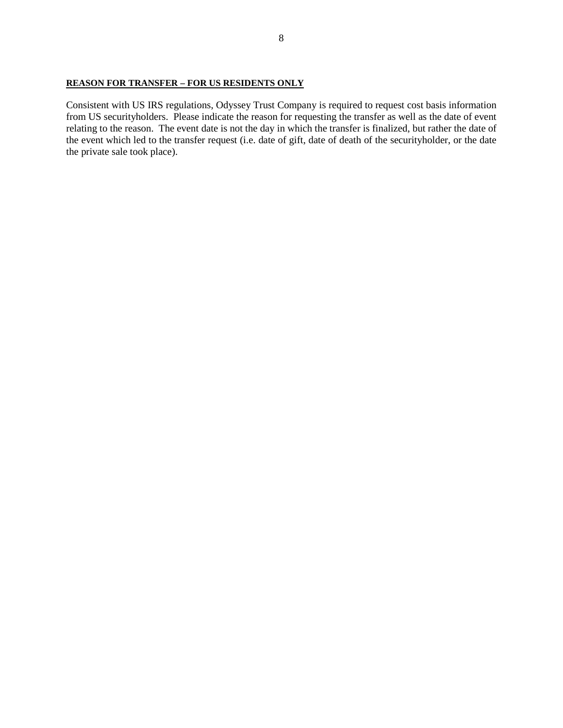**REASON FOR TRANSFER – FOR US RESIDENTS ONLY**

Consistent with US IRS regulations, Odyssey Trust Company is required to request cost basis information from US securityholders. Please indicate the reason for requesting the transfer as well as the date of event relating to the reason. The event date is not the day in which the transfer is finalized, but rather the date of the event which led to the transfer request (i.e. date of gift, date of death of the securityholder, or the date the private sale took place).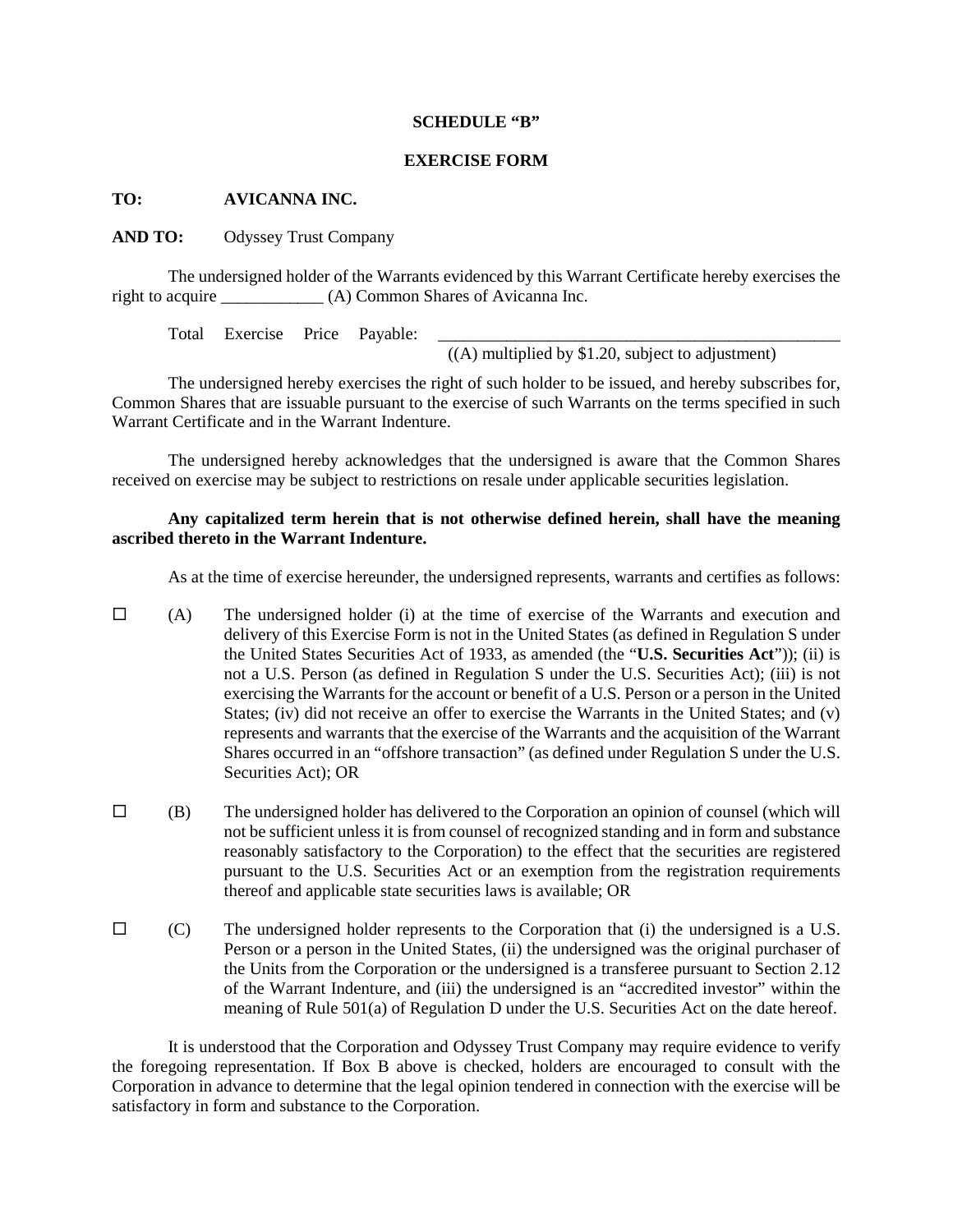**SCHEDULE "B"**

**EXERCISE FORM**

**TO:** **AVICANNA INC.**

**AND TO:** Odyssey Trust Company

The undersigned holder of the Warrants evidenced by this Warrant Certificate hereby exercises the right to acquire ____________ (A) Common Shares of Avicanna Inc.

Total Exercise Price Payable: __________________________________________________
((A) multiplied by $1.20, subject to adjustment)

The undersigned hereby exercises the right of such holder to be issued, and hereby subscribes for, Common Shares that are issuable pursuant to the exercise of such Warrants on the terms specified in such Warrant Certificate and in the Warrant Indenture.

The undersigned hereby acknowledges that the undersigned is aware that the Common Shares received on exercise may be subject to restrictions on resale under applicable securities legislation.

**Any capitalized term herein that is not otherwise defined herein, shall have the meaning ascribed thereto in the Warrant Indenture.**

As at the time of exercise hereunder, the undersigned represents, warrants and certifies as follows:

☐ (A) The undersigned holder (i) at the time of exercise of the Warrants and execution and delivery of this Exercise Form is not in the United States (as defined in Regulation S under the United States Securities Act of 1933, as amended (the "**U.S. Securities Act**")); (ii) is not a U.S. Person (as defined in Regulation S under the U.S. Securities Act); (iii) is not exercising the Warrants for the account or benefit of a U.S. Person or a person in the United States; (iv) did not receive an offer to exercise the Warrants in the United States; and (v) represents and warrants that the exercise of the Warrants and the acquisition of the Warrant Shares occurred in an "offshore transaction" (as defined under Regulation S under the U.S. Securities Act); OR

☐ (B) The undersigned holder has delivered to the Corporation an opinion of counsel (which will not be sufficient unless it is from counsel of recognized standing and in form and substance reasonably satisfactory to the Corporation) to the effect that the securities are registered pursuant to the U.S. Securities Act or an exemption from the registration requirements thereof and applicable state securities laws is available; OR

☐ (C) The undersigned holder represents to the Corporation that (i) the undersigned is a U.S. Person or a person in the United States, (ii) the undersigned was the original purchaser of the Units from the Corporation or the undersigned is a transferee pursuant to Section 2.12 of the Warrant Indenture, and (iii) the undersigned is an "accredited investor" within the meaning of Rule 501(a) of Regulation D under the U.S. Securities Act on the date hereof.

It is understood that the Corporation and Odyssey Trust Company may require evidence to verify the foregoing representation. If Box B above is checked, holders are encouraged to consult with the Corporation in advance to determine that the legal opinion tendered in connection with the exercise will be satisfactory in form and substance to the Corporation.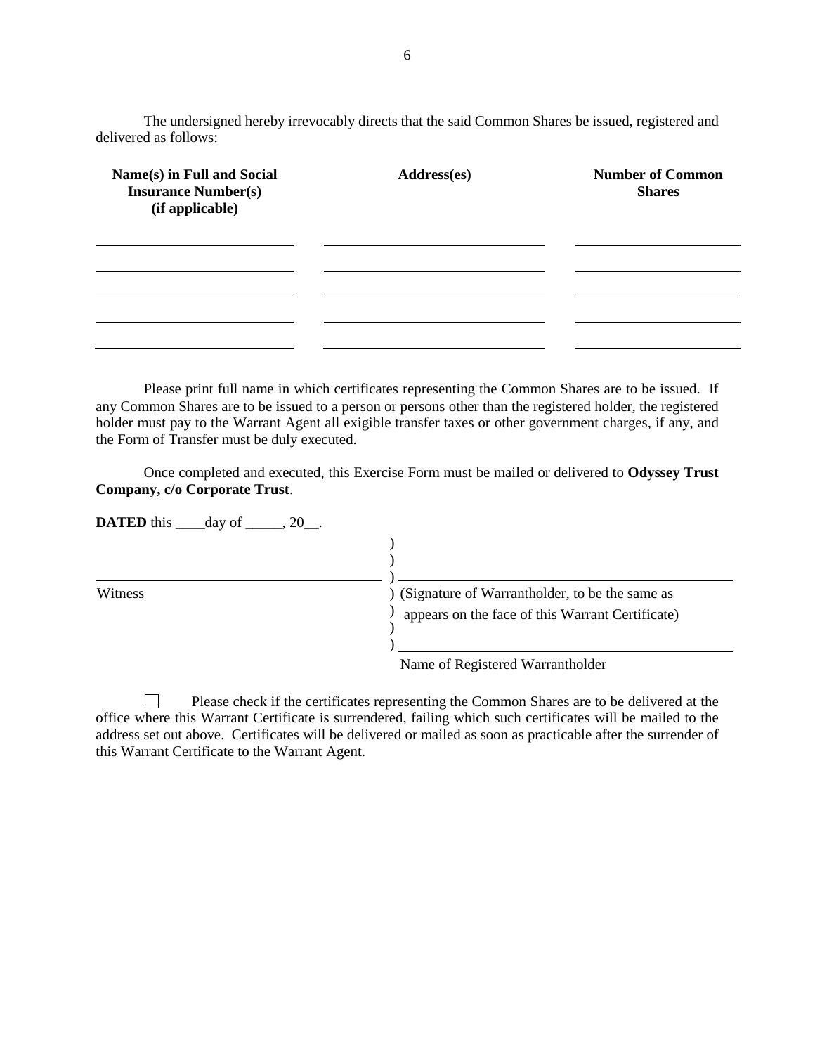The undersigned hereby irrevocably directs that the said Common Shares be issued, registered and delivered as follows:

| **Name(s) in Full and Social Insurance Number(s) (if applicable)** | **Address(es)** | **Number of Common Shares** |
|---|---|---|
| | | |
| | | |
| | | |
| | | |
| | | |

Please print full name in which certificates representing the Common Shares are to be issued. If any Common Shares are to be issued to a person or persons other than the registered holder, the registered holder must pay to the Warrant Agent all exigible transfer taxes or other government charges, if any, and the Form of Transfer must be duly executed.

Once completed and executed, this Exercise Form must be mailed or delivered to **Odyssey Trust Company, c/o Corporate Trust**.

**DATED** this ____day of _____, 20__.

| | |
|---|---|
| ______________________________ | ______________________________ |
| Witness | (Signature of Warrantholder, to be the same as appears on the face of this Warrant Certificate) |
| | ______________________________ |
| | Name of Registered Warrantholder |

☐ Please check if the certificates representing the Common Shares are to be delivered at the office where this Warrant Certificate is surrendered, failing which such certificates will be mailed to the address set out above. Certificates will be delivered or mailed as soon as practicable after the surrender of this Warrant Certificate to the Warrant Agent.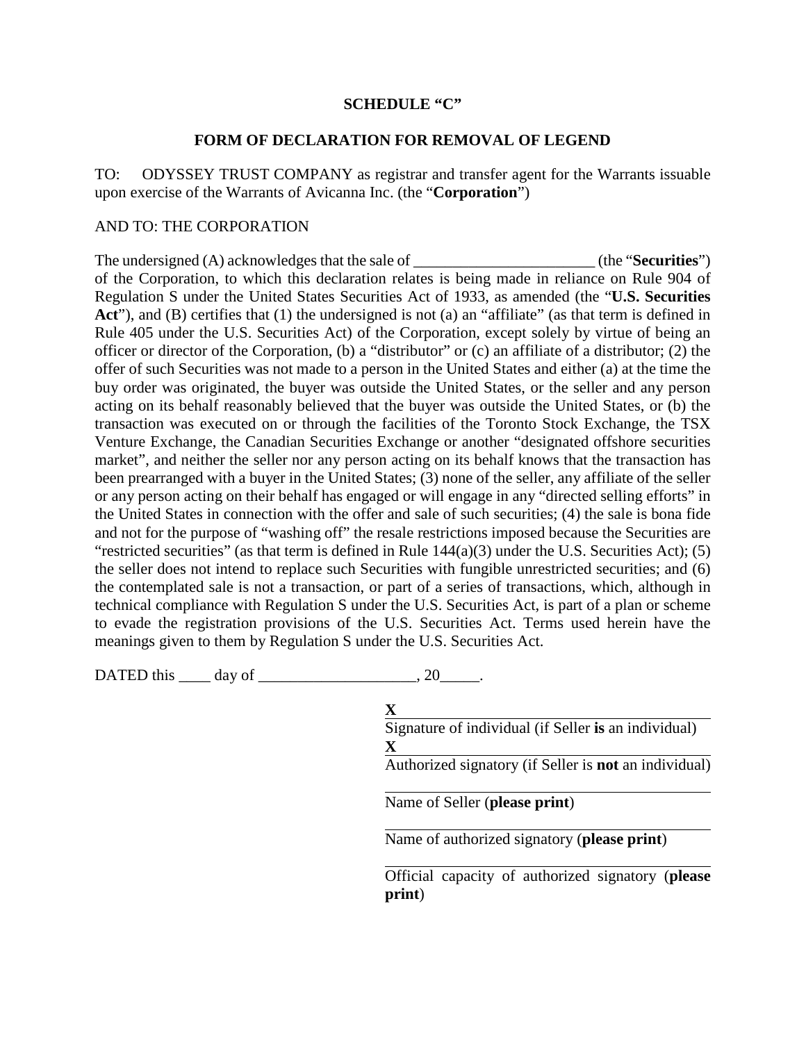**SCHEDULE "C"**

**FORM OF DECLARATION FOR REMOVAL OF LEGEND**

TO: ODYSSEY TRUST COMPANY as registrar and transfer agent for the Warrants issuable upon exercise of the Warrants of Avicanna Inc. (the "**Corporation**")

AND TO: THE CORPORATION

The undersigned (A) acknowledges that the sale of _______________________ (the "**Securities**") of the Corporation, to which this declaration relates is being made in reliance on Rule 904 of Regulation S under the United States Securities Act of 1933, as amended (the "**U.S. Securities Act**"), and (B) certifies that (1) the undersigned is not (a) an "affiliate" (as that term is defined in Rule 405 under the U.S. Securities Act) of the Corporation, except solely by virtue of being an officer or director of the Corporation, (b) a "distributor" or (c) an affiliate of a distributor; (2) the offer of such Securities was not made to a person in the United States and either (a) at the time the buy order was originated, the buyer was outside the United States, or the seller and any person acting on its behalf reasonably believed that the buyer was outside the United States, or (b) the transaction was executed on or through the facilities of the Toronto Stock Exchange, the TSX Venture Exchange, the Canadian Securities Exchange or another "designated offshore securities market", and neither the seller nor any person acting on its behalf knows that the transaction has been prearranged with a buyer in the United States; (3) none of the seller, any affiliate of the seller or any person acting on their behalf has engaged or will engage in any "directed selling efforts" in the United States in connection with the offer and sale of such securities; (4) the sale is bona fide and not for the purpose of "washing off" the resale restrictions imposed because the Securities are "restricted securities" (as that term is defined in Rule 144(a)(3) under the U.S. Securities Act); (5) the seller does not intend to replace such Securities with fungible unrestricted securities; and (6) the contemplated sale is not a transaction, or part of a series of transactions, which, although in technical compliance with Regulation S under the U.S. Securities Act, is part of a plan or scheme to evade the registration provisions of the U.S. Securities Act. Terms used herein have the meanings given to them by Regulation S under the U.S. Securities Act.

DATED this ____ day of ____________________, 20_____.

**X** ________________________________
Signature of individual (if Seller **is** an individual)

**X** ________________________________
Authorized signatory (if Seller is **not** an individual)

________________________________
Name of Seller (**please print**)

________________________________
Name of authorized signatory (**please print**)

________________________________
Official capacity of authorized signatory (**please print**)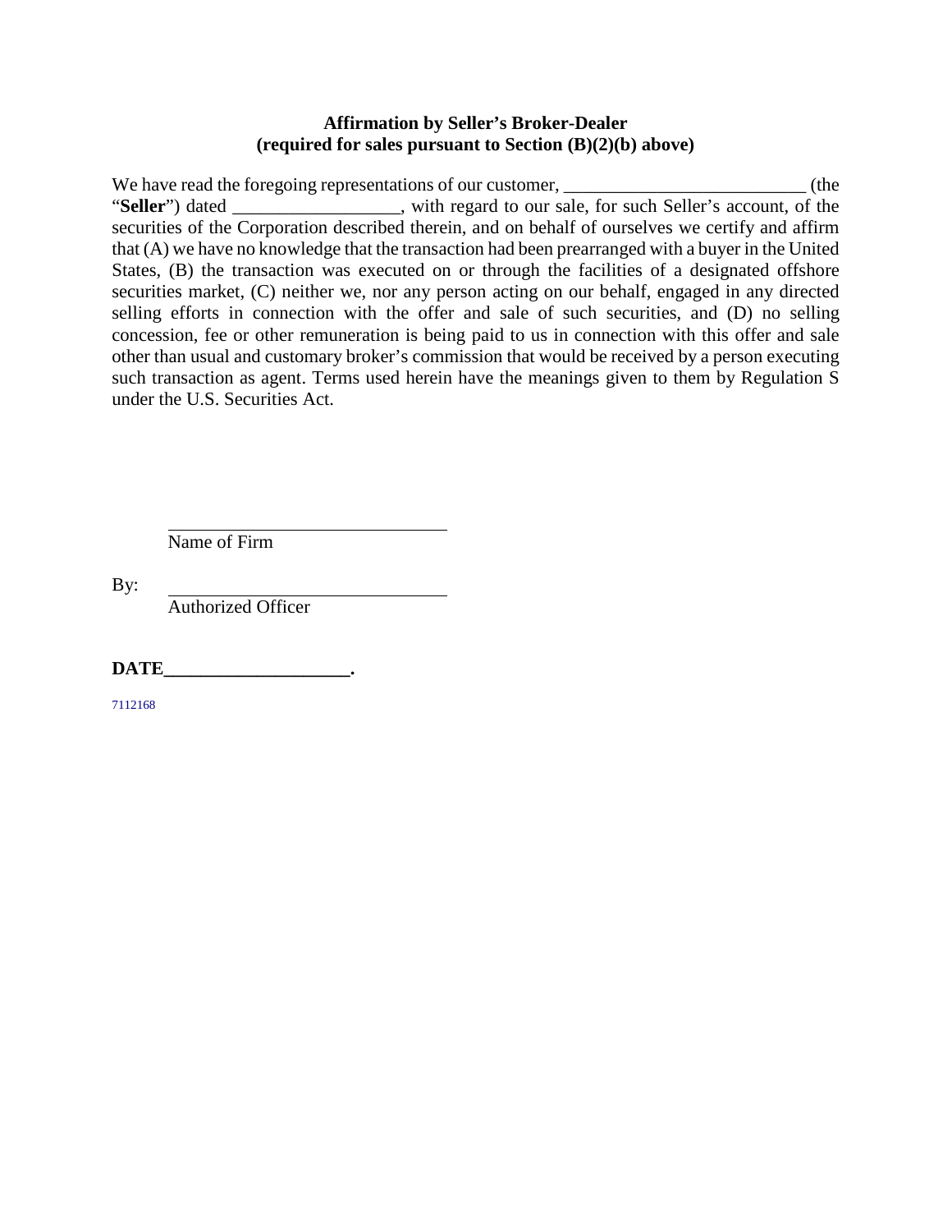**Affirmation by Seller's Broker-Dealer**
**(required for sales pursuant to Section (B)(2)(b) above)**

We have read the foregoing representations of our customer, __________________________ (the "**Seller**") dated __________________, with regard to our sale, for such Seller's account, of the securities of the Corporation described therein, and on behalf of ourselves we certify and affirm that (A) we have no knowledge that the transaction had been prearranged with a buyer in the United States, (B) the transaction was executed on or through the facilities of a designated offshore securities market, (C) neither we, nor any person acting on our behalf, engaged in any directed selling efforts in connection with the offer and sale of such securities, and (D) no selling concession, fee or other remuneration is being paid to us in connection with this offer and sale other than usual and customary broker's commission that would be received by a person executing such transaction as agent. Terms used herein have the meanings given to them by Regulation S under the U.S. Securities Act.

______________________________
Name of Firm

By: ______________________________
Authorized Officer

**DATE____________________.**

7112168